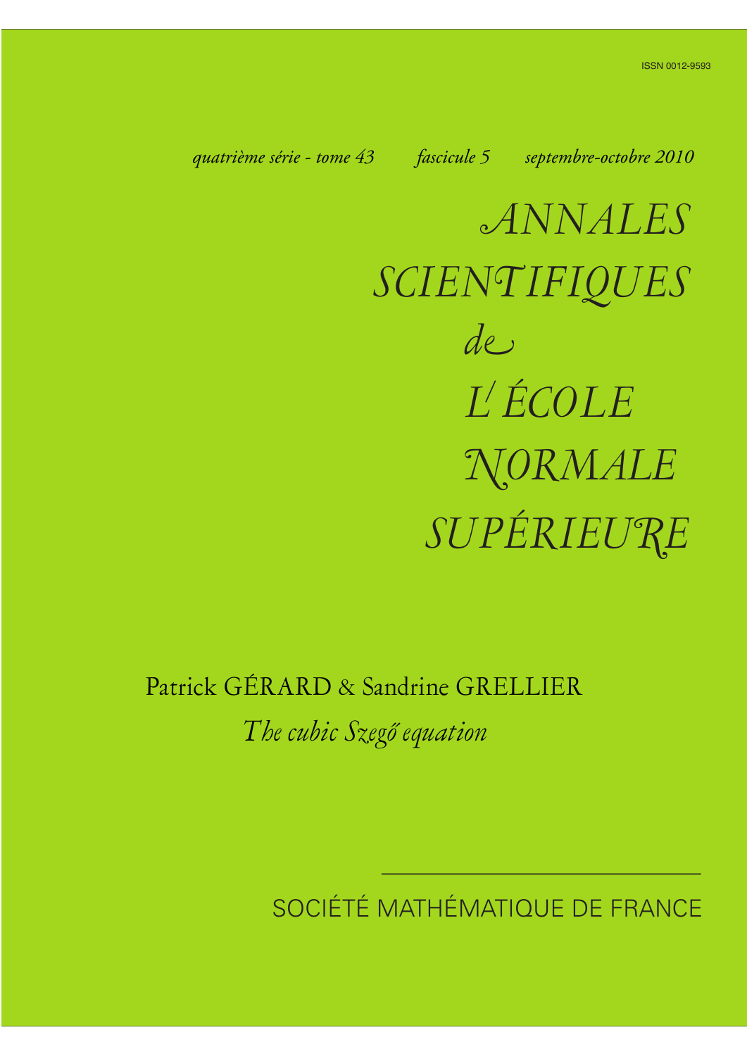ISSN 0012-9593

*quatrième série - tome 43 fascicule 5 septembre-octobre 2010*

# *ANNALES SCIENTIFIQUES de L'ÉCOLE NORMALE SUPÉRIEURE*

Patrick GÉRARD & Sandrine GRELLIER

*The cubic Szegő equation*

SOCIÉTÉ MATHÉMATIQUE DE FRANCE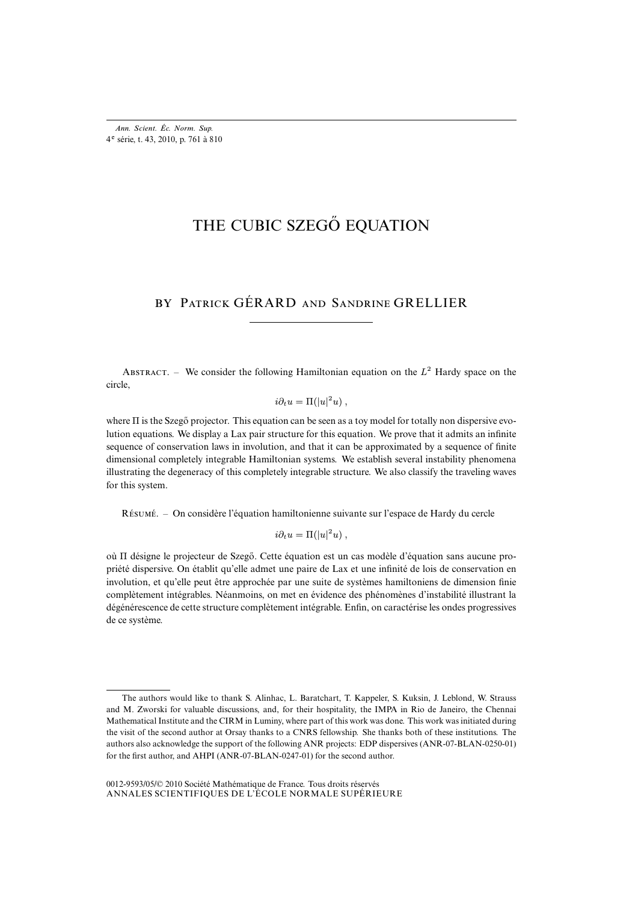# THE CUBIC SZEGŐ EQUATION

BY PATRICK GÉRARD AND SANDRINE GRELLIER

---

ABSTRACT. – We consider the following Hamiltonian equation on the $L^2$ Hardy space on the circle,

$$i\partial_t u = \Pi(|u|^2 u) ,$$

where $\Pi$ is the Szegő projector. This equation can be seen as a toy model for totally non dispersive evolution equations. We display a Lax pair structure for this equation. We prove that it admits an infinite sequence of conservation laws in involution, and that it can be approximated by a sequence of finite dimensional completely integrable Hamiltonian systems. We establish several instability phenomena illustrating the degeneracy of this completely integrable structure. We also classify the traveling waves for this system.

RÉSUMÉ. – On considère l'équation hamiltonienne suivante sur l'espace de Hardy du cercle

$$i\partial_t u = \Pi(|u|^2 u) ,$$

où $\Pi$ désigne le projecteur de Szegő. Cette équation est un cas modèle d'équation sans aucune propriété dispersive. On établit qu'elle admet une paire de Lax et une infinité de lois de conservation en involution, et qu'elle peut être approchée par une suite de systèmes hamiltoniens de dimension finie complètement intégrables. Néanmoins, on met en évidence des phénomènes d'instabilité illustrant la dégénérescence de cette structure complètement intégrable. Enfin, on caractérise les ondes progressives de ce système.

---

The authors would like to thank S. Alinhac, L. Baratchart, T. Kappeler, S. Kuksin, J. Leblond, W. Strauss and M. Zworski for valuable discussions, and, for their hospitality, the IMPA in Rio de Janeiro, the Chennai Mathematical Institute and the CIRM in Luminy, where part of this work was done. This work was initiated during the visit of the second author at Orsay thanks to a CNRS fellowship. She thanks both of these institutions. The authors also acknowledge the support of the following ANR projects: EDP dispersives (ANR-07-BLAN-0250-01) for the first author, and AHPI (ANR-07-BLAN-0247-01) for the second author.

0012-9593/05/© 2010 Société Mathématique de France. Tous droits réservés
ANNALES SCIENTIFIQUES DE L'ÉCOLE NORMALE SUPÉRIEURE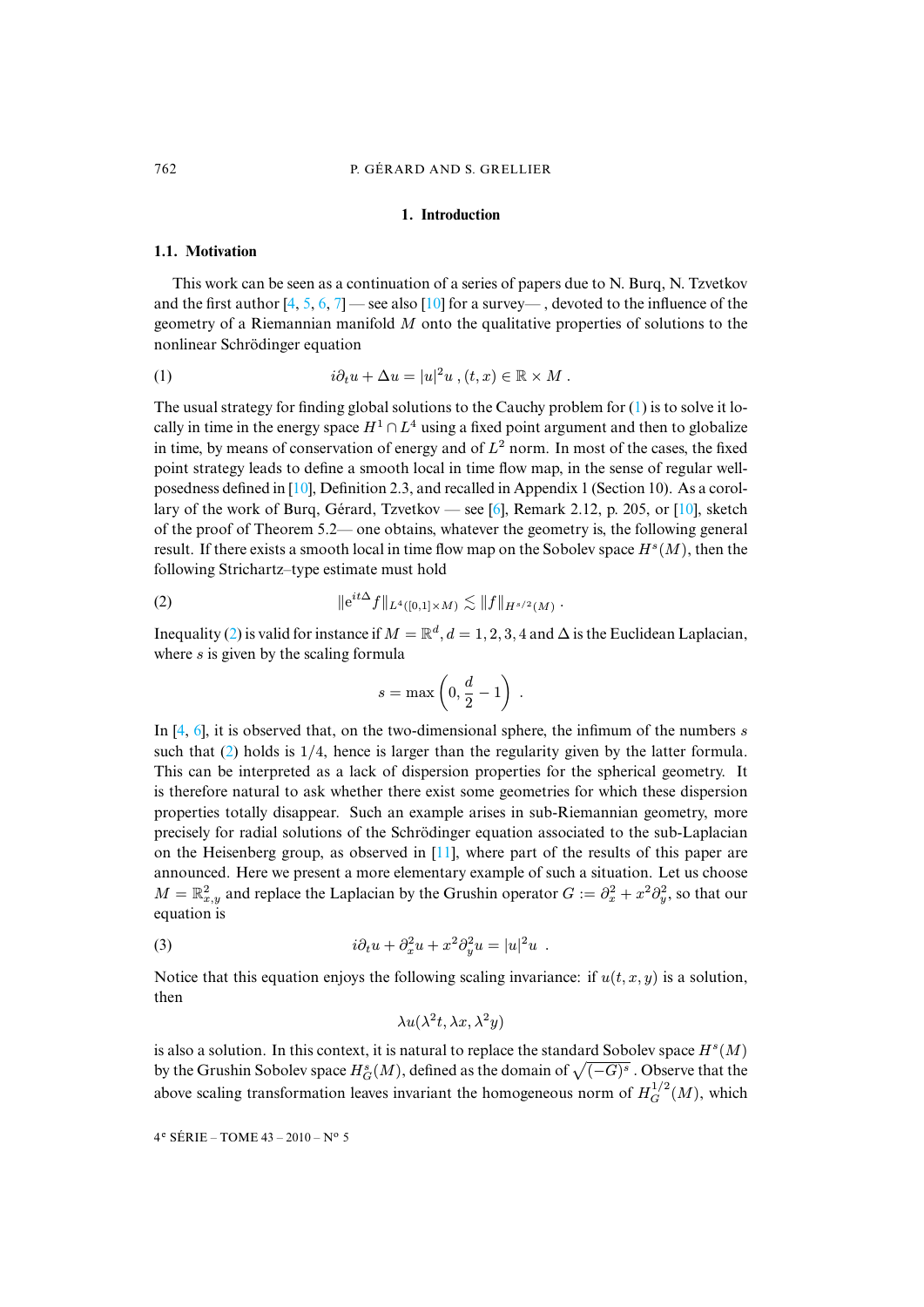## 1. Introduction

### 1.1. Motivation

This work can be seen as a continuation of a series of papers due to N. Burq, N. Tzvetkov and the first author [4, 5, 6, 7] — see also [10] for a survey— , devoted to the influence of the geometry of a Riemannian manifold $M$ onto the qualitative properties of solutions to the nonlinear Schrödinger equation

$$i\partial_t u + \Delta u = |u|^2 u \ , (t,x) \in \mathbb{R} \times M \ . \tag{1}$$

The usual strategy for finding global solutions to the Cauchy problem for (1) is to solve it locally in time in the energy space $H^1 \cap L^4$ using a fixed point argument and then to globalize in time, by means of conservation of energy and of $L^2$ norm. In most of the cases, the fixed point strategy leads to define a smooth local in time flow map, in the sense of regular well-posedness defined in [10], Definition 2.3, and recalled in Appendix 1 (Section 10). As a corollary of the work of Burq, Gérard, Tzvetkov — see [6], Remark 2.12, p. 205, or [10], sketch of the proof of Theorem 5.2— one obtains, whatever the geometry is, the following general result. If there exists a smooth local in time flow map on the Sobolev space $H^s(M)$, then the following Strichartz–type estimate must hold

$$\|e^{it\Delta} f\|_{L^4([0,1]\times M)} \lesssim \|f\|_{H^{s/2}(M)} \ . \tag{2}$$

Inequality (2) is valid for instance if $M = \mathbb{R}^d, d = 1,2,3,4$ and $\Delta$ is the Euclidean Laplacian, where $s$ is given by the scaling formula

$$s = \max\left(0, \frac{d}{2} - 1\right) \ .$$

In [4, 6], it is observed that, on the two-dimensional sphere, the infimum of the numbers $s$ such that (2) holds is $1/4$, hence is larger than the regularity given by the latter formula. This can be interpreted as a lack of dispersion properties for the spherical geometry. It is therefore natural to ask whether there exist some geometries for which these dispersion properties totally disappear. Such an example arises in sub-Riemannian geometry, more precisely for radial solutions of the Schrödinger equation associated to the sub-Laplacian on the Heisenberg group, as observed in [11], where part of the results of this paper are announced. Here we present a more elementary example of such a situation. Let us choose $M = \mathbb{R}^2_{x,y}$ and replace the Laplacian by the Grushin operator $G := \partial_x^2 + x^2\partial_y^2$, so that our equation is

$$i\partial_t u + \partial_x^2 u + x^2 \partial_y^2 u = |u|^2 u \ . \tag{3}$$

Notice that this equation enjoys the following scaling invariance: if $u(t,x,y)$ is a solution, then

$$\lambda u(\lambda^2 t, \lambda x, \lambda^2 y)$$

is also a solution. In this context, it is natural to replace the standard Sobolev space $H^s(M)$ by the Grushin Sobolev space $H^s_G(M)$, defined as the domain of $\sqrt{(-G)^s}$ . Observe that the above scaling transformation leaves invariant the homogeneous norm of $H^{1/2}_G(M)$, which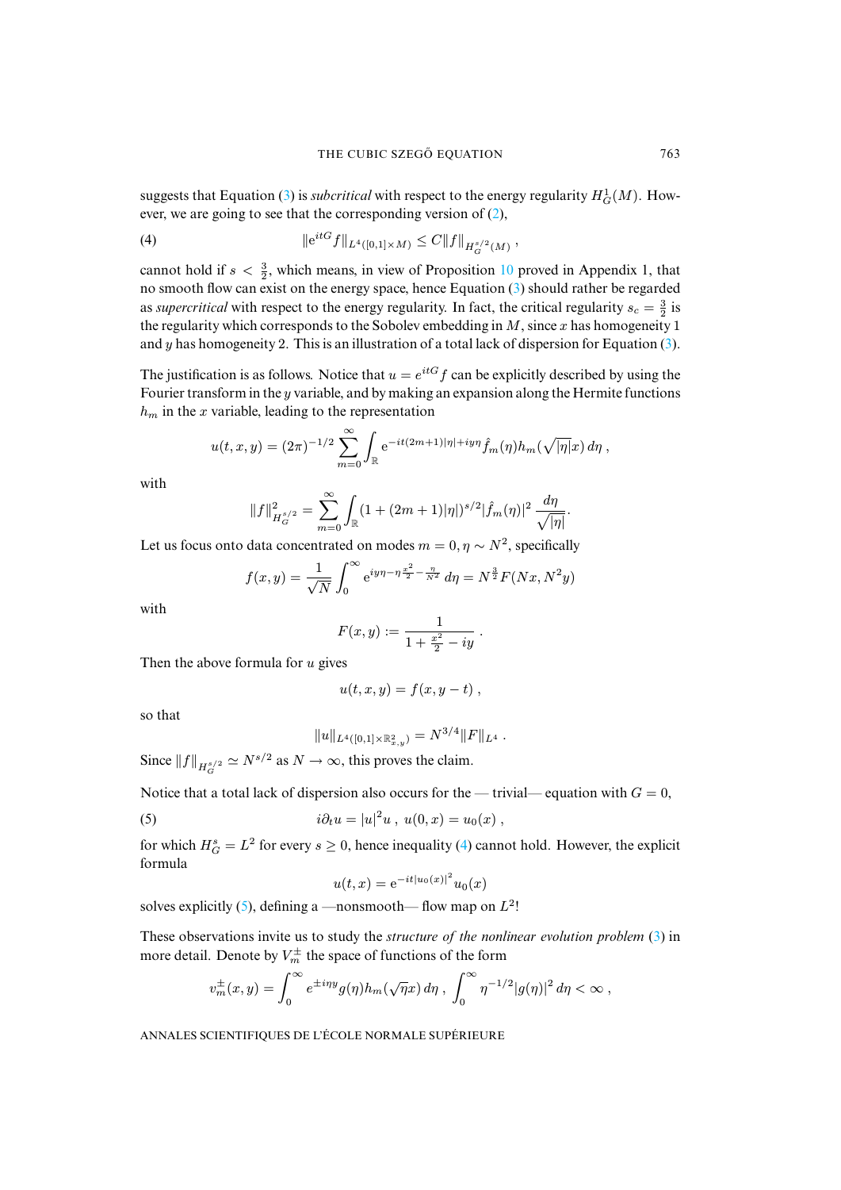suggests that Equation (3) is *subcritical* with respect to the energy regularity $H^1_G(M)$. However, we are going to see that the corresponding version of (2),

$$\|\mathrm{e}^{itG} f\|_{L^4([0,1]\times M)} \le C \|f\|_{H_G^{s/2}(M)} , \tag{4}$$

cannot hold if $s < \frac{3}{2}$, which means, in view of Proposition 10 proved in Appendix 1, that no smooth flow can exist on the energy space, hence Equation (3) should rather be regarded as *supercritical* with respect to the energy regularity. In fact, the critical regularity $s_c = \frac{3}{2}$ is the regularity which corresponds to the Sobolev embedding in $M$, since $x$ has homogeneity 1 and $y$ has homogeneity 2. This is an illustration of a total lack of dispersion for Equation (3).

The justification is as follows. Notice that $u = e^{itG} f$ can be explicitly described by using the Fourier transform in the $y$ variable, and by making an expansion along the Hermite functions $h_m$ in the $x$ variable, leading to the representation

$$u(t, x, y) = (2\pi)^{-1/2} \sum_{m=0}^{\infty} \int_{\mathbb{R}} \mathrm{e}^{-it(2m+1)|\eta| + iy\eta} \hat{f}_m(\eta) h_m(\sqrt{|\eta|}x)\, d\eta ,$$

with

$$\|f\|^2_{H_G^{s/2}} = \sum_{m=0}^{\infty} \int_{\mathbb{R}} (1 + (2m+1)|\eta|)^{s/2} |\hat{f}_m(\eta)|^2 \frac{d\eta}{\sqrt{|\eta|}}.$$

Let us focus onto data concentrated on modes $m = 0, \eta \sim N^2$, specifically

$$f(x, y) = \frac{1}{\sqrt{N}} \int_0^{\infty} \mathrm{e}^{iy\eta - \eta \frac{x^2}{2} - \frac{\eta}{N^2}}\, d\eta = N^{\frac{3}{2}} F(Nx, N^2 y)$$

with

$$F(x, y) := \frac{1}{1 + \frac{x^2}{2} - iy} .$$

Then the above formula for $u$ gives

$$u(t, x, y) = f(x, y - t) ,$$

so that

$$\|u\|_{L^4([0,1]\times \mathbb{R}^2_{x,y})} = N^{3/4} \|F\|_{L^4} .$$

Since $\|f\|_{H_G^{s/2}} \simeq N^{s/2}$ as $N \to \infty$, this proves the claim.

Notice that a total lack of dispersion also occurs for the — trivial— equation with $G = 0$,

$$i\partial_t u = |u|^2 u \ , \ u(0, x) = u_0(x) , \tag{5}$$

for which $H^s_G = L^2$ for every $s \ge 0$, hence inequality (4) cannot hold. However, the explicit formula

$$u(t, x) = \mathrm{e}^{-it|u_0(x)|^2} u_0(x)$$

solves explicitly (5), defining a —nonsmooth— flow map on $L^2$!

These observations invite us to study the *structure of the nonlinear evolution problem* (3) in more detail. Denote by $V^{\pm}_m$ the space of functions of the form

$$v^{\pm}_m(x, y) = \int_0^{\infty} e^{\pm i\eta y} g(\eta) h_m(\sqrt{\eta}x)\, d\eta \ , \ \int_0^{\infty} \eta^{-1/2} |g(\eta)|^2\, d\eta < \infty ,$$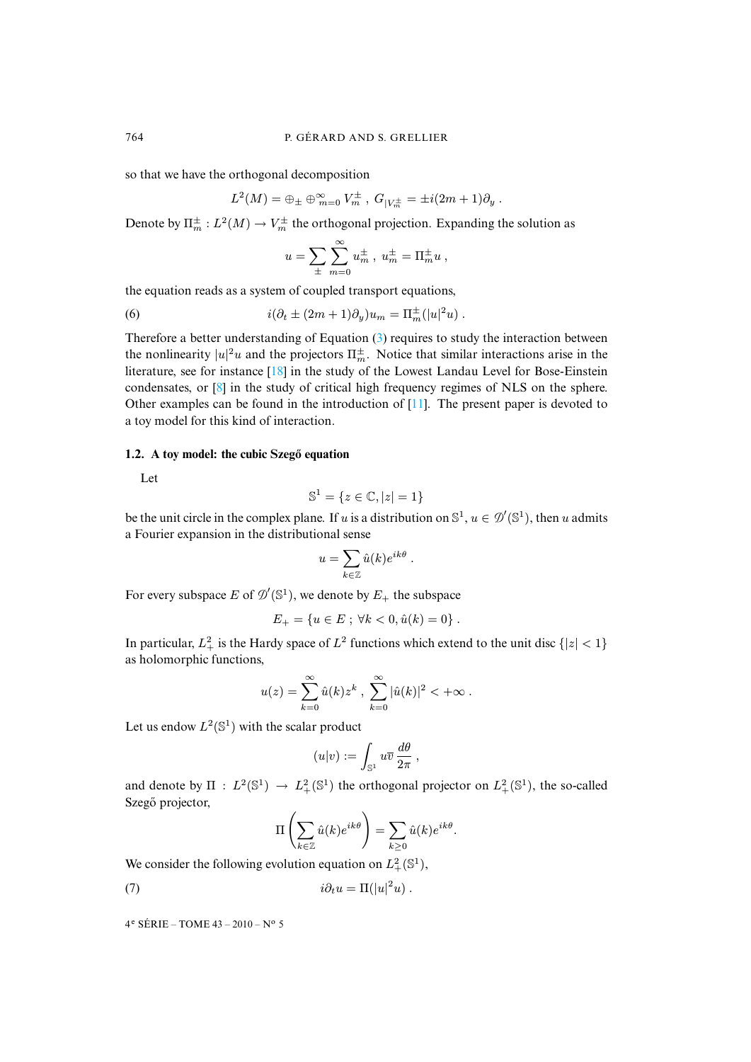so that we have the orthogonal decomposition

$$L^2(M) = \oplus_\pm \oplus_{m=0}^\infty V_m^\pm \ , \ G_{|V_m^\pm} = \pm i(2m+1)\partial_y \ .$$

Denote by $\Pi_m^\pm : L^2(M) \to V_m^\pm$ the orthogonal projection. Expanding the solution as

$$u = \sum_\pm \sum_{m=0}^\infty u_m^\pm \ , \ u_m^\pm = \Pi_m^\pm u \ ,$$

the equation reads as a system of coupled transport equations,

$$i(\partial_t \pm (2m+1)\partial_y)u_m = \Pi_m^\pm(|u|^2 u) \ . \tag{6}$$

Therefore a better understanding of Equation (3) requires to study the interaction between the nonlinearity $|u|^2u$ and the projectors $\Pi_m^\pm$. Notice that similar interactions arise in the literature, see for instance [18] in the study of the Lowest Landau Level for Bose-Einstein condensates, or [8] in the study of critical high frequency regimes of NLS on the sphere. Other examples can be found in the introduction of [11]. The present paper is devoted to a toy model for this kind of interaction.

### 1.2. A toy model: the cubic Szegő equation

Let

$$\mathbb{S}^1 = \{z \in \mathbb{C}, |z| = 1\}$$

be the unit circle in the complex plane. If $u$ is a distribution on $\mathbb{S}^1$, $u \in \mathscr{D}'(\mathbb{S}^1)$, then $u$ admits a Fourier expansion in the distributional sense

$$u = \sum_{k\in\mathbb{Z}} \hat{u}(k) e^{ik\theta} \ .$$

For every subspace $E$ of $\mathscr{D}'(\mathbb{S}^1)$, we denote by $E_+$ the subspace

$$E_+ = \{u \in E \ ; \ \forall k < 0, \hat{u}(k) = 0\} \ .$$

In particular, $L^2_+$ is the Hardy space of $L^2$ functions which extend to the unit disc $\{|z| < 1\}$ as holomorphic functions,

$$u(z) = \sum_{k=0}^\infty \hat{u}(k) z^k \ , \ \sum_{k=0}^\infty |\hat{u}(k)|^2 < +\infty \ .$$

Let us endow $L^2(\mathbb{S}^1)$ with the scalar product

$$(u|v) := \int_{\mathbb{S}^1} u\overline{v} \, \frac{d\theta}{2\pi} \ ,$$

and denote by $\Pi : L^2(\mathbb{S}^1) \to L^2_+(\mathbb{S}^1)$ the orthogonal projector on $L^2_+(\mathbb{S}^1)$, the so-called Szegő projector,

$$\Pi\left(\sum_{k\in\mathbb{Z}} \hat{u}(k) e^{ik\theta}\right) = \sum_{k\geq 0} \hat{u}(k) e^{ik\theta}.$$

We consider the following evolution equation on $L^2_+(\mathbb{S}^1)$,

$$i\partial_t u = \Pi(|u|^2 u) \ . \tag{7}$$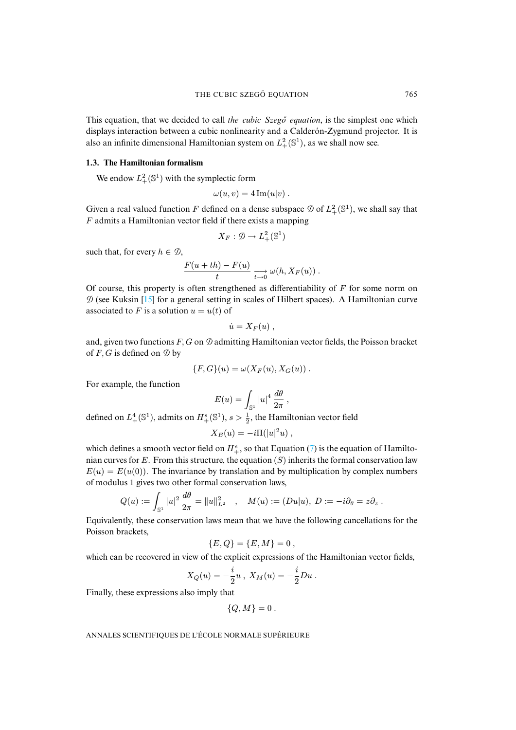This equation, that we decided to call *the cubic Szegő equation*, is the simplest one which displays interaction between a cubic nonlinearity and a Calderón-Zygmund projector. It is also an infinite dimensional Hamiltonian system on $L^2_+(\mathbb{S}^1)$, as we shall now see.

### 1.3. The Hamiltonian formalism

We endow $L^2_+(\mathbb{S}^1)$ with the symplectic form

$$\omega(u,v) = 4\,\mathrm{Im}(u|v)\ .$$

Given a real valued function $F$ defined on a dense subspace $\mathcal{D}$ of $L^2_+(\mathbb{S}^1)$, we shall say that $F$ admits a Hamiltonian vector field if there exists a mapping

$$X_F : \mathcal{D} \to L^2_+(\mathbb{S}^1)$$

such that, for every $h \in \mathcal{D}$,

$$\frac{F(u+th)-F(u)}{t} \underset{t\to 0}{\longrightarrow} \omega(h, X_F(u))\ .$$

Of course, this property is often strengthened as differentiability of $F$ for some norm on $\mathcal{D}$ (see Kuksin [15] for a general setting in scales of Hilbert spaces). A Hamiltonian curve associated to $F$ is a solution $u = u(t)$ of

$$\dot{u} = X_F(u)\ ,$$

and, given two functions $F, G$ on $\mathcal{D}$ admitting Hamiltonian vector fields, the Poisson bracket of $F, G$ is defined on $\mathcal{D}$ by

$$\{F, G\}(u) = \omega(X_F(u), X_G(u))\ .$$

For example, the function

$$E(u) = \int_{\mathbb{S}^1} |u|^4\, \frac{d\theta}{2\pi}\ ,$$

defined on $L^4_+(\mathbb{S}^1)$, admits on $H^s_+(\mathbb{S}^1)$, $s > \frac{1}{2}$, the Hamiltonian vector field

$$X_E(u) = -i\Pi(|u|^2 u)\ ,$$

which defines a smooth vector field on $H^s_+$, so that Equation (7) is the equation of Hamiltonian curves for $E$. From this structure, the equation $(S)$ inherits the formal conservation law $E(u) = E(u(0))$. The invariance by translation and by multiplication by complex numbers of modulus 1 gives two other formal conservation laws,

$$Q(u) := \int_{\mathbb{S}^1} |u|^2\, \frac{d\theta}{2\pi} = \|u\|^2_{L^2} \quad , \quad M(u) := (Du|u),\ D := -i\partial_\theta = z\partial_z\ .$$

Equivalently, these conservation laws mean that we have the following cancellations for the Poisson brackets,

$$\{E, Q\} = \{E, M\} = 0\ ,$$

which can be recovered in view of the explicit expressions of the Hamiltonian vector fields,

$$X_Q(u) = -\frac{i}{2}u\ ,\ X_M(u) = -\frac{i}{2}Du\ .$$

Finally, these expressions also imply that

$$\{Q, M\} = 0\ .$$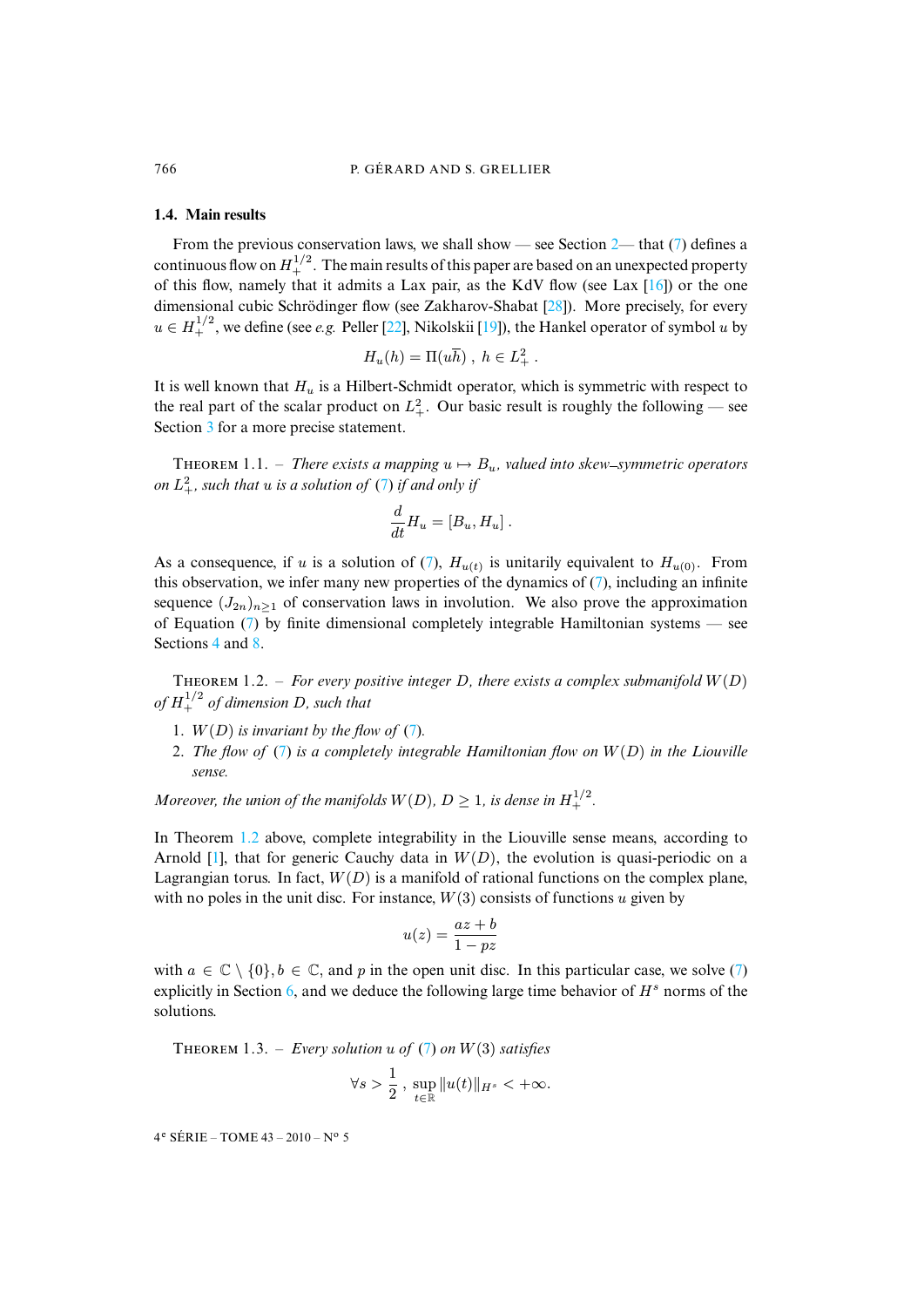### 1.4. Main results

From the previous conservation laws, we shall show — see Section 2— that (7) defines a continuous flow on $H^{1/2}_+$. The main results of this paper are based on an unexpected property of this flow, namely that it admits a Lax pair, as the KdV flow (see Lax [16]) or the one dimensional cubic Schrödinger flow (see Zakharov-Shabat [28]). More precisely, for every $u \in H^{1/2}_+$, we define (see *e.g.* Peller [22], Nikolskii [19]), the Hankel operator of symbol $u$ by

$$H_u(h) = \Pi(u\overline{h}) \ , \ h \in L^2_+ \ .$$

It is well known that $H_u$ is a Hilbert-Schmidt operator, which is symmetric with respect to the real part of the scalar product on $L^2_+$. Our basic result is roughly the following — see Section 3 for a more precise statement.

THEOREM 1.1. – *There exists a mapping $u \mapsto B_u$, valued into skew–symmetric operators on $L^2_+$, such that $u$ is a solution of (7) if and only if*

$$\frac{d}{dt}H_u = [B_u, H_u] \ .$$

As a consequence, if $u$ is a solution of (7), $H_{u(t)}$ is unitarily equivalent to $H_{u(0)}$. From this observation, we infer many new properties of the dynamics of (7), including an infinite sequence $(J_{2n})_{n\geq 1}$ of conservation laws in involution. We also prove the approximation of Equation (7) by finite dimensional completely integrable Hamiltonian systems — see Sections 4 and 8.

THEOREM 1.2. – *For every positive integer $D$, there exists a complex submanifold $W(D)$ of $H^{1/2}_+$ of dimension $D$, such that*

1. *$W(D)$ is invariant by the flow of (7).*
2. *The flow of (7) is a completely integrable Hamiltonian flow on $W(D)$ in the Liouville sense.*

*Moreover, the union of the manifolds $W(D)$, $D \geq 1$, is dense in $H^{1/2}_+$.*

In Theorem 1.2 above, complete integrability in the Liouville sense means, according to Arnold [1], that for generic Cauchy data in $W(D)$, the evolution is quasi-periodic on a Lagrangian torus. In fact, $W(D)$ is a manifold of rational functions on the complex plane, with no poles in the unit disc. For instance, $W(3)$ consists of functions $u$ given by

$$u(z) = \frac{az + b}{1 - pz}$$

with $a \in \mathbb{C} \setminus \{0\}, b \in \mathbb{C}$, and $p$ in the open unit disc. In this particular case, we solve (7) explicitly in Section 6, and we deduce the following large time behavior of $H^s$ norms of the solutions.

THEOREM 1.3. – *Every solution $u$ of (7) on $W(3)$ satisfies*

$$\forall s > \frac{1}{2} \ , \ \sup_{t\in\mathbb{R}} \|u(t)\|_{H^s} < +\infty.$$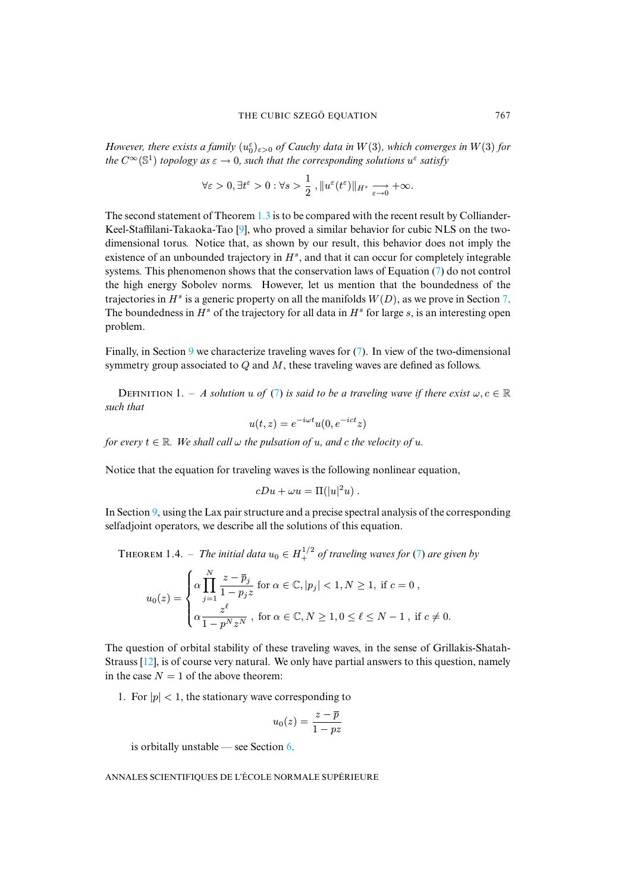*However, there exists a family $(u_0^\varepsilon)_{\varepsilon>0}$ of Cauchy data in $W(3)$, which converges in $W(3)$ for the $C^\infty(\mathbb{S}^1)$ topology as $\varepsilon \to 0$, such that the corresponding solutions $u^\varepsilon$ satisfy*

$$\forall \varepsilon > 0, \exists t^\varepsilon > 0 : \forall s > \frac{1}{2}\,, \|u^\varepsilon(t^\varepsilon)\|_{H^s} \underset{\varepsilon \to 0}{\longrightarrow} +\infty.$$

The second statement of Theorem 1.3 is to be compared with the recent result by Colliander-Keel-Staffilani-Takaoka-Tao [9], who proved a similar behavior for cubic NLS on the two-dimensional torus. Notice that, as shown by our result, this behavior does not imply the existence of an unbounded trajectory in $H^s$, and that it can occur for completely integrable systems. This phenomenon shows that the conservation laws of Equation (7) do not control the high energy Sobolev norms. However, let us mention that the boundedness of the trajectories in $H^s$ is a generic property on all the manifolds $W(D)$, as we prove in Section 7. The boundedness in $H^s$ of the trajectory for all data in $H^s$ for large $s$, is an interesting open problem.

Finally, in Section 9 we characterize traveling waves for (7). In view of the two-dimensional symmetry group associated to $Q$ and $M$, these traveling waves are defined as follows.

Definition 1. – *A solution $u$ of (7) is said to be a traveling wave if there exist $\omega, c \in \mathbb{R}$ such that*

$$u(t,z) = e^{-i\omega t} u(0, e^{-ict} z)$$

*for every $t \in \mathbb{R}$. We shall call $\omega$ the pulsation of $u$, and $c$ the velocity of $u$.*

Notice that the equation for traveling waves is the following nonlinear equation,

$$cDu + \omega u = \Pi(|u|^2 u)\ .$$

In Section 9, using the Lax pair structure and a precise spectral analysis of the corresponding selfadjoint operators, we describe all the solutions of this equation.

Theorem 1.4. – *The initial data $u_0 \in H^{1/2}_+$ of traveling waves for (7) are given by*

$$u_0(z) = \begin{cases} \alpha \displaystyle\prod_{j=1}^{N} \frac{z - \overline{p}_j}{1 - p_j z} \text{ for } \alpha \in \mathbb{C}, |p_j| < 1, N \geq 1, \text{ if } c = 0\ , \\ \alpha \dfrac{z^\ell}{1 - p^N z^N}\ , \text{ for } \alpha \in \mathbb{C}, N \geq 1, 0 \leq \ell \leq N-1\ , \text{ if } c \neq 0. \end{cases}$$

The question of orbital stability of these traveling waves, in the sense of Grillakis-Shatah-Strauss [12], is of course very natural. We only have partial answers to this question, namely in the case $N = 1$ of the above theorem:

1. For $|p| < 1$, the stationary wave corresponding to

$$u_0(z) = \frac{z - \overline{p}}{1 - pz}$$

is orbitally unstable — see Section 6.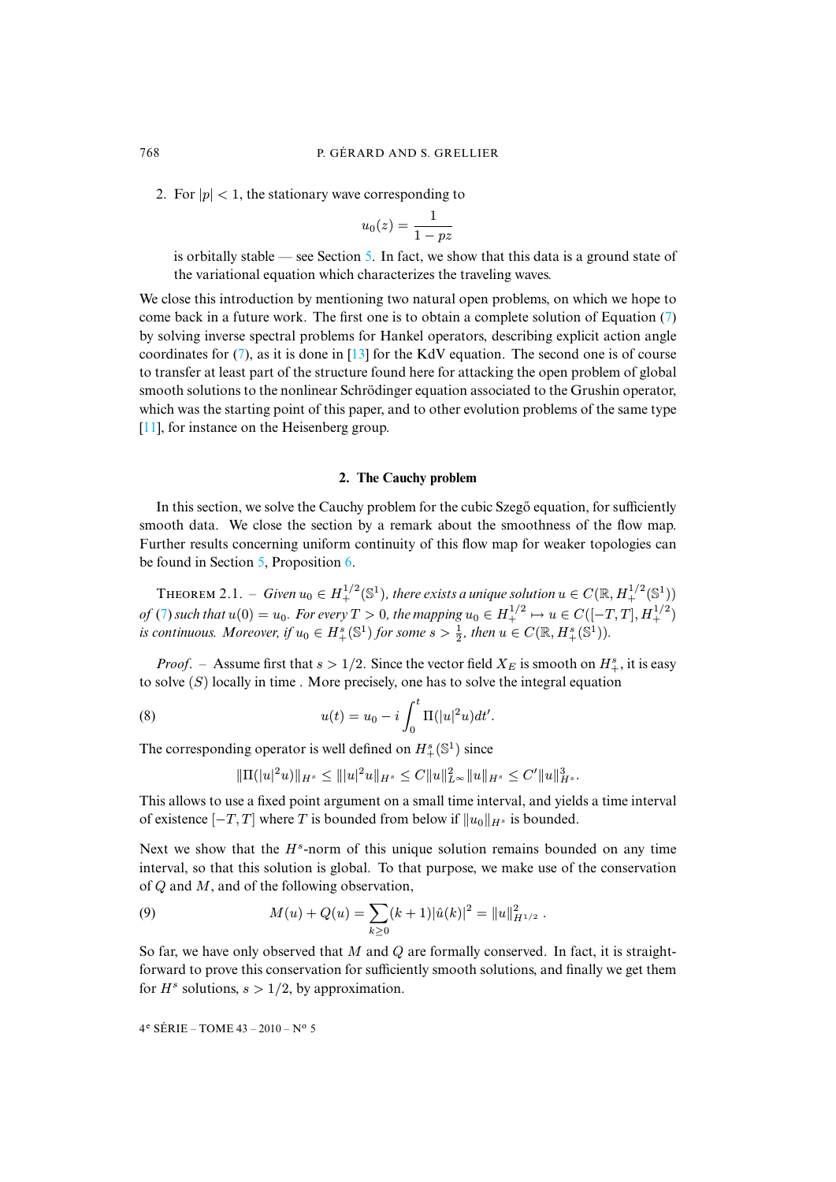2. For $|p| < 1$, the stationary wave corresponding to

$$u_0(z) = \frac{1}{1 - pz}$$

is orbitally stable — see Section 5. In fact, we show that this data is a ground state of the variational equation which characterizes the traveling waves.

We close this introduction by mentioning two natural open problems, on which we hope to come back in a future work. The first one is to obtain a complete solution of Equation (7) by solving inverse spectral problems for Hankel operators, describing explicit action angle coordinates for (7), as it is done in [13] for the KdV equation. The second one is of course to transfer at least part of the structure found here for attacking the open problem of global smooth solutions to the nonlinear Schrödinger equation associated to the Grushin operator, which was the starting point of this paper, and to other evolution problems of the same type [11], for instance on the Heisenberg group.

## 2. The Cauchy problem

In this section, we solve the Cauchy problem for the cubic Szegő equation, for sufficiently smooth data. We close the section by a remark about the smoothness of the flow map. Further results concerning uniform continuity of this flow map for weaker topologies can be found in Section 5, Proposition 6.

Theorem 2.1. – *Given $u_0 \in H^{1/2}_+(\mathbb{S}^1)$, there exists a unique solution $u \in C(\mathbb{R}, H^{1/2}_+(\mathbb{S}^1))$ of (7) such that $u(0) = u_0$. For every $T > 0$, the mapping $u_0 \in H^{1/2}_+ \mapsto u \in C([-T, T], H^{1/2}_+)$ is continuous. Moreover, if $u_0 \in H^s_+(\mathbb{S}^1)$ for some $s > \frac{1}{2}$, then $u \in C(\mathbb{R}, H^s_+(\mathbb{S}^1))$.*

*Proof.* – Assume first that $s > 1/2$. Since the vector field $X_E$ is smooth on $H^s_+$, it is easy to solve $(S)$ locally in time . More precisely, one has to solve the integral equation

$$u(t) = u_0 - i \int_0^t \Pi(|u|^2 u) dt'. \tag{8}$$

The corresponding operator is well defined on $H^s_+(\mathbb{S}^1)$ since

$$\|\Pi(|u|^2 u)\|_{H^s} \leq \||u|^2 u\|_{H^s} \leq C \|u\|^2_{L^\infty} \|u\|_{H^s} \leq C' \|u\|^3_{H^s}.$$

This allows to use a fixed point argument on a small time interval, and yields a time interval of existence $[-T, T]$ where $T$ is bounded from below if $\|u_0\|_{H^s}$ is bounded.

Next we show that the $H^s$-norm of this unique solution remains bounded on any time interval, so that this solution is global. To that purpose, we make use of the conservation of $Q$ and $M$, and of the following observation,

$$M(u) + Q(u) = \sum_{k \geq 0} (k+1) |\hat{u}(k)|^2 = \|u\|^2_{H^{1/2}}. \tag{9}$$

So far, we have only observed that $M$ and $Q$ are formally conserved. In fact, it is straightforward to prove this conservation for sufficiently smooth solutions, and finally we get them for $H^s$ solutions, $s > 1/2$, by approximation.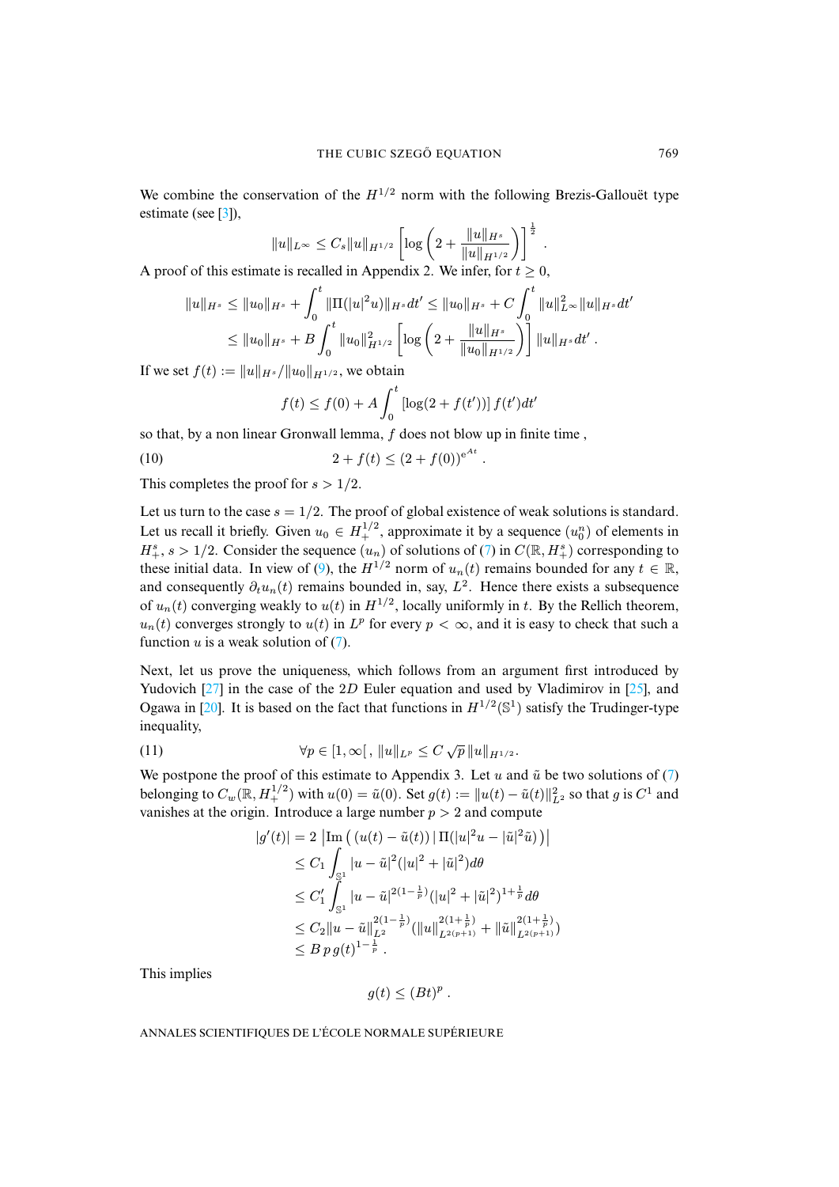We combine the conservation of the $H^{1/2}$ norm with the following Brezis-Gallouët type estimate (see [3]),

$$\|u\|_{L^\infty} \le C_s \|u\|_{H^{1/2}} \left[\log\left(2 + \frac{\|u\|_{H^s}}{\|u\|_{H^{1/2}}}\right)\right]^{\frac{1}{2}} .$$

A proof of this estimate is recalled in Appendix 2. We infer, for $t \ge 0$,

$$\begin{aligned}
\|u\|_{H^s} &\le \|u_0\|_{H^s} + \int_0^t \|\Pi(|u|^2 u)\|_{H^s} dt' \le \|u_0\|_{H^s} + C\int_0^t \|u\|_{L^\infty}^2 \|u\|_{H^s} dt' \\
&\le \|u_0\|_{H^s} + B\int_0^t \|u_0\|_{H^{1/2}}^2 \left[\log\left(2 + \frac{\|u\|_{H^s}}{\|u_0\|_{H^{1/2}}}\right)\right] \|u\|_{H^s} dt' .
\end{aligned}$$

If we set $f(t) := \|u\|_{H^s}/\|u_0\|_{H^{1/2}}$, we obtain

$$f(t) \le f(0) + A\int_0^t \left[\log(2 + f(t'))\right] f(t') dt'$$

so that, by a non linear Gronwall lemma, $f$ does not blow up in finite time ,

$$2 + f(t) \le (2 + f(0))^{e^{At}} . \tag{10}$$

This completes the proof for $s > 1/2$.

Let us turn to the case $s = 1/2$. The proof of global existence of weak solutions is standard. Let us recall it briefly. Given $u_0 \in H^{1/2}_+$, approximate it by a sequence $(u_0^n)$ of elements in $H^s_+$, $s > 1/2$. Consider the sequence $(u_n)$ of solutions of (7) in $C(\mathbb{R}, H^s_+)$ corresponding to these initial data. In view of (9), the $H^{1/2}$ norm of $u_n(t)$ remains bounded for any $t \in \mathbb{R}$, and consequently $\partial_t u_n(t)$ remains bounded in, say, $L^2$. Hence there exists a subsequence of $u_n(t)$ converging weakly to $u(t)$ in $H^{1/2}$, locally uniformly in $t$. By the Rellich theorem, $u_n(t)$ converges strongly to $u(t)$ in $L^p$ for every $p < \infty$, and it is easy to check that such a function $u$ is a weak solution of (7).

Next, let us prove the uniqueness, which follows from an argument first introduced by Yudovich [27] in the case of the $2D$ Euler equation and used by Vladimirov in [25], and Ogawa in [20]. It is based on the fact that functions in $H^{1/2}(\mathbb{S}^1)$ satisfy the Trudinger-type inequality,

$$\forall p \in [1, \infty[\, , \ \|u\|_{L^p} \le C\sqrt{p}\,\|u\|_{H^{1/2}} . \tag{11}$$

We postpone the proof of this estimate to Appendix 3. Let $u$ and $\tilde{u}$ be two solutions of (7) belonging to $C_w(\mathbb{R}, H^{1/2}_+)$ with $u(0) = \tilde{u}(0)$. Set $g(t) := \|u(t) - \tilde{u}(t)\|_{L^2}^2$ so that $g$ is $C^1$ and vanishes at the origin. Introduce a large number $p > 2$ and compute

$$\begin{aligned}
|g'(t)| &= 2\left|\mathrm{Im}\left( (u(t) - \tilde{u}(t)) \,|\, \Pi(|u|^2 u - |\tilde{u}|^2 \tilde{u}) \right)\right| \\
&\le C_1 \int_{\mathbb{S}^1} |u - \tilde{u}|^2 (|u|^2 + |\tilde{u}|^2) d\theta \\
&\le C_1' \int_{\mathbb{S}^1} |u - \tilde{u}|^{2(1-\frac{1}{p})} (|u|^2 + |\tilde{u}|^2)^{1+\frac{1}{p}} d\theta \\
&\le C_2 \|u - \tilde{u}\|_{L^2}^{2(1-\frac{1}{p})} (\|u\|_{L^{2(p+1)}}^{2(1+\frac{1}{p})} + \|\tilde{u}\|_{L^{2(p+1)}}^{2(1+\frac{1}{p})}) \\
&\le B\, p\, g(t)^{1-\frac{1}{p}} .
\end{aligned}$$

This implies

$$g(t) \le (Bt)^p .$$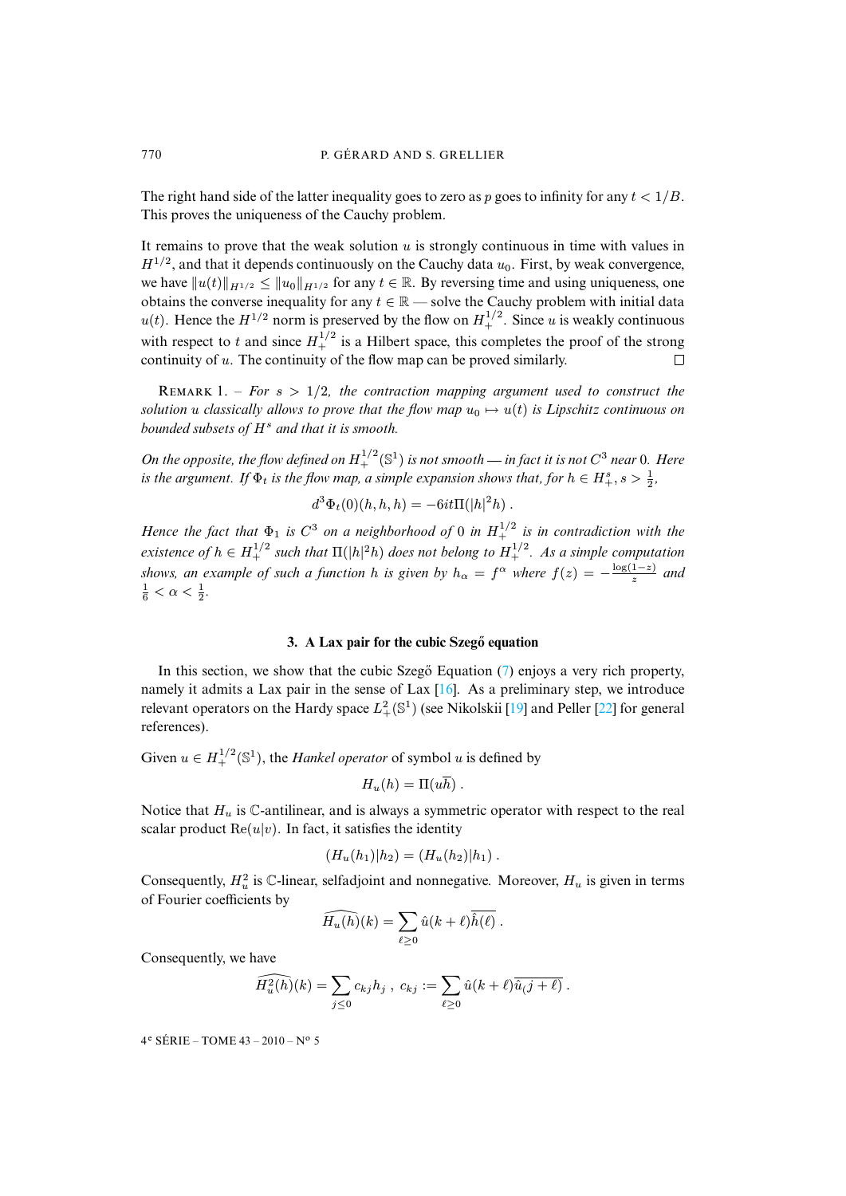The right hand side of the latter inequality goes to zero as $p$ goes to infinity for any $t < 1/B$. This proves the uniqueness of the Cauchy problem.

It remains to prove that the weak solution $u$ is strongly continuous in time with values in $H^{1/2}$, and that it depends continuously on the Cauchy data $u_0$. First, by weak convergence, we have $\|u(t)\|_{H^{1/2}} \leq \|u_0\|_{H^{1/2}}$ for any $t \in \mathbb{R}$. By reversing time and using uniqueness, one obtains the converse inequality for any $t \in \mathbb{R}$ — solve the Cauchy problem with initial data $u(t)$. Hence the $H^{1/2}$ norm is preserved by the flow on $H^{1/2}_+$. Since $u$ is weakly continuous with respect to $t$ and since $H^{1/2}_+$ is a Hilbert space, this completes the proof of the strong continuity of $u$. The continuity of the flow map can be proved similarly. □

REMARK 1. – *For $s > 1/2$, the contraction mapping argument used to construct the solution $u$ classically allows to prove that the flow map $u_0 \mapsto u(t)$ is Lipschitz continuous on bounded subsets of $H^s$ and that it is smooth.*

*On the opposite, the flow defined on $H^{1/2}_+(\mathbb{S}^1)$ is not smooth — in fact it is not $C^3$ near $0$. Here is the argument. If $\Phi_t$ is the flow map, a simple expansion shows that, for $h \in H^s_+, s > \frac{1}{2}$,*

$$d^3\Phi_t(0)(h,h,h) = -6it\Pi(|h|^2 h)\ .$$

*Hence the fact that $\Phi_1$ is $C^3$ on a neighborhood of $0$ in $H^{1/2}_+$ is in contradiction with the existence of $h \in H^{1/2}_+$ such that $\Pi(|h|^2 h)$ does not belong to $H^{1/2}_+$. As a simple computation shows, an example of such a function $h$ is given by $h_\alpha = f^\alpha$ where $f(z) = -\frac{\log(1-z)}{z}$ and $\frac{1}{6} < \alpha < \frac{1}{2}$.*

### 3. A Lax pair for the cubic Szegő equation

In this section, we show that the cubic Szegő Equation (7) enjoys a very rich property, namely it admits a Lax pair in the sense of Lax [16]. As a preliminary step, we introduce relevant operators on the Hardy space $L^2_+(\mathbb{S}^1)$ (see Nikolskii [19] and Peller [22] for general references).

Given $u \in H^{1/2}_+(\mathbb{S}^1)$, the *Hankel operator* of symbol $u$ is defined by

$$H_u(h) = \Pi(u\overline{h})\ .$$

Notice that $H_u$ is $\mathbb{C}$-antilinear, and is always a symmetric operator with respect to the real scalar product $\mathrm{Re}(u|v)$. In fact, it satisfies the identity

$$(H_u(h_1)|h_2) = (H_u(h_2)|h_1)\ .$$

Consequently, $H_u^2$ is $\mathbb{C}$-linear, selfadjoint and nonnegative. Moreover, $H_u$ is given in terms of Fourier coefficients by

$$\widehat{H_u(h)}(k) = \sum_{\ell \geq 0} \hat{u}(k+\ell)\overline{\hat{h}(\ell)}\ .$$

Consequently, we have

$$\widehat{H_u^2(h)}(k) = \sum_{j \leq 0} c_{kj} h_j\ ,\ c_{kj} := \sum_{\ell \geq 0} \hat{u}(k+\ell)\overline{\hat{u}_(j+\ell)}\ .$$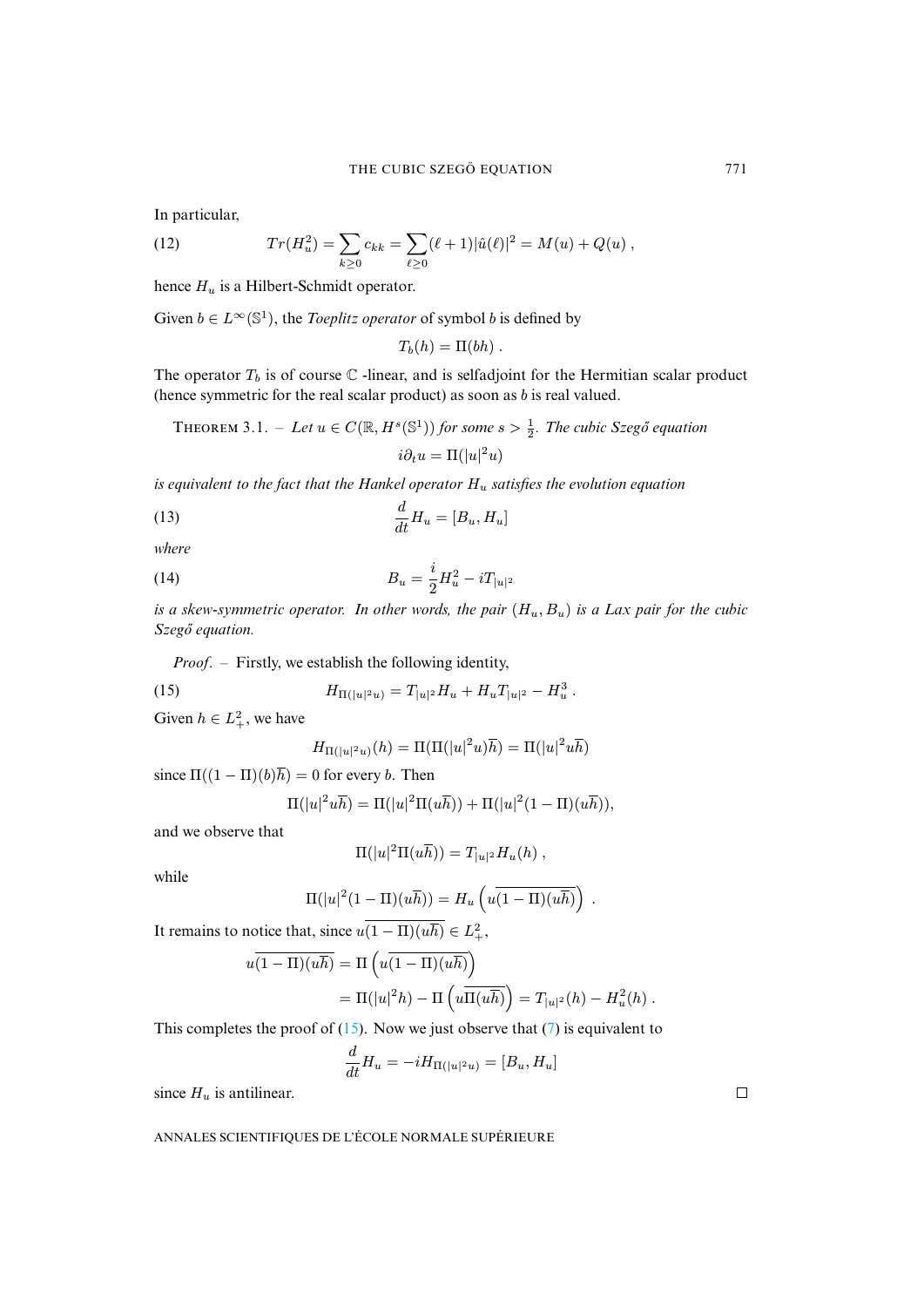In particular,

$$Tr(H_u^2) = \sum_{k\geq 0} c_{kk} = \sum_{\ell \geq 0} (\ell+1)|\hat{u}(\ell)|^2 = M(u) + Q(u) \, , \tag{12}$$

hence $H_u$ is a Hilbert-Schmidt operator.

Given $b \in L^\infty(\mathbb{S}^1)$, the *Toeplitz operator* of symbol $b$ is defined by

$$T_b(h) = \Pi(bh) \, .$$

The operator $T_b$ is of course $\mathbb{C}$ -linear, and is selfadjoint for the Hermitian scalar product (hence symmetric for the real scalar product) as soon as $b$ is real valued.

THEOREM 3.1. – *Let $u \in C(\mathbb{R}, H^s(\mathbb{S}^1))$ for some $s > \frac{1}{2}$. The cubic Szegő equation*

$$i\partial_t u = \Pi(|u|^2 u)$$

*is equivalent to the fact that the Hankel operator $H_u$ satisfies the evolution equation*

$$\frac{d}{dt} H_u = [B_u, H_u] \tag{13}$$

*where*

$$B_u = \frac{i}{2} H_u^2 - iT_{|u|^2} \tag{14}$$

*is a skew-symmetric operator. In other words, the pair $(H_u, B_u)$ is a Lax pair for the cubic Szegő equation.*

*Proof*. – Firstly, we establish the following identity,

$$H_{\Pi(|u|^2 u)} = T_{|u|^2} H_u + H_u T_{|u|^2} - H_u^3 \, . \tag{15}$$

Given $h \in L^2_+$, we have

$$H_{\Pi(|u|^2 u)}(h) = \Pi(\Pi(|u|^2 u)\overline{h}) = \Pi(|u|^2 u \overline{h})$$

since $\Pi((1-\Pi)(b)\overline{h}) = 0$ for every $b$. Then

$$\Pi(|u|^2 u\overline{h}) = \Pi(|u|^2 \Pi(u\overline{h})) + \Pi(|u|^2 (1-\Pi)(u\overline{h})),$$

and we observe that

$$\Pi(|u|^2 \Pi(u\overline{h})) = T_{|u|^2} H_u(h) \, ,$$

while

$$\Pi(|u|^2(1-\Pi)(u\overline{h})) = H_u\left(u\overline{(1-\Pi)(u\overline{h})}\right) \, .$$

It remains to notice that, since $u\overline{(1-\Pi)(u\overline{h})} \in L^2_+$,

$$\begin{aligned} u\overline{(1-\Pi)(u\overline{h})} &= \Pi\left(u\overline{(1-\Pi)(u\overline{h})}\right) \\ &= \Pi(|u|^2 h) - \Pi\left(u\overline{\Pi(u\overline{h})}\right) = T_{|u|^2}(h) - H_u^2(h) \, . \end{aligned}$$

This completes the proof of (15). Now we just observe that (7) is equivalent to

$$\frac{d}{dt} H_u = -iH_{\Pi(|u|^2 u)} = [B_u, H_u]$$

since $H_u$ is antilinear. $\square$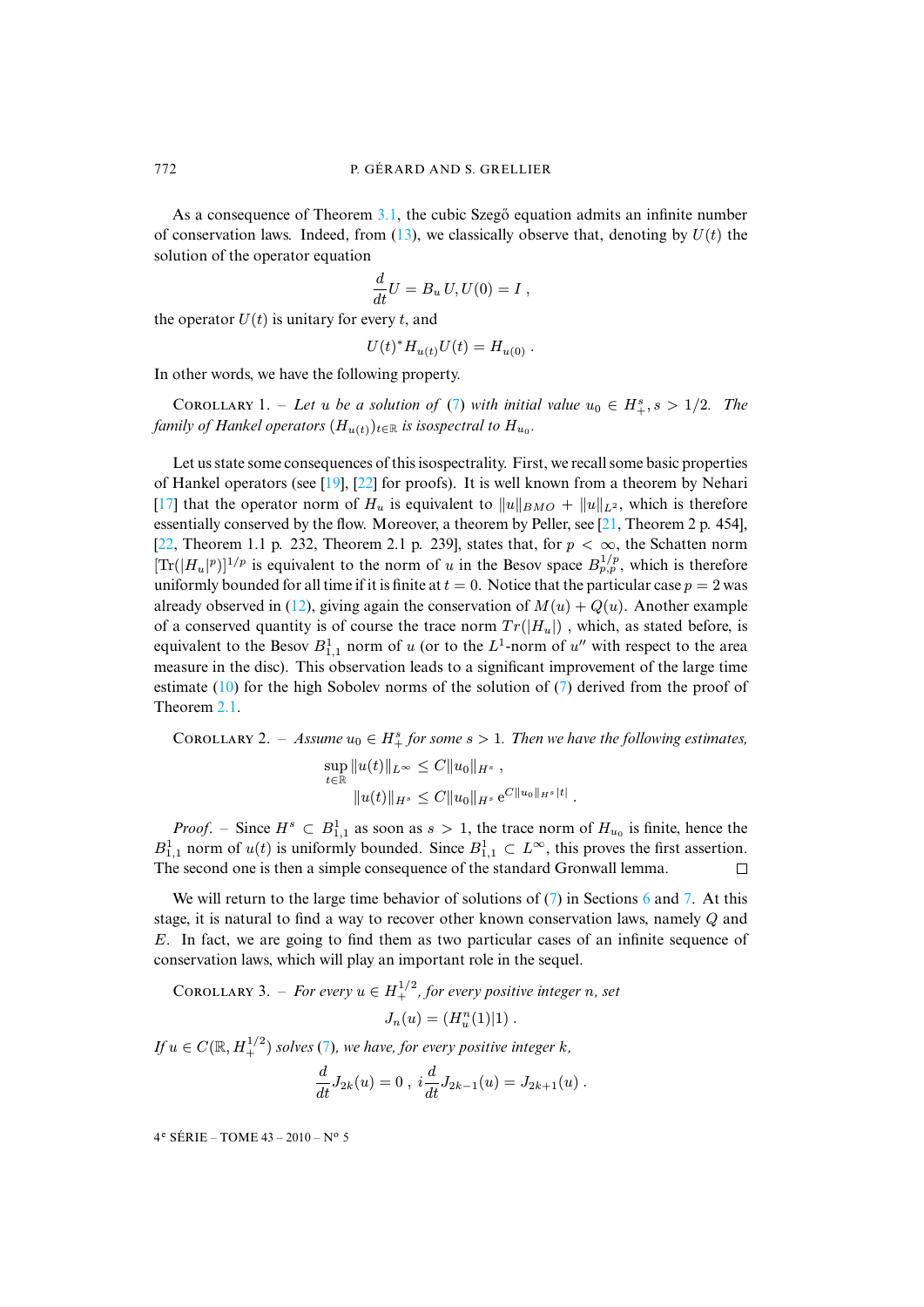As a consequence of Theorem 3.1, the cubic Szegő equation admits an infinite number of conservation laws. Indeed, from (13), we classically observe that, denoting by $U(t)$ the solution of the operator equation

$$\frac{d}{dt}U = B_u\, U, U(0) = I \ ,$$

the operator $U(t)$ is unitary for every $t$, and

$$U(t)^* H_{u(t)} U(t) = H_{u(0)} \ .$$

In other words, we have the following property.

Corollary 1. – *Let $u$ be a solution of (7) with initial value $u_0 \in H^s_+, s > 1/2$. The family of Hankel operators $(H_{u(t)})_{t\in\mathbb{R}}$ is isospectral to $H_{u_0}$.*

Let us state some consequences of this isospectrality. First, we recall some basic properties of Hankel operators (see [19], [22] for proofs). It is well known from a theorem by Nehari [17] that the operator norm of $H_u$ is equivalent to $\|u\|_{BMO} + \|u\|_{L^2}$, which is therefore essentially conserved by the flow. Moreover, a theorem by Peller, see [21, Theorem 2 p. 454], [22, Theorem 1.1 p. 232, Theorem 2.1 p. 239], states that, for $p < \infty$, the Schatten norm $[\mathrm{Tr}(|H_u|^p)]^{1/p}$ is equivalent to the norm of $u$ in the Besov space $B^{1/p}_{p,p}$, which is therefore uniformly bounded for all time if it is finite at $t = 0$. Notice that the particular case $p = 2$ was already observed in (12), giving again the conservation of $M(u) + Q(u)$. Another example of a conserved quantity is of course the trace norm $Tr(|H_u|)$ , which, as stated before, is equivalent to the Besov $B^1_{1,1}$ norm of $u$ (or to the $L^1$-norm of $u''$ with respect to the area measure in the disc). This observation leads to a significant improvement of the large time estimate (10) for the high Sobolev norms of the solution of (7) derived from the proof of Theorem 2.1.

Corollary 2. – *Assume $u_0 \in H^s_+$ for some $s > 1$. Then we have the following estimates,*

$$\sup_{t\in\mathbb{R}} \|u(t)\|_{L^\infty} \leq C\|u_0\|_{H^s} \ ,$$

$$\|u(t)\|_{H^s} \leq C\|u_0\|_{H^s}\, \mathrm{e}^{C\|u_0\|_{H^s}|t|} \ .$$

*Proof.* – Since $H^s \subset B^1_{1,1}$ as soon as $s > 1$, the trace norm of $H_{u_0}$ is finite, hence the $B^1_{1,1}$ norm of $u(t)$ is uniformly bounded. Since $B^1_{1,1} \subset L^\infty$, this proves the first assertion. The second one is then a simple consequence of the standard Gronwall lemma. □

We will return to the large time behavior of solutions of (7) in Sections 6 and 7. At this stage, it is natural to find a way to recover other known conservation laws, namely $Q$ and $E$. In fact, we are going to find them as two particular cases of an infinite sequence of conservation laws, which will play an important role in the sequel.

Corollary 3. – *For every $u \in H^{1/2}_+$, for every positive integer $n$, set*

$$J_n(u) = (H_u^n(1)|1) \ .$$

*If $u \in C(\mathbb{R}, H^{1/2}_+)$ solves (7), we have, for every positive integer $k$,*

$$\frac{d}{dt}J_{2k}(u) = 0 \ , \ i\frac{d}{dt}J_{2k-1}(u) = J_{2k+1}(u) \ .$$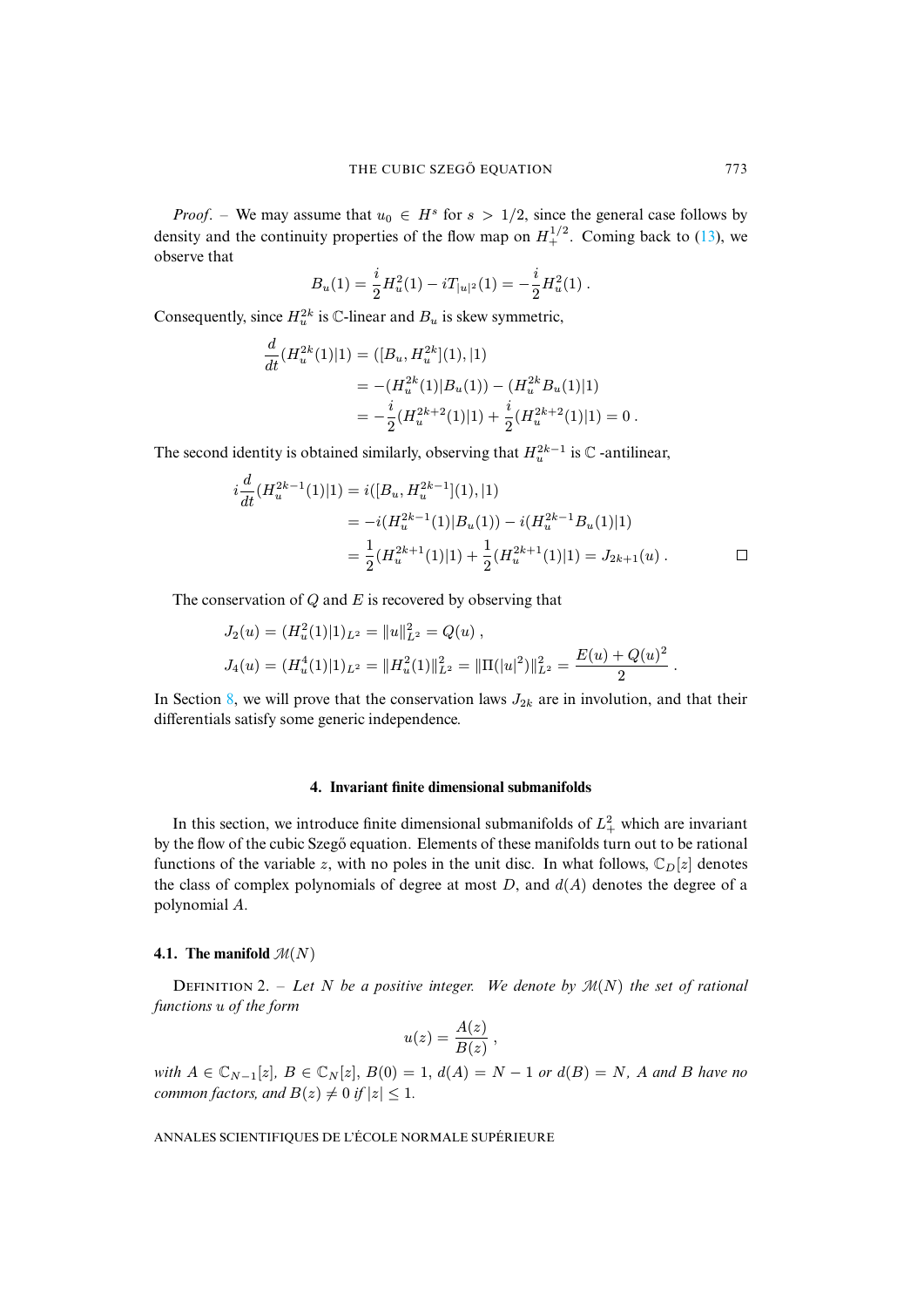*Proof*. – We may assume that $u_0 \in H^s$ for $s > 1/2$, since the general case follows by density and the continuity properties of the flow map on $H^{1/2}_+$. Coming back to (13), we observe that

$$B_u(1) = \frac{i}{2} H_u^2(1) - iT_{|u|^2}(1) = -\frac{i}{2} H_u^2(1) \ .$$

Consequently, since $H_u^{2k}$ is $\mathbb{C}$-linear and $B_u$ is skew symmetric,

$$\begin{aligned}
\frac{d}{dt}(H_u^{2k}(1)|1) &= ([B_u, H_u^{2k}](1), |1) \\
&= -(H_u^{2k}(1)|B_u(1)) - (H_u^{2k} B_u(1)|1) \\
&= -\frac{i}{2}(H_u^{2k+2}(1)|1) + \frac{i}{2}(H_u^{2k+2}(1)|1) = 0 \ .
\end{aligned}$$

The second identity is obtained similarly, observing that $H_u^{2k-1}$ is $\mathbb{C}$ -antilinear,

$$\begin{aligned}
i\frac{d}{dt}(H_u^{2k-1}(1)|1) &= i([B_u, H_u^{2k-1}](1), |1) \\
&= -i(H_u^{2k-1}(1)|B_u(1)) - i(H_u^{2k-1} B_u(1)|1) \\
&= \frac{1}{2}(H_u^{2k+1}(1)|1) + \frac{1}{2}(H_u^{2k+1}(1)|1) = J_{2k+1}(u) \ .
\end{aligned}$$

□

The conservation of $Q$ and $E$ is recovered by observing that

$$\begin{aligned}
J_2(u) &= (H_u^2(1)|1)_{L^2} = \|u\|^2_{L^2} = Q(u) \ , \\
J_4(u) &= (H_u^4(1)|1)_{L^2} = \|H_u^2(1)\|^2_{L^2} = \|\Pi(|u|^2)\|^2_{L^2} = \frac{E(u) + Q(u)^2}{2} \ .
\end{aligned}$$

In Section 8, we will prove that the conservation laws $J_{2k}$ are in involution, and that their differentials satisfy some generic independence.

## 4. Invariant finite dimensional submanifolds

In this section, we introduce finite dimensional submanifolds of $L^2_+$ which are invariant by the flow of the cubic Szegő equation. Elements of these manifolds turn out to be rational functions of the variable $z$, with no poles in the unit disc. In what follows, $\mathbb{C}_D[z]$ denotes the class of complex polynomials of degree at most $D$, and $d(A)$ denotes the degree of a polynomial $A$.

### 4.1. The manifold $\mathcal{M}(N)$

Definition 2. – *Let $N$ be a positive integer. We denote by $\mathcal{M}(N)$ the set of rational functions $u$ of the form*

$$u(z) = \frac{A(z)}{B(z)} \ ,$$

*with $A \in \mathbb{C}_{N-1}[z]$, $B \in \mathbb{C}_N[z]$, $B(0) = 1$, $d(A) = N - 1$ or $d(B) = N$, $A$ and $B$ have no common factors, and $B(z) \neq 0$ if $|z| \leq 1$.*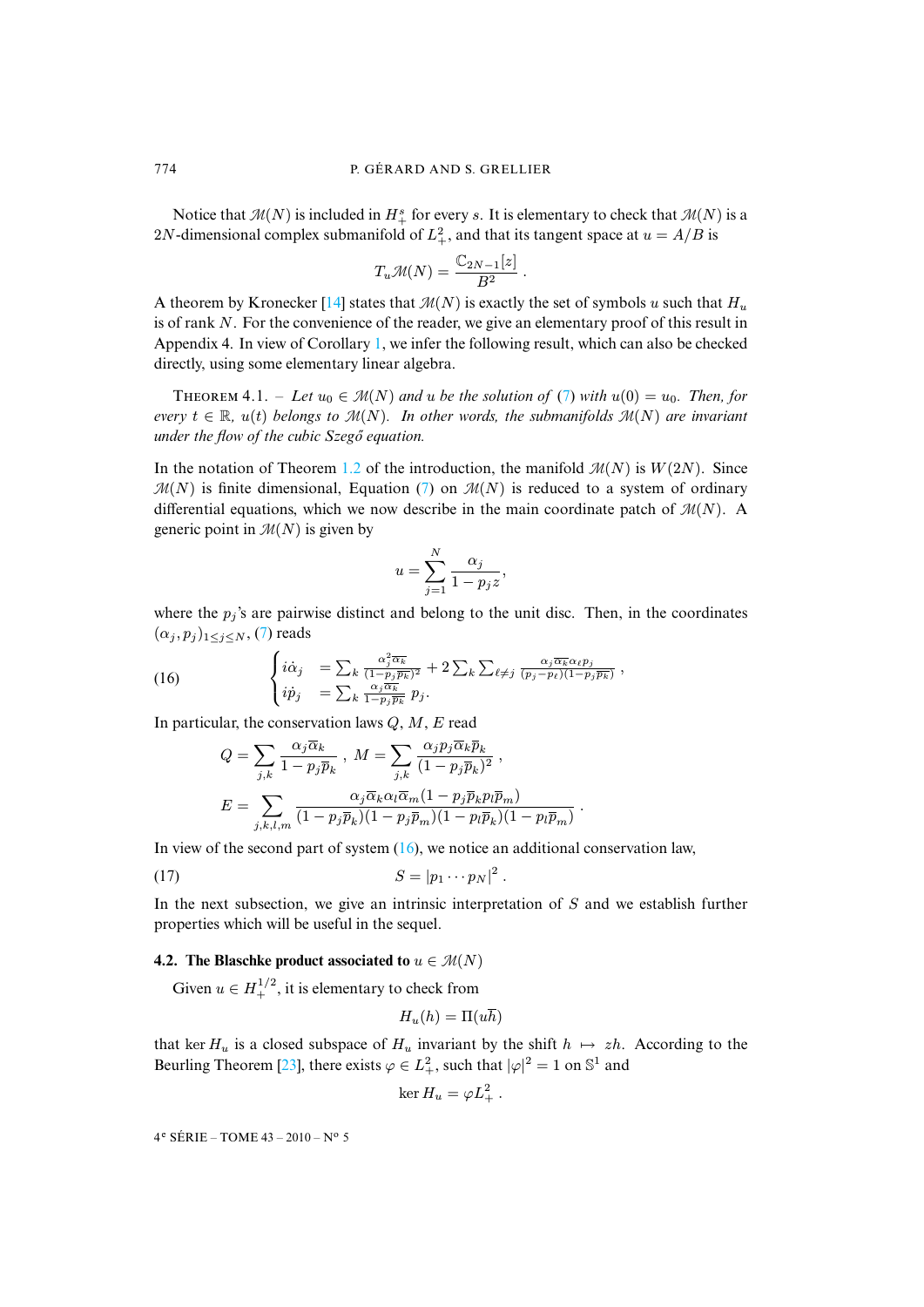Notice that $\mathcal{M}(N)$ is included in $H^s_+$ for every $s$. It is elementary to check that $\mathcal{M}(N)$ is a $2N$-dimensional complex submanifold of $L^2_+$, and that its tangent space at $u = A/B$ is

$$T_u\mathcal{M}(N) = \frac{\mathbb{C}_{2N-1}[z]}{B^2}\ .$$

A theorem by Kronecker [14] states that $\mathcal{M}(N)$ is exactly the set of symbols $u$ such that $H_u$ is of rank $N$. For the convenience of the reader, we give an elementary proof of this result in Appendix 4. In view of Corollary 1, we infer the following result, which can also be checked directly, using some elementary linear algebra.

THEOREM 4.1. – *Let $u_0 \in \mathcal{M}(N)$ and $u$ be the solution of (7) with $u(0) = u_0$. Then, for every $t \in \mathbb{R}$, $u(t)$ belongs to $\mathcal{M}(N)$. In other words, the submanifolds $\mathcal{M}(N)$ are invariant under the flow of the cubic Szegő equation.*

In the notation of Theorem 1.2 of the introduction, the manifold $\mathcal{M}(N)$ is $W(2N)$. Since $\mathcal{M}(N)$ is finite dimensional, Equation (7) on $\mathcal{M}(N)$ is reduced to a system of ordinary differential equations, which we now describe in the main coordinate patch of $\mathcal{M}(N)$. A generic point in $\mathcal{M}(N)$ is given by

$$u = \sum_{j=1}^N \frac{\alpha_j}{1 - p_j z},$$

where the $p_j$'s are pairwise distinct and belong to the unit disc. Then, in the coordinates $(\alpha_j, p_j)_{1\le j\le N}$, (7) reads

$$\begin{cases} i\dot\alpha_j &= \sum_k \frac{\alpha_j^2\overline{\alpha_k}}{(1-p_j\overline{p_k})^2} + 2\sum_k\sum_{\ell\ne j}\frac{\alpha_j\overline{\alpha_k}\alpha_\ell p_j}{(p_j-p_\ell)(1-p_j\overline{p_k})}\ , \\ i\dot p_j &= \sum_k \frac{\alpha_j\overline{\alpha_k}}{1-p_j\overline{p_k}}\, p_j. \end{cases} \tag{16}$$

In particular, the conservation laws $Q$, $M$, $E$ read

$$Q = \sum_{j,k}\frac{\alpha_j\overline{\alpha}_k}{1-p_j\overline{p}_k}\ ,\ M = \sum_{j,k}\frac{\alpha_j p_j\overline{\alpha}_k\overline{p}_k}{(1-p_j\overline{p}_k)^2}\ ,$$

$$E = \sum_{j,k,l,m}\frac{\alpha_j\overline{\alpha}_k\alpha_l\overline{\alpha}_m(1-p_j\overline{p}_k p_l\overline{p}_m)}{(1-p_j\overline{p}_k)(1-p_j\overline{p}_m)(1-p_l\overline{p}_k)(1-p_l\overline{p}_m)}\ .$$

In view of the second part of system (16), we notice an additional conservation law,

$$S = |p_1\cdots p_N|^2\ . \tag{17}$$

In the next subsection, we give an intrinsic interpretation of $S$ and we establish further properties which will be useful in the sequel.

### 4.2. The Blaschke product associated to $u \in \mathcal{M}(N)$

Given $u \in H^{1/2}_+$, it is elementary to check from

$$H_u(h) = \Pi(u\overline{h})$$

that $\ker H_u$ is a closed subspace of $H_u$ invariant by the shift $h \mapsto zh$. According to the Beurling Theorem [23], there exists $\varphi \in L^2_+$, such that $|\varphi|^2 = 1$ on $\mathbb{S}^1$ and

$$\ker H_u = \varphi L^2_+\ .$$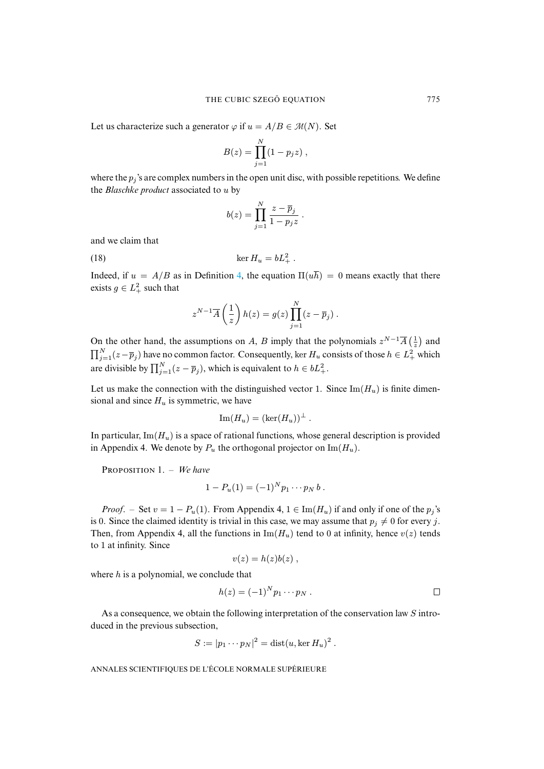Let us characterize such a generator $\varphi$ if $u = A/B \in \mathcal{M}(N)$. Set

$$B(z) = \prod_{j=1}^{N} (1 - p_j z) ,$$

where the $p_j$'s are complex numbers in the open unit disc, with possible repetitions. We define the *Blaschke product* associated to $u$ by

$$b(z) = \prod_{j=1}^{N} \frac{z - \overline{p}_j}{1 - p_j z} .$$

and we claim that

$$\ker H_u = bL^2_+ . \tag{18}$$

Indeed, if $u = A/B$ as in Definition 4, the equation $\Pi(u\overline{h}) = 0$ means exactly that there exists $g \in L^2_+$ such that

$$z^{N-1}\overline{A}\left(\frac{1}{z}\right) h(z) = g(z) \prod_{j=1}^{N} (z - \overline{p}_j) .$$

On the other hand, the assumptions on $A$, $B$ imply that the polynomials $z^{N-1}\overline{A}\left(\frac{1}{z}\right)$ and $\prod_{j=1}^{N}(z - \overline{p}_j)$ have no common factor. Consequently, $\ker H_u$ consists of those $h \in L^2_+$ which are divisible by $\prod_{j=1}^{N}(z - \overline{p}_j)$, which is equivalent to $h \in bL^2_+$.

Let us make the connection with the distinguished vector 1. Since $\mathrm{Im}(H_u)$ is finite dimensional and since $H_u$ is symmetric, we have

$$\mathrm{Im}(H_u) = (\ker(H_u))^{\perp} .$$

In particular, $\mathrm{Im}(H_u)$ is a space of rational functions, whose general description is provided in Appendix 4. We denote by $P_u$ the orthogonal projector on $\mathrm{Im}(H_u)$.

Proposition 1. – *We have*

$$1 - P_u(1) = (-1)^N p_1 \cdots p_N \, b .$$

*Proof*. – Set $v = 1 - P_u(1)$. From Appendix 4, $1 \in \mathrm{Im}(H_u)$ if and only if one of the $p_j$'s is 0. Since the claimed identity is trivial in this case, we may assume that $p_j \neq 0$ for every $j$. Then, from Appendix 4, all the functions in $\mathrm{Im}(H_u)$ tend to 0 at infinity, hence $v(z)$ tends to 1 at infinity. Since

$$v(z) = h(z)b(z) ,$$

where $h$ is a polynomial, we conclude that

$$h(z) = (-1)^N p_1 \cdots p_N . \qquad \square$$

As a consequence, we obtain the following interpretation of the conservation law $S$ introduced in the previous subsection,

$$S := |p_1 \cdots p_N|^2 = \mathrm{dist}(u, \ker H_u)^2 .$$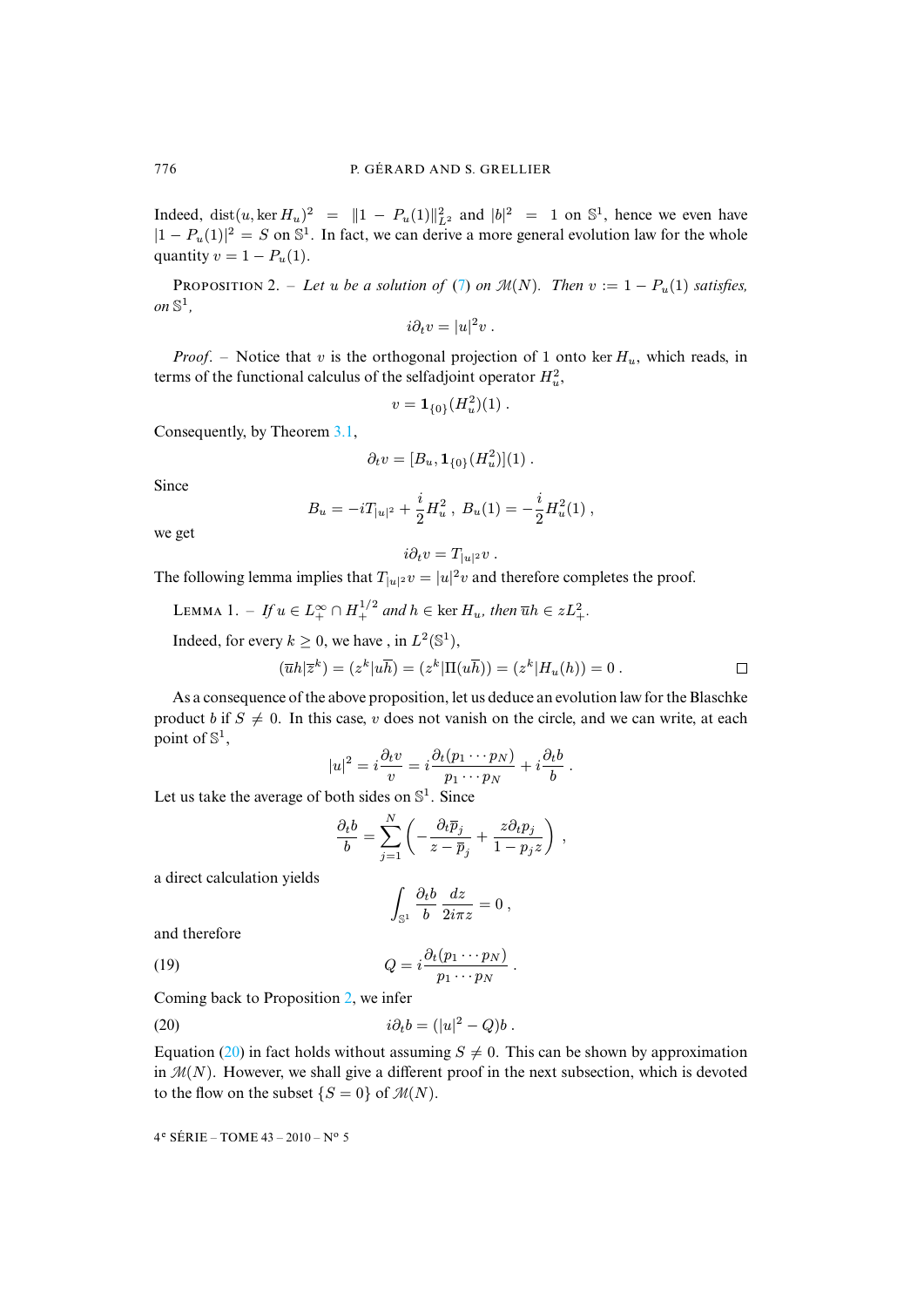Indeed, $\mathrm{dist}(u, \ker H_u)^2 = \|1 - P_u(1)\|_{L^2}^2$ and $|b|^2 = 1$ on $\mathbb{S}^1$, hence we even have $|1 - P_u(1)|^2 = S$ on $\mathbb{S}^1$. In fact, we can derive a more general evolution law for the whole quantity $v = 1 - P_u(1)$.

PROPOSITION 2. – *Let $u$ be a solution of* (7) *on $\mathcal{M}(N)$. Then $v := 1 - P_u(1)$ satisfies, on $\mathbb{S}^1$,*

$$i\partial_t v = |u|^2 v \, .$$

*Proof*. – Notice that $v$ is the orthogonal projection of 1 onto $\ker H_u$, which reads, in terms of the functional calculus of the selfadjoint operator $H_u^2$,

$$v = \mathbf{1}_{\{0\}}(H_u^2)(1) \, .$$

Consequently, by Theorem 3.1,

$$\partial_t v = [B_u, \mathbf{1}_{\{0\}}(H_u^2)](1) \, .$$

Since

$$B_u = -iT_{|u|^2} + \frac{i}{2}H_u^2 \, , \; B_u(1) = -\frac{i}{2}H_u^2(1) \, ,$$

we get

$$i\partial_t v = T_{|u|^2} v \, .$$

The following lemma implies that $T_{|u|^2}v = |u|^2 v$ and therefore completes the proof.

LEMMA 1. – *If $u \in L^\infty_+ \cap H^{1/2}_+$ and $h \in \ker H_u$, then $\overline{u}h \in zL^2_+$.*

Indeed, for every $k \geq 0$, we have , in $L^2(\mathbb{S}^1)$,

$$(\overline{u}h|\overline{z}^k) = (z^k|u\overline{h}) = (z^k|\Pi(u\overline{h})) = (z^k|H_u(h)) = 0 \, . \qquad \square$$

As a consequence of the above proposition, let us deduce an evolution law for the Blaschke product $b$ if $S \neq 0$. In this case, $v$ does not vanish on the circle, and we can write, at each point of $\mathbb{S}^1$,

$$|u|^2 = i\frac{\partial_t v}{v} = i\frac{\partial_t(p_1 \cdots p_N)}{p_1 \cdots p_N} + i\frac{\partial_t b}{b} \, .$$

Let us take the average of both sides on $\mathbb{S}^1$. Since

$$\frac{\partial_t b}{b} = \sum_{j=1}^N \left( -\frac{\partial_t \overline{p}_j}{z - \overline{p}_j} + \frac{z\partial_t p_j}{1 - p_j z} \right) \, ,$$

a direct calculation yields

$$\int_{\mathbb{S}^1} \frac{\partial_t b}{b} \, \frac{dz}{2i\pi z} = 0 \, ,$$

and therefore

$$Q = i\frac{\partial_t(p_1 \cdots p_N)}{p_1 \cdots p_N} \, . \tag{19}$$

Coming back to Proposition 2, we infer

$$i\partial_t b = (|u|^2 - Q)b \, . \tag{20}$$

Equation (20) in fact holds without assuming $S \neq 0$. This can be shown by approximation in $\mathcal{M}(N)$. However, we shall give a different proof in the next subsection, which is devoted to the flow on the subset $\{S = 0\}$ of $\mathcal{M}(N)$.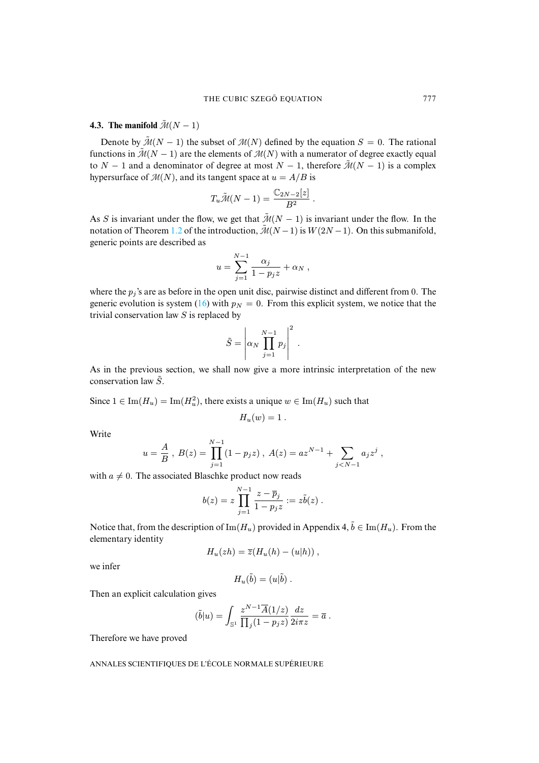### 4.3. The manifold $\tilde{\mathcal{M}}(N-1)$

Denote by $\tilde{\mathcal{M}}(N-1)$ the subset of $\mathcal{M}(N)$ defined by the equation $S=0$. The rational functions in $\tilde{\mathcal{M}}(N-1)$ are the elements of $\mathcal{M}(N)$ with a numerator of degree exactly equal to $N-1$ and a denominator of degree at most $N-1$, therefore $\tilde{\mathcal{M}}(N-1)$ is a complex hypersurface of $\mathcal{M}(N)$, and its tangent space at $u=A/B$ is

$$T_u\tilde{\mathcal{M}}(N-1)=\frac{\mathbb{C}_{2N-2}[z]}{B^2}\ .$$

As $S$ is invariant under the flow, we get that $\tilde{\mathcal{M}}(N-1)$ is invariant under the flow. In the notation of Theorem 1.2 of the introduction, $\tilde{\mathcal{M}}(N-1)$ is $W(2N-1)$. On this submanifold, generic points are described as

$$u=\sum_{j=1}^{N-1}\frac{\alpha_j}{1-p_jz}+\alpha_N\ ,$$

where the $p_j$'s are as before in the open unit disc, pairwise distinct and different from 0. The generic evolution is system (16) with $p_N=0$. From this explicit system, we notice that the trivial conservation law $S$ is replaced by

$$\tilde{S}=\left|\alpha_N\prod_{j=1}^{N-1}p_j\right|^2\ .$$

As in the previous section, we shall now give a more intrinsic interpretation of the new conservation law $\tilde{S}$.

Since $1\in \mathrm{Im}(H_u)=\mathrm{Im}(H_u^2)$, there exists a unique $w\in\mathrm{Im}(H_u)$ such that

$$H_u(w)=1\ .$$

Write

$$u=\frac{A}{B}\ ,\ B(z)=\prod_{j=1}^{N-1}(1-p_jz)\ ,\ A(z)=az^{N-1}+\sum_{j<N-1}a_jz^j\ ,$$

with $a\neq 0$. The associated Blaschke product now reads

$$b(z)=z\prod_{j=1}^{N-1}\frac{z-\overline{p}_j}{1-p_jz}:=z\tilde{b}(z)\ .$$

Notice that, from the description of $\mathrm{Im}(H_u)$ provided in Appendix 4, $\tilde{b}\in\mathrm{Im}(H_u)$. From the elementary identity

$$H_u(zh)=\overline{z}(H_u(h)-(u|h))\ ,$$

we infer

$$H_u(\tilde{b})=(u|\tilde{b})\ .$$

Then an explicit calculation gives

$$(\tilde{b}|u)=\int_{\mathbb{S}^1}\frac{z^{N-1}\overline{A}(1/z)}{\prod_j(1-p_jz)}\frac{dz}{2i\pi z}=\overline{a}\ .$$

Therefore we have proved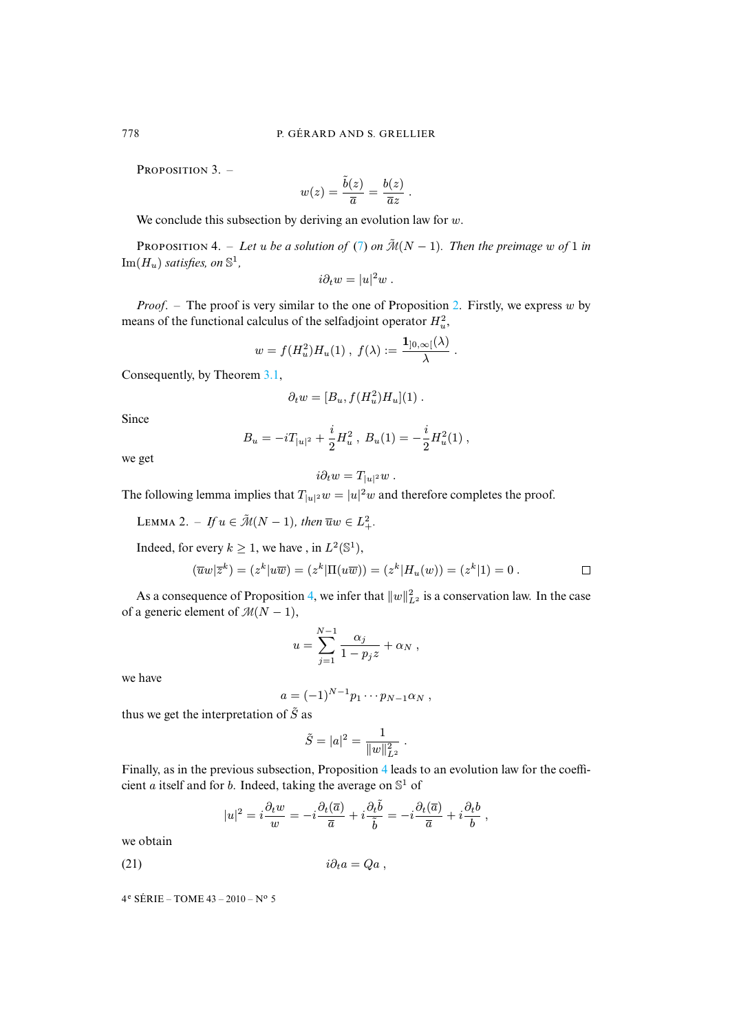PROPOSITION 3. –

$$w(z) = \frac{\tilde{b}(z)}{\overline{a}} = \frac{b(z)}{\overline{a}z} .$$

We conclude this subsection by deriving an evolution law for $w$.

PROPOSITION 4. – *Let $u$ be a solution of (7) on $\tilde{\mathcal{M}}(N-1)$. Then the preimage $w$ of $1$ in $\mathrm{Im}(H_u)$ satisfies, on $\mathbb{S}^1$,*

$$i\partial_t w = |u|^2 w .$$

*Proof.* – The proof is very similar to the one of Proposition 2. Firstly, we express $w$ by means of the functional calculus of the selfadjoint operator $H_u^2$,

$$w = f(H_u^2)H_u(1) \ , \ f(\lambda) := \frac{\mathbf{1}_{]0,\infty[}(\lambda)}{\lambda} .$$

Consequently, by Theorem 3.1,

$$\partial_t w = [B_u, f(H_u^2)H_u](1) .$$

Since

$$B_u = -iT_{|u|^2} + \frac{i}{2}H_u^2 \ , \ B_u(1) = -\frac{i}{2}H_u^2(1) \ ,$$

we get

$$i\partial_t w = T_{|u|^2} w .$$

The following lemma implies that $T_{|u|^2}w = |u|^2 w$ and therefore completes the proof.

LEMMA 2. – *If $u \in \tilde{\mathcal{M}}(N-1)$, then $\overline{u}w \in L^2_+$.*

Indeed, for every $k \geq 1$, we have , in $L^2(\mathbb{S}^1)$,

$$(\overline{u}w|\overline{z}^k) = (z^k|u\overline{w}) = (z^k|\Pi(u\overline{w})) = (z^k|H_u(w)) = (z^k|1) = 0 . \qquad \square$$

As a consequence of Proposition 4, we infer that $\|w\|_{L^2}^2$ is a conservation law. In the case of a generic element of $\mathcal{M}(N-1)$,

$$u = \sum_{j=1}^{N-1} \frac{\alpha_j}{1-p_j z} + \alpha_N \ ,$$

we have

$$a = (-1)^{N-1} p_1 \cdots p_{N-1} \alpha_N \ ,$$

thus we get the interpretation of $\tilde{S}$ as

$$\tilde{S} = |a|^2 = \frac{1}{\|w\|_{L^2}^2} .$$

Finally, as in the previous subsection, Proposition 4 leads to an evolution law for the coefficient $a$ itself and for $b$. Indeed, taking the average on $\mathbb{S}^1$ of

$$|u|^2 = i\frac{\partial_t w}{w} = -i\frac{\partial_t(\overline{a})}{\overline{a}} + i\frac{\partial_t \tilde{b}}{\tilde{b}} = -i\frac{\partial_t(\overline{a})}{\overline{a}} + i\frac{\partial_t b}{b} \ ,$$

we obtain

$$i\partial_t a = Qa \ , \tag{21}$$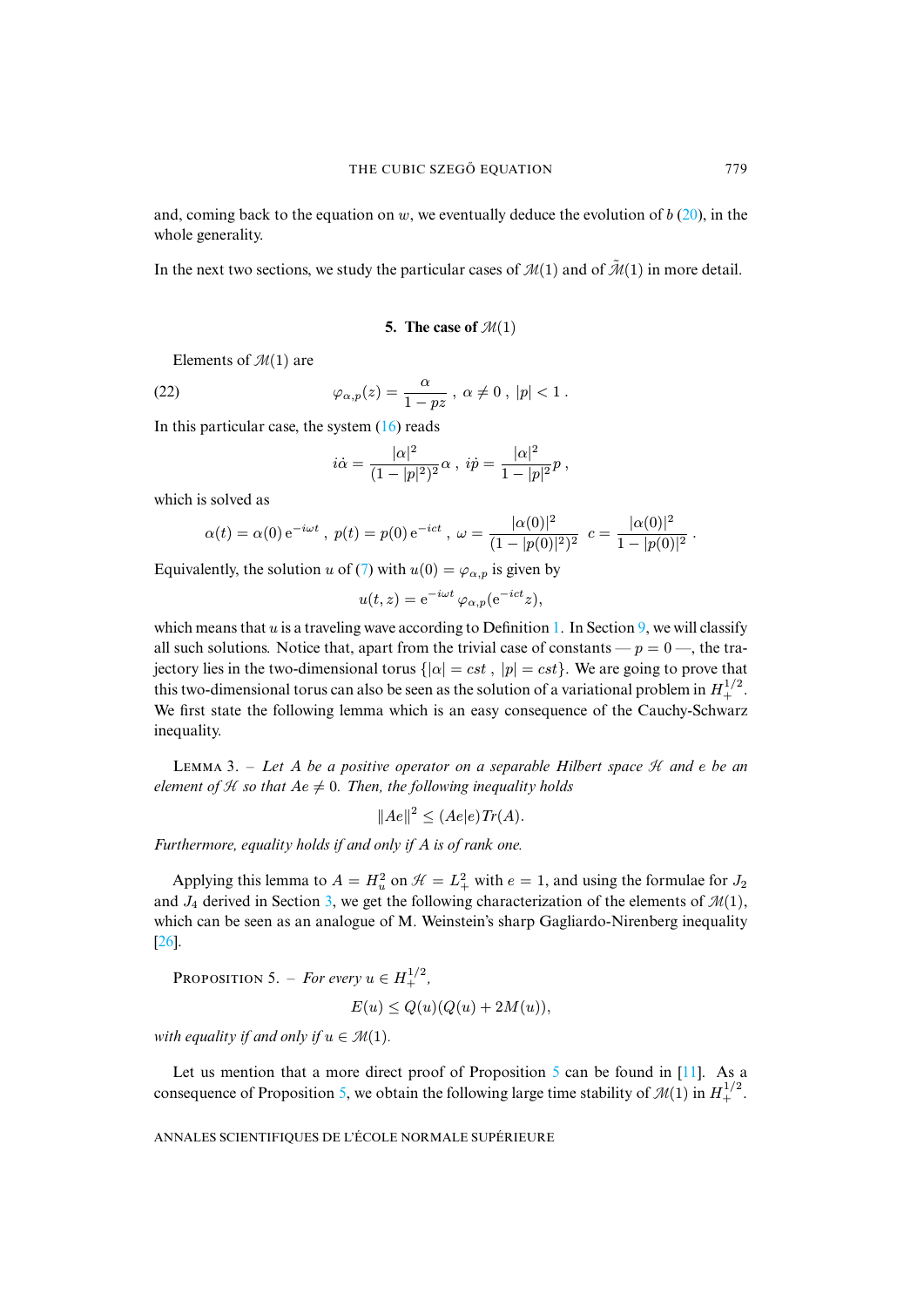and, coming back to the equation on $w$, we eventually deduce the evolution of $b$ (20), in the whole generality.

In the next two sections, we study the particular cases of $\mathcal{M}(1)$ and of $\tilde{\mathcal{M}}(1)$ in more detail.

## 5. The case of $\mathcal{M}(1)$

Elements of $\mathcal{M}(1)$ are

$$\varphi_{\alpha,p}(z) = \frac{\alpha}{1-pz}\ ,\ \alpha \neq 0\ ,\ |p| < 1\ . \tag{22}$$

In this particular case, the system (16) reads

$$i\dot{\alpha} = \frac{|\alpha|^2}{(1-|p|^2)^2}\alpha\ ,\ i\dot{p} = \frac{|\alpha|^2}{1-|p|^2}p\ ,$$

which is solved as

$$\alpha(t) = \alpha(0)\,\mathrm{e}^{-i\omega t}\ ,\ p(t) = p(0)\,\mathrm{e}^{-ict}\ ,\ \omega = \frac{|\alpha(0)|^2}{(1-|p(0)|^2)^2}\ \ c = \frac{|\alpha(0)|^2}{1-|p(0)|^2}\ .$$

Equivalently, the solution $u$ of (7) with $u(0) = \varphi_{\alpha,p}$ is given by

$$u(t,z) = \mathrm{e}^{-i\omega t}\,\varphi_{\alpha,p}(\mathrm{e}^{-ict}z),$$

which means that $u$ is a traveling wave according to Definition 1. In Section 9, we will classify all such solutions. Notice that, apart from the trivial case of constants — $p = 0$ —, the trajectory lies in the two-dimensional torus $\{|\alpha| = cst\ ,\ |p| = cst\}$. We are going to prove that this two-dimensional torus can also be seen as the solution of a variational problem in $H^{1/2}_+$. We first state the following lemma which is an easy consequence of the Cauchy-Schwarz inequality.

Lemma 3. – *Let $A$ be a positive operator on a separable Hilbert space $\mathcal{H}$ and $e$ be an element of $\mathcal{H}$ so that $Ae \neq 0$. Then, the following inequality holds*

$$\|Ae\|^2 \leq (Ae|e)Tr(A).$$

*Furthermore, equality holds if and only if $A$ is of rank one.*

Applying this lemma to $A = H_u^2$ on $\mathcal{H} = L^2_+$ with $e = 1$, and using the formulae for $J_2$ and $J_4$ derived in Section 3, we get the following characterization of the elements of $\mathcal{M}(1)$, which can be seen as an analogue of M. Weinstein's sharp Gagliardo-Nirenberg inequality [26].

Proposition 5. – *For every $u \in H^{1/2}_+$,*

$$E(u) \leq Q(u)(Q(u) + 2M(u)),$$

*with equality if and only if $u \in \mathcal{M}(1)$.*

Let us mention that a more direct proof of Proposition 5 can be found in [11]. As a consequence of Proposition 5, we obtain the following large time stability of $\mathcal{M}(1)$ in $H^{1/2}_+$.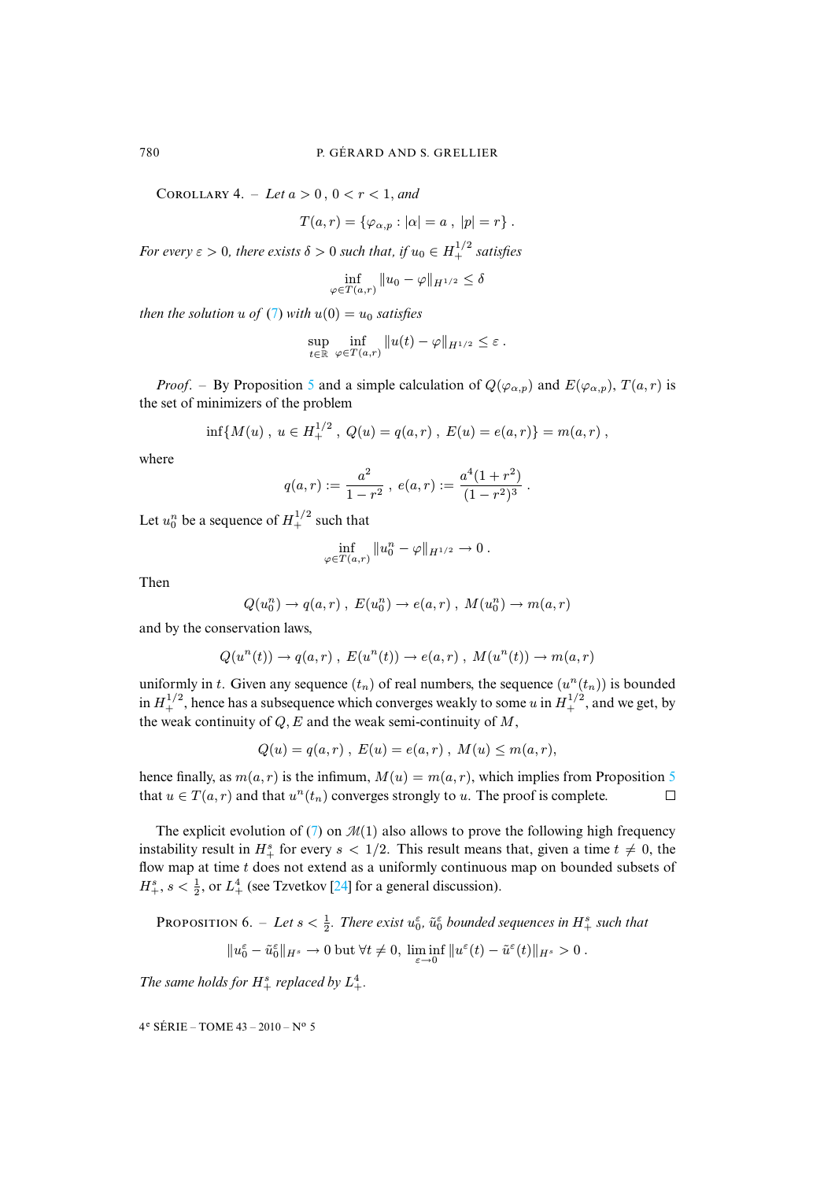COROLLARY 4. – *Let* $a > 0$, $0 < r < 1$, *and*

$$T(a,r) = \{\varphi_{\alpha,p} : |\alpha| = a \ , \ |p| = r\} \ .$$

*For every* $\varepsilon > 0$, *there exists* $\delta > 0$ *such that, if* $u_0 \in H^{1/2}_+$ *satisfies*

$$\inf_{\varphi \in T(a,r)} \|u_0 - \varphi\|_{H^{1/2}} \leq \delta$$

*then the solution* $u$ *of* (7) *with* $u(0) = u_0$ *satisfies*

$$\sup_{t\in\mathbb{R}} \inf_{\varphi \in T(a,r)} \|u(t) - \varphi\|_{H^{1/2}} \leq \varepsilon \ .$$

*Proof*. – By Proposition 5 and a simple calculation of $Q(\varphi_{\alpha,p})$ and $E(\varphi_{\alpha,p})$, $T(a,r)$ is the set of minimizers of the problem

$$\inf\{M(u) \ , \ u \in H^{1/2}_+ \ , \ Q(u) = q(a,r) \ , \ E(u) = e(a,r)\} = m(a,r) \ ,$$

where

$$q(a,r) := \frac{a^2}{1-r^2} \ , \ e(a,r) := \frac{a^4(1+r^2)}{(1-r^2)^3} \ .$$

Let $u_0^n$ be a sequence of $H^{1/2}_+$ such that

$$\inf_{\varphi \in T(a,r)} \|u_0^n - \varphi\|_{H^{1/2}} \to 0 \ .$$

Then

$$Q(u_0^n) \to q(a,r) \ , \ E(u_0^n) \to e(a,r) \ , \ M(u_0^n) \to m(a,r)$$

and by the conservation laws,

$$Q(u^n(t)) \to q(a,r) \ , \ E(u^n(t)) \to e(a,r) \ , \ M(u^n(t)) \to m(a,r)$$

uniformly in $t$. Given any sequence $(t_n)$ of real numbers, the sequence $(u^n(t_n))$ is bounded in $H^{1/2}_+$, hence has a subsequence which converges weakly to some $u$ in $H^{1/2}_+$, and we get, by the weak continuity of $Q, E$ and the weak semi-continuity of $M$,

$$Q(u) = q(a,r) \ , \ E(u) = e(a,r) \ , \ M(u) \leq m(a,r),$$

hence finally, as $m(a,r)$ is the infimum, $M(u) = m(a,r)$, which implies from Proposition 5 that $u \in T(a,r)$ and that $u^n(t_n)$ converges strongly to $u$. The proof is complete. □

The explicit evolution of (7) on $\mathcal{M}(1)$ also allows to prove the following high frequency instability result in $H^s_+$ for every $s < 1/2$. This result means that, given a time $t \neq 0$, the flow map at time $t$ does not extend as a uniformly continuous map on bounded subsets of $H^s_+$, $s < \frac{1}{2}$, or $L^4_+$ (see Tzvetkov [24] for a general discussion).

PROPOSITION 6. – *Let* $s < \frac{1}{2}$. *There exist* $u_0^\varepsilon$, $\tilde{u}_0^\varepsilon$ *bounded sequences in* $H^s_+$ *such that*

$$\|u_0^\varepsilon - \tilde{u}_0^\varepsilon\|_{H^s} \to 0 \text{ but } \forall t \neq 0, \ \liminf_{\varepsilon\to 0} \|u^\varepsilon(t) - \tilde{u}^\varepsilon(t)\|_{H^s} > 0 \ .$$

*The same holds for* $H^s_+$ *replaced by* $L^4_+$.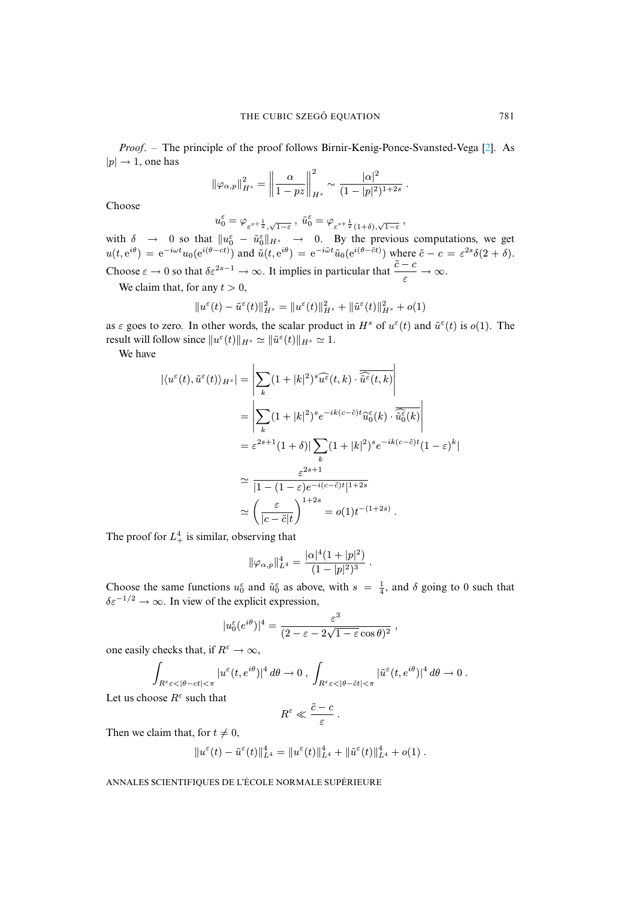*Proof*. – The principle of the proof follows Birnir-Kenig-Ponce-Svansted-Vega [2]. As $|p| \to 1$, one has

$$\|\varphi_{\alpha,p}\|_{H^s}^2 = \left\|\frac{\alpha}{1-pz}\right\|_{H^s}^2 \sim \frac{|\alpha|^2}{(1-|p|^2)^{1+2s}} .$$

Choose

$$u_0^\varepsilon = \varphi_{\varepsilon^{s+\frac{1}{2}},\sqrt{1-\varepsilon}} \, , \; \tilde{u}_0^\varepsilon = \varphi_{\varepsilon^{s+\frac{1}{2}}(1+\delta),\sqrt{1-\varepsilon}} \, ,$$

with $\delta \to 0$ so that $\|u_0^\varepsilon - \tilde{u}_0^\varepsilon\|_{H^s} \to 0$. By the previous computations, we get $u(t, \mathrm{e}^{i\theta}) = \mathrm{e}^{-i\omega t}u_0(\mathrm{e}^{i(\theta-ct)})$ and $\tilde{u}(t, \mathrm{e}^{i\theta}) = \mathrm{e}^{-i\tilde{\omega}t}\tilde{u}_0(\mathrm{e}^{i(\theta-\tilde{c}t)})$ where $\tilde{c} - c = \varepsilon^{2s}\delta(2+\delta)$. Choose $\varepsilon \to 0$ so that $\delta\varepsilon^{2s-1} \to \infty$. It implies in particular that $\dfrac{\tilde{c}-c}{\varepsilon} \to \infty$.

We claim that, for any $t > 0$,

$$\|u^\varepsilon(t) - \tilde{u}^\varepsilon(t)\|_{H^s}^2 = \|u^\varepsilon(t)\|_{H^s}^2 + \|\tilde{u}^\varepsilon(t)\|_{H^s}^2 + o(1)$$

as $\varepsilon$ goes to zero. In other words, the scalar product in $H^s$ of $u^\varepsilon(t)$ and $\tilde{u}^\varepsilon(t)$ is $o(1)$. The result will follow since $\|u^\varepsilon(t)\|_{H^s} \simeq \|\tilde{u}^\varepsilon(t)\|_{H^s} \simeq 1$.

We have

$$\begin{aligned}
|\langle u^\varepsilon(t), \tilde{u}^\varepsilon(t)\rangle_{H^s}| &= \left|\sum_k (1+|k|^2)^s \widehat{u^\varepsilon}(t,k) \cdot \overline{\widehat{\tilde{u}^\varepsilon}(t,k)}\right| \\
&= \left|\sum_k (1+|k|^2)^s e^{-ik(c-\tilde{c})t} \widehat{u_0^\varepsilon}(k) \cdot \overline{\widehat{\tilde{u}_0^\varepsilon}(k)}\right| \\
&= \varepsilon^{2s+1}(1+\delta)|\sum_k (1+|k|^2)^s e^{-ik(c-\tilde{c})t}(1-\varepsilon)^k| \\
&\simeq \frac{\varepsilon^{2s+1}}{|1-(1-\varepsilon)e^{-i(c-\tilde{c})t}|^{1+2s}} \\
&\simeq \left(\frac{\varepsilon}{|c-\tilde{c}|t}\right)^{1+2s} = o(1)t^{-(1+2s)} .
\end{aligned}$$

The proof for $L_+^4$ is similar, observing that

$$\|\varphi_{\alpha,p}\|_{L^4}^4 = \frac{|\alpha|^4(1+|p|^2)}{(1-|p|^2)^3} .$$

Choose the same functions $u_0^\varepsilon$ and $\tilde{u}_0^\varepsilon$ as above, with $s = \frac{1}{4}$, and $\delta$ going to 0 such that $\delta\varepsilon^{-1/2} \to \infty$. In view of the explicit expression,

$$|u_0^\varepsilon(e^{i\theta})|^4 = \frac{\varepsilon^3}{(2-\varepsilon-2\sqrt{1-\varepsilon}\cos\theta)^2} ,$$

one easily checks that, if $R^\varepsilon \to \infty$,

$$\int_{R^\varepsilon\varepsilon < |\theta - ct| < \pi} |u^\varepsilon(t, e^{i\theta})|^4 \, d\theta \to 0 \, , \; \int_{R^\varepsilon\varepsilon < |\theta - \tilde{c}t| < \pi} |\tilde{u}^\varepsilon(t, e^{i\theta})|^4 \, d\theta \to 0 \, .$$

Let us choose $R^\varepsilon$ such that

$$R^\varepsilon \ll \frac{\tilde{c}-c}{\varepsilon} .$$

Then we claim that, for $t \neq 0$,

$$\|u^\varepsilon(t) - \tilde{u}^\varepsilon(t)\|_{L^4}^4 = \|u^\varepsilon(t)\|_{L^4}^4 + \|\tilde{u}^\varepsilon(t)\|_{L^4}^4 + o(1) .$$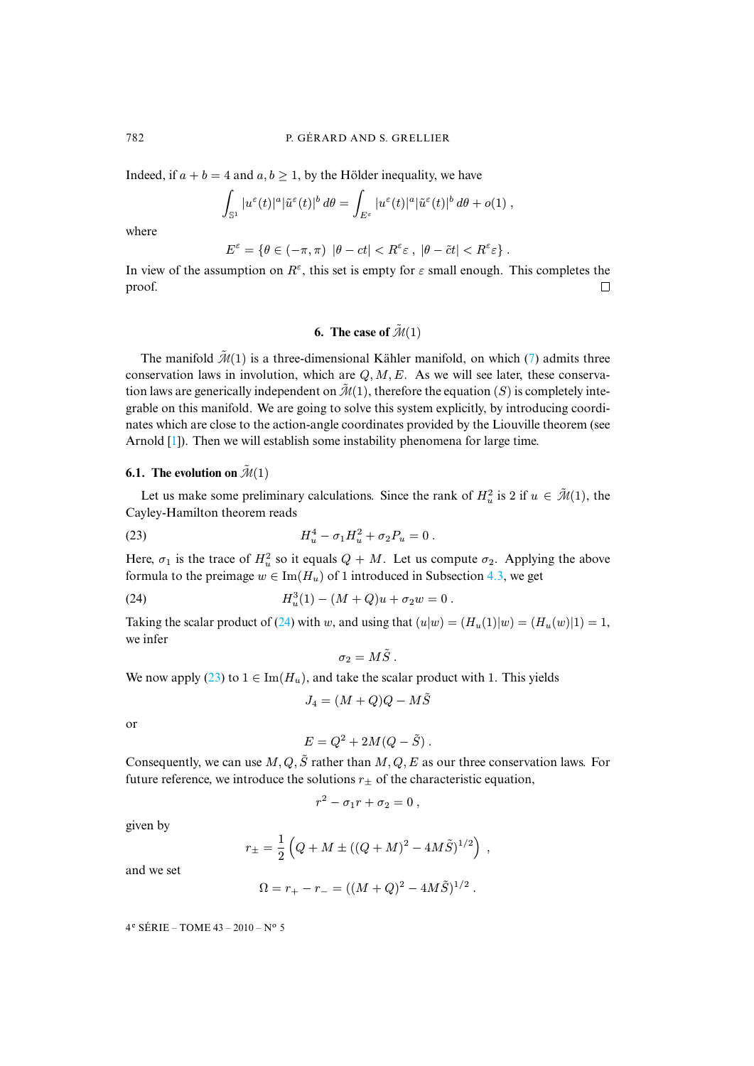Indeed, if $a+b=4$ and $a,b\geq 1$, by the Hölder inequality, we have

$$\int_{\mathbb{S}^1} |u^\varepsilon(t)|^a |\tilde u^\varepsilon(t)|^b \, d\theta = \int_{E^\varepsilon} |u^\varepsilon(t)|^a |\tilde u^\varepsilon(t)|^b \, d\theta + o(1) \ ,$$

where

$$E^\varepsilon = \{\theta \in (-\pi,\pi) \ \ |\theta - ct| < R^\varepsilon \varepsilon \ , \ |\theta - \tilde c t| < R^\varepsilon \varepsilon\} \ .$$

In view of the assumption on $R^\varepsilon$, this set is empty for $\varepsilon$ small enough. This completes the proof. □

## 6. The case of $\tilde{\mathcal{M}}(1)$

The manifold $\tilde{\mathcal{M}}(1)$ is a three-dimensional Kähler manifold, on which (7) admits three conservation laws in involution, which are $Q, M, E$. As we will see later, these conservation laws are generically independent on $\tilde{\mathcal{M}}(1)$, therefore the equation $(S)$ is completely integrable on this manifold. We are going to solve this system explicitly, by introducing coordinates which are close to the action-angle coordinates provided by the Liouville theorem (see Arnold [1]). Then we will establish some instability phenomena for large time.

### 6.1. The evolution on $\tilde{\mathcal{M}}(1)$

Let us make some preliminary calculations. Since the rank of $H_u^2$ is 2 if $u \in \tilde{\mathcal{M}}(1)$, the Cayley-Hamilton theorem reads

$$H_u^4 - \sigma_1 H_u^2 + \sigma_2 P_u = 0 \ . \tag{23}$$

Here, $\sigma_1$ is the trace of $H_u^2$ so it equals $Q+M$. Let us compute $\sigma_2$. Applying the above formula to the preimage $w \in \mathrm{Im}(H_u)$ of 1 introduced in Subsection 4.3, we get

$$H_u^3(1) - (M+Q)u + \sigma_2 w = 0 \ . \tag{24}$$

Taking the scalar product of (24) with $w$, and using that $(u|w) = (H_u(1)|w) = (H_u(w)|1) = 1$, we infer

$$\sigma_2 = M\tilde S \ .$$

We now apply (23) to $1 \in \mathrm{Im}(H_u)$, and take the scalar product with 1. This yields

$$J_4 = (M+Q)Q - M\tilde S$$

or

$$E = Q^2 + 2M(Q - \tilde S) \ .$$

Consequently, we can use $M, Q, \tilde S$ rather than $M, Q, E$ as our three conservation laws. For future reference, we introduce the solutions $r_\pm$ of the characteristic equation,

$$r^2 - \sigma_1 r + \sigma_2 = 0 \ ,$$

given by

$$r_\pm = \frac{1}{2}\left(Q + M \pm ((Q+M)^2 - 4M\tilde S)^{1/2}\right) \ ,$$

and we set

$$\Omega = r_+ - r_- = ((M+Q)^2 - 4M\tilde S)^{1/2} \ .$$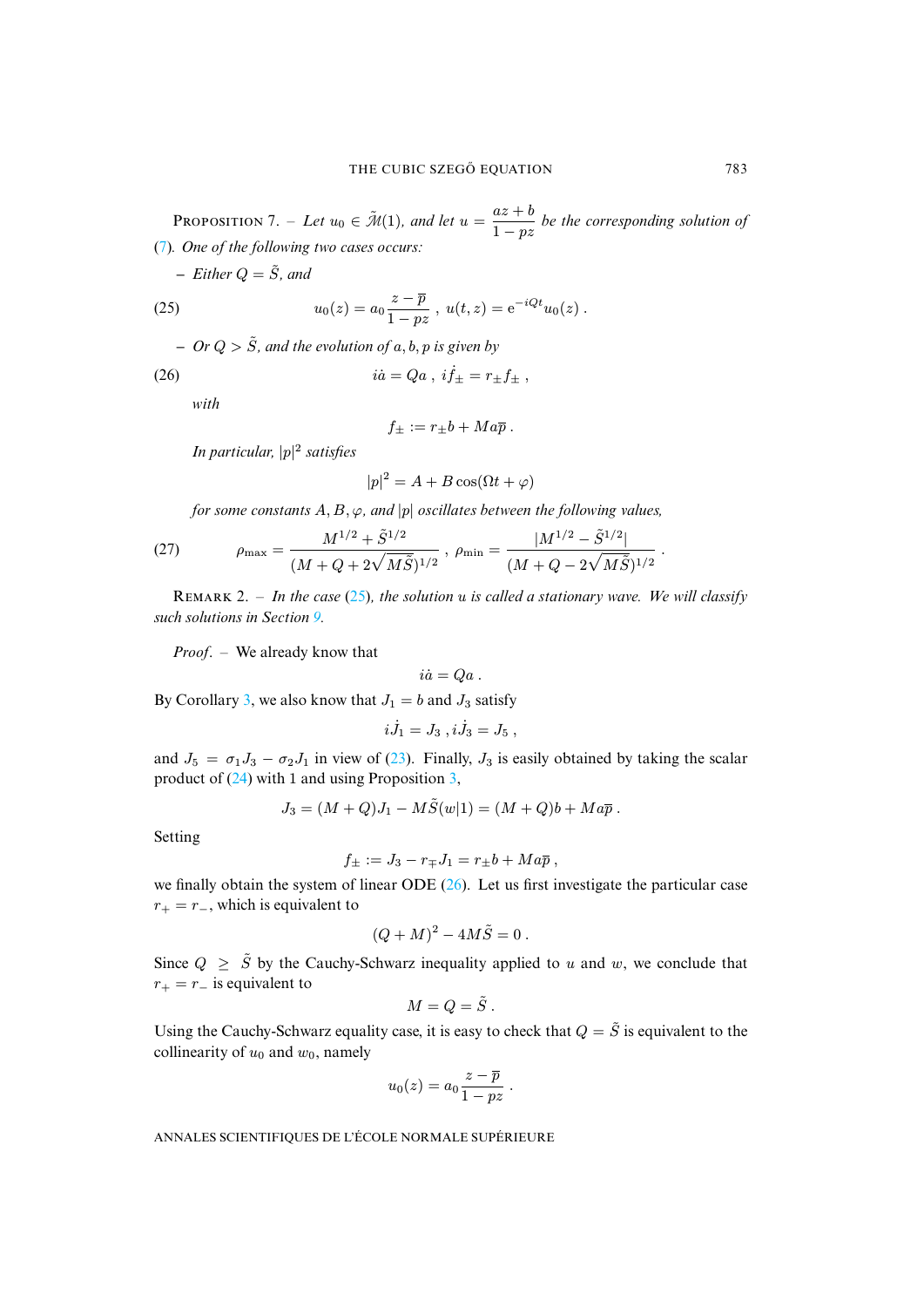PROPOSITION 7. – *Let $u_0 \in \tilde{\mathcal{M}}(1)$, and let $u = \dfrac{az+b}{1-pz}$ be the corresponding solution of* (7). *One of the following two cases occurs:*

– *Either $Q = \tilde{S}$, and*

$$u_0(z) = a_0 \frac{z - \overline{p}}{1 - pz} \ , \ u(t,z) = \mathrm{e}^{-iQt} u_0(z) \ . \tag{25}$$

– *Or $Q > \tilde{S}$, and the evolution of $a, b, p$ is given by*

$$i\dot{a} = Qa \ , \ i\dot{f}_\pm = r_\pm f_\pm \ , \tag{26}$$

*with*

$$f_\pm := r_\pm b + M a \overline{p} \ .$$

*In particular, $|p|^2$ satisfies*

$$|p|^2 = A + B\cos(\Omega t + \varphi)$$

*for some constants $A, B, \varphi$, and $|p|$ oscillates between the following values,*

$$\rho_{\max} = \frac{M^{1/2} + \tilde{S}^{1/2}}{(M + Q + 2\sqrt{M\tilde{S}})^{1/2}} \ , \ \rho_{\min} = \frac{|M^{1/2} - \tilde{S}^{1/2}|}{(M + Q - 2\sqrt{M\tilde{S}})^{1/2}} \ . \tag{27}$$

REMARK 2. – *In the case* (25)*, the solution $u$ is called a stationary wave. We will classify such solutions in Section 9.*

*Proof.* – We already know that

$$i\dot{a} = Qa \ .$$

By Corollary 3, we also know that $J_1 = b$ and $J_3$ satisfy

$$i\dot{J}_1 = J_3 \ , i\dot{J}_3 = J_5 \ ,$$

and $J_5 = \sigma_1 J_3 - \sigma_2 J_1$ in view of (23). Finally, $J_3$ is easily obtained by taking the scalar product of (24) with 1 and using Proposition 3,

$$J_3 = (M + Q)J_1 - M\tilde{S}(w|1) = (M + Q)b + M a \overline{p} \ .$$

Setting

$$f_\pm := J_3 - r_\mp J_1 = r_\pm b + M a \overline{p} \ ,$$

we finally obtain the system of linear ODE (26). Let us first investigate the particular case $r_+ = r_-$, which is equivalent to

$$(Q + M)^2 - 4M\tilde{S} = 0 \ .$$

Since $Q \geq \tilde{S}$ by the Cauchy-Schwarz inequality applied to $u$ and $w$, we conclude that $r_+ = r_-$ is equivalent to

$$M = Q = \tilde{S} \ .$$

Using the Cauchy-Schwarz equality case, it is easy to check that $Q = \tilde{S}$ is equivalent to the collinearity of $u_0$ and $w_0$, namely

$$u_0(z) = a_0 \frac{z - \overline{p}}{1 - pz} \ .$$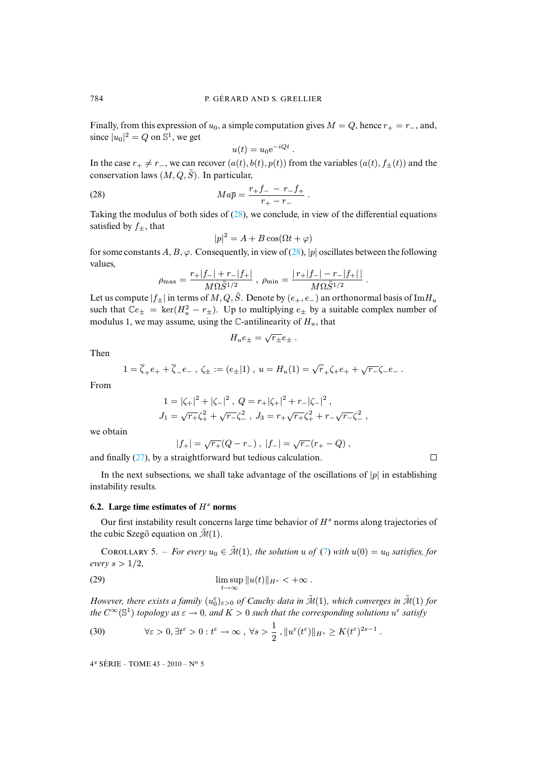Finally, from this expression of $u_0$, a simple computation gives $M = Q$, hence $r_+ = r_-$, and, since $|u_0|^2 = Q$ on $\mathbb{S}^1$, we get

$$u(t) = u_0 \mathrm{e}^{-iQt} .$$

In the case $r_+ \neq r_-$, we can recover $(a(t), b(t), p(t))$ from the variables $(a(t), f_\pm(t))$ and the conservation laws $(M, Q, \tilde{S})$. In particular,

$$M a \overline{p} = \frac{r_+ f_- - r_- f_+}{r_+ - r_-} . \tag{28}$$

Taking the modulus of both sides of (28), we conclude, in view of the differential equations satisfied by $f_\pm$, that

$$|p|^2 = A + B \cos(\Omega t + \varphi)$$

for some constants $A, B, \varphi$. Consequently, in view of (28), $|p|$ oscillates between the following values,

$$\rho_{\max} = \frac{r_+|f_-| + r_-|f_+|}{M \Omega \tilde{S}^{1/2}} \ , \ \rho_{\min} = \frac{|\, r_+|f_-| - r_-|f_+|\,|}{M \Omega \tilde{S}^{1/2}} .$$

Let us compute $|f_\pm|$ in terms of $M, Q, \tilde{S}$. Denote by $(e_+, e_-)$ an orthonormal basis of $\mathrm{Im} H_u$ such that $\mathbb{C} e_\pm = \ker(H_u^2 - r_\pm)$. Up to multiplying $e_\pm$ by a suitable complex number of modulus 1, we may assume, using the $\mathbb{C}$-antilinearity of $H_u$, that

$$H_u e_\pm = \sqrt{r_\pm} e_\pm .$$

Then

$$1 = \overline{\zeta}_+ e_+ + \overline{\zeta}_- e_- \ , \ \zeta_\pm := (e_\pm | 1) \ , \ u = H_u(1) = \sqrt{r}_+ \zeta_+ e_+ + \sqrt{r_-} \zeta_- e_- .$$

From

$$1 = |\zeta_+|^2 + |\zeta_-|^2 \ , \ Q = r_+ |\zeta_+|^2 + r_- |\zeta_-|^2 \ ,$$

$$J_1 = \sqrt{r_+} \zeta_+^2 + \sqrt{r_-} \zeta_-^2 \ , \ J_3 = r_+ \sqrt{r_+} \zeta_+^2 + r_- \sqrt{r_-} \zeta_-^2 \ ,$$

we obtain

$$|f_+| = \sqrt{r_+}(Q - r_-) \ , \ |f_-| = \sqrt{r_-}(r_+ - Q) \ ,$$

and finally (27), by a straightforward but tedious calculation. $\square$

In the next subsections, we shall take advantage of the oscillations of $|p|$ in establishing instability results.

### 6.2. Large time estimates of $H^s$ norms

Our first instability result concerns large time behavior of $H^s$ norms along trajectories of the cubic Szegő equation on $\tilde{\mathcal{M}}(1)$.

Corollary 5. – *For every $u_0 \in \tilde{\mathcal{M}}(1)$, the solution $u$ of (7) with $u(0) = u_0$ satisfies, for every $s > 1/2$,*

$$\limsup_{t \to \infty} \|u(t)\|_{H^s} < +\infty . \tag{29}$$

*However, there exists a family $(u_0^\varepsilon)_{\varepsilon > 0}$ of Cauchy data in $\tilde{\mathcal{M}}(1)$, which converges in $\tilde{\mathcal{M}}(1)$ for the $C^\infty(\mathbb{S}^1)$ topology as $\varepsilon \to 0$, and $K > 0$ such that the corresponding solutions $u^\varepsilon$ satisfy*

$$\forall \varepsilon > 0, \exists t^\varepsilon > 0 : t^\varepsilon \to \infty \ , \ \forall s > \frac{1}{2} \ , \|u^\varepsilon(t^\varepsilon)\|_{H^s} \geq K (t^\varepsilon)^{2s-1} . \tag{30}$$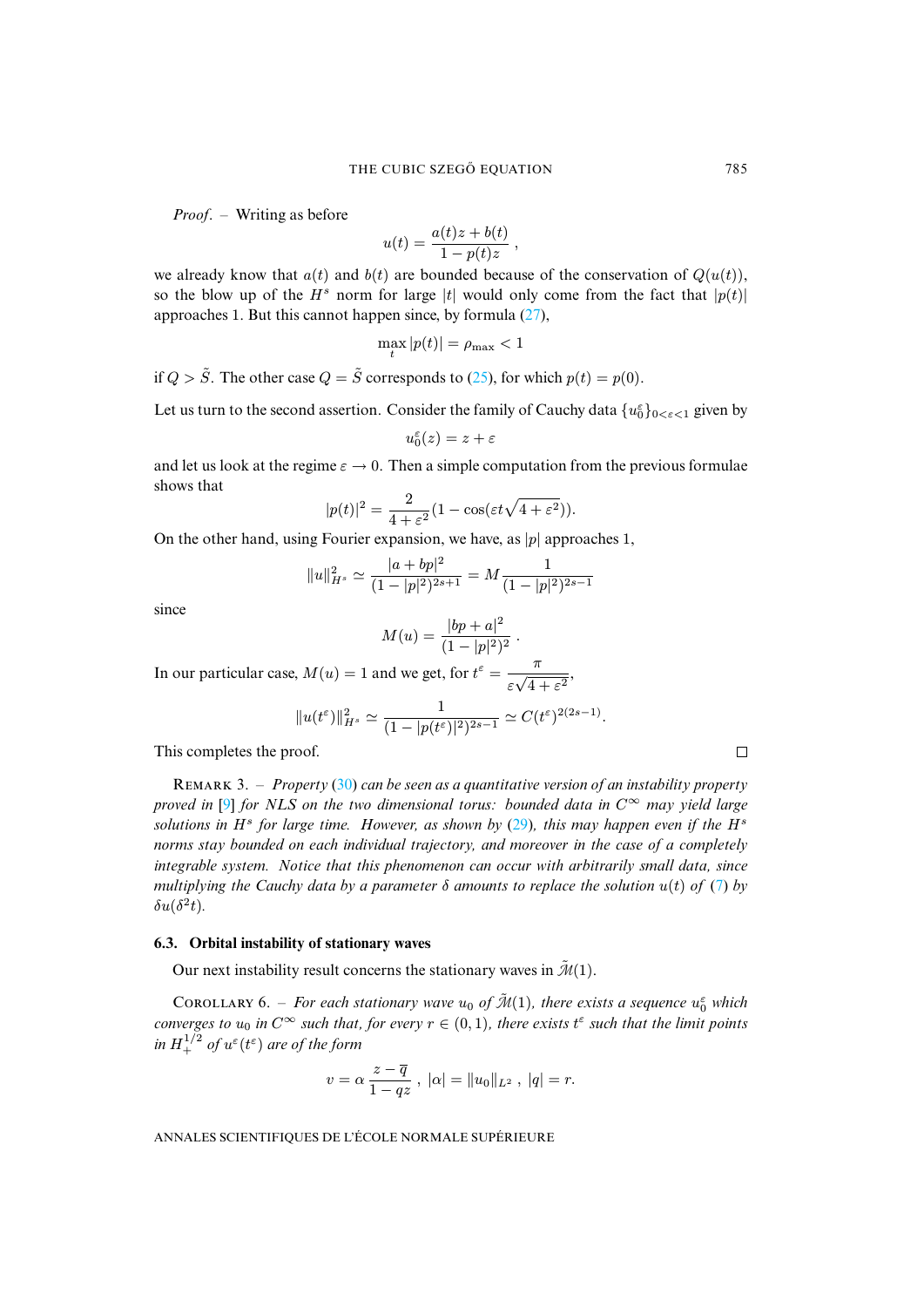*Proof*. – Writing as before

$$u(t) = \frac{a(t)z + b(t)}{1 - p(t)z} \ ,$$

we already know that $a(t)$ and $b(t)$ are bounded because of the conservation of $Q(u(t))$, so the blow up of the $H^s$ norm for large $|t|$ would only come from the fact that $|p(t)|$ approaches 1. But this cannot happen since, by formula (27),

$$\max_t |p(t)| = \rho_{\max} < 1$$

if $Q > \tilde{S}$. The other case $Q = \tilde{S}$ corresponds to (25), for which $p(t) = p(0)$.

Let us turn to the second assertion. Consider the family of Cauchy data $\{u_0^\varepsilon\}_{0<\varepsilon<1}$ given by

$$u_0^\varepsilon(z) = z + \varepsilon$$

and let us look at the regime $\varepsilon \to 0$. Then a simple computation from the previous formulae shows that

$$|p(t)|^2 = \frac{2}{4+\varepsilon^2}(1 - \cos(\varepsilon t\sqrt{4+\varepsilon^2})).$$

On the other hand, using Fourier expansion, we have, as $|p|$ approaches 1,

$$\|u\|_{H^s}^2 \simeq \frac{|a+bp|^2}{(1-|p|^2)^{2s+1}} = M\frac{1}{(1-|p|^2)^{2s-1}}$$

since

$$M(u) = \frac{|bp+a|^2}{(1-|p|^2)^2} \ .$$

In our particular case, $M(u) = 1$ and we get, for $t^\varepsilon = \dfrac{\pi}{\varepsilon\sqrt{4+\varepsilon^2}}$,

$$\|u(t^\varepsilon)\|_{H^s}^2 \simeq \frac{1}{(1-|p(t^\varepsilon)|^2)^{2s-1}} \simeq C(t^\varepsilon)^{2(2s-1)}.$$

This completes the proof. □

Remark 3. – *Property (30) can be seen as a quantitative version of an instability property proved in [9] for NLS on the two dimensional torus: bounded data in $C^\infty$ may yield large solutions in $H^s$ for large time. However, as shown by (29), this may happen even if the $H^s$ norms stay bounded on each individual trajectory, and moreover in the case of a completely integrable system. Notice that this phenomenon can occur with arbitrarily small data, since multiplying the Cauchy data by a parameter $\delta$ amounts to replace the solution $u(t)$ of (7) by $\delta u(\delta^2 t)$.*

### 6.3. Orbital instability of stationary waves

Our next instability result concerns the stationary waves in $\tilde{\mathcal{M}}(1)$.

Corollary 6. – *For each stationary wave $u_0$ of $\tilde{\mathcal{M}}(1)$, there exists a sequence $u_0^\varepsilon$ which converges to $u_0$ in $C^\infty$ such that, for every $r \in (0,1)$, there exists $t^\varepsilon$ such that the limit points in $H^{1/2}_+$ of $u^\varepsilon(t^\varepsilon)$ are of the form*

$$v = \alpha\,\frac{z - \overline{q}}{1 - qz} \ , \ |\alpha| = \|u_0\|_{L^2} \ , \ |q| = r.$$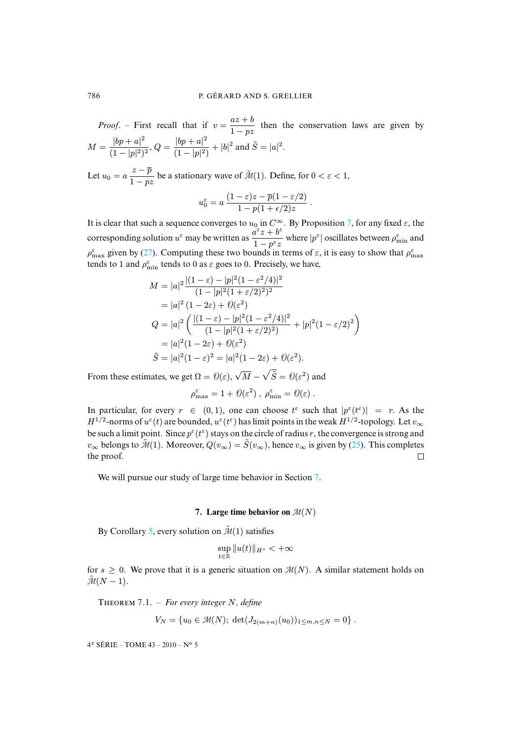*Proof*. – First recall that if $v = \dfrac{az+b}{1-pz}$ then the conservation laws are given by $M = \dfrac{|bp+a|^2}{(1-|p|^2)^2}$, $Q = \dfrac{|bp+a|^2}{(1-|p|^2)} + |b|^2$ and $\tilde{S} = |a|^2$.

Let $u_0 = a\,\dfrac{z-\overline{p}}{1-pz}$ be a stationary wave of $\tilde{\mathcal{M}}(1)$. Define, for $0 < \varepsilon < 1$,

$$u_0^\varepsilon = a\,\frac{(1-\varepsilon)z - \overline{p}(1-\varepsilon/2)}{1-p(1+\epsilon/2)z}\ .$$

It is clear that such a sequence converges to $u_0$ in $C^\infty$. By Proposition 7, for any fixed $\varepsilon$, the corresponding solution $u^\varepsilon$ may be written as $\dfrac{a^\varepsilon z + b^\varepsilon}{1-p^\varepsilon z}$ where $|p^\varepsilon|$ oscillates between $\rho^\varepsilon_{\min}$ and $\rho^\varepsilon_{\max}$ given by (27). Computing these two bounds in terms of $\varepsilon$, it is easy to show that $\rho^\varepsilon_{\max}$ tends to 1 and $\rho^\varepsilon_{\min}$ tends to 0 as $\varepsilon$ goes to 0. Precisely, we have,

$$\begin{aligned}
M &= |a|^2 \frac{|(1-\varepsilon) - |p|^2(1-\varepsilon^2/4)|^2}{(1-|p|^2(1+\varepsilon/2)^2)^2} \\
&= |a|^2\,(1-2\varepsilon) + \mathcal{O}(\varepsilon^2) \\
Q &= |a|^2 \left( \frac{|(1-\varepsilon) - |p|^2(1-\varepsilon^2/4)|^2}{(1-|p|^2(1+\varepsilon/2)^2)} + |p|^2(1-\varepsilon/2)^2 \right) \\
&= |a|^2(1-2\varepsilon) + \mathcal{O}(\varepsilon^2) \\
\tilde{S} &= |a|^2(1-\varepsilon)^2 = |a|^2(1-2\varepsilon) + \mathcal{O}(\varepsilon^2).
\end{aligned}$$

From these estimates, we get $\Omega = \mathcal{O}(\varepsilon)$, $\sqrt{M} - \sqrt{\tilde{S}} = \mathcal{O}(\varepsilon^2)$ and

$$\rho^\varepsilon_{\max} = 1 + \mathcal{O}(\varepsilon^2)\ ,\ \rho^\varepsilon_{\min} = \mathcal{O}(\varepsilon)\ .$$

In particular, for every $r \in (0,1)$, one can choose $t^\varepsilon$ such that $|p^\varepsilon(t^\varepsilon)| = r$. As the $H^{1/2}$-norms of $u^\varepsilon(t)$ are bounded, $u^\varepsilon(t^\varepsilon)$ has limit points in the weak $H^{1/2}$-topology. Let $v_\infty$ be such a limit point. Since $p^\varepsilon(t^\varepsilon)$ stays on the circle of radius $r$, the convergence is strong and $v_\infty$ belongs to $\tilde{\mathcal{M}}(1)$. Moreover, $Q(v_\infty) = \tilde{S}(v_\infty)$, hence $v_\infty$ is given by (25). This completes the proof. $\square$

We will pursue our study of large time behavior in Section 7.

## 7. Large time behavior on $\mathcal{M}(N)$

By Corollary 5, every solution on $\tilde{\mathcal{M}}(1)$ satisfies

$$\sup_{t\in\mathbb{R}} \|u(t)\|_{H^s} < +\infty$$

for $s \geq 0$. We prove that it is a generic situation on $\mathcal{M}(N)$. A similar statement holds on $\tilde{\mathcal{M}}(N-1)$.

THEOREM 7.1. – *For every integer $N$, define*

$$V_N = \{u_0 \in \mathcal{M}(N);\ \det(J_{2(m+n)}(u_0))_{1\leq m,n\leq N} = 0\}\ .$$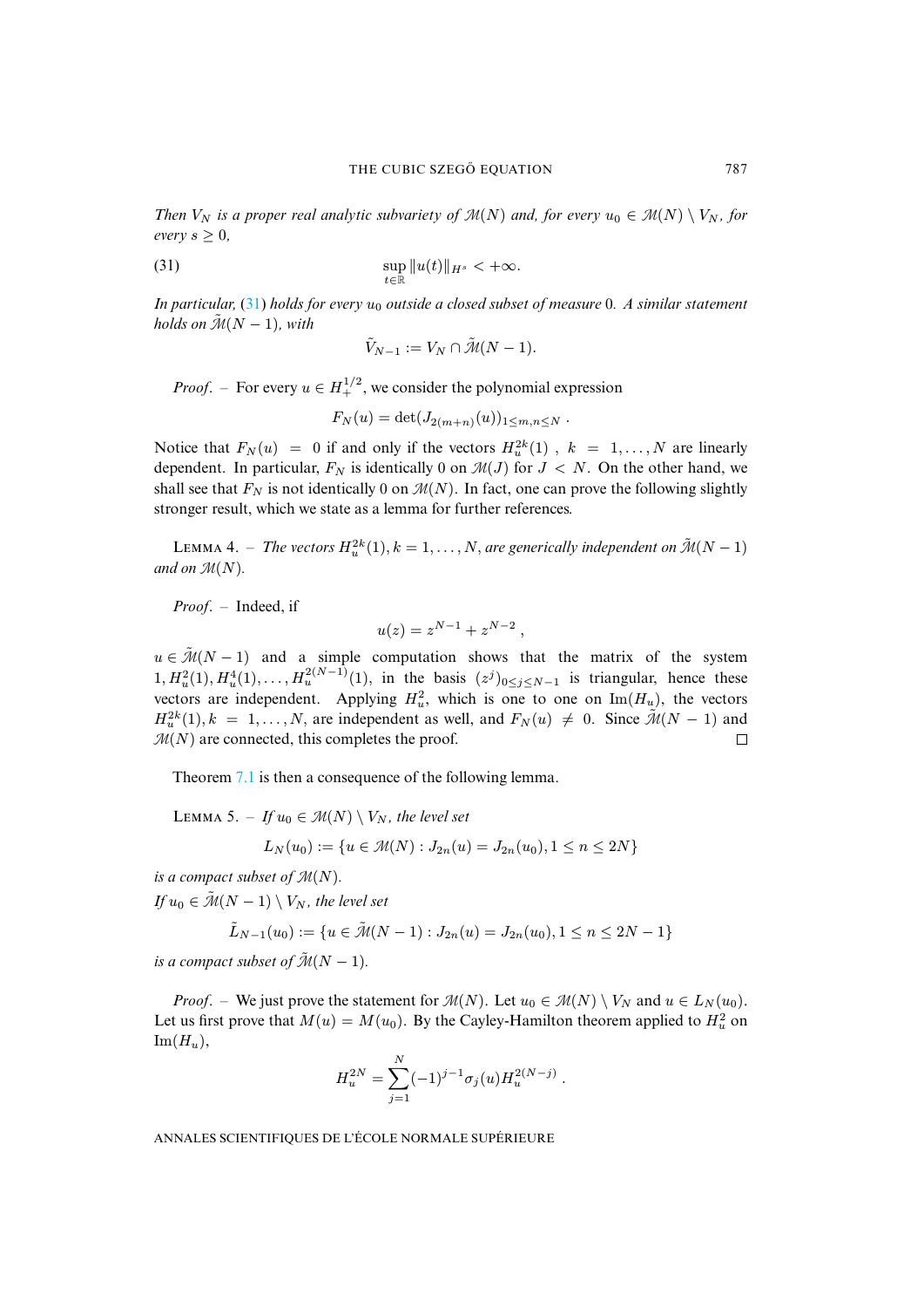*Then $V_N$ is a proper real analytic subvariety of $\mathcal{M}(N)$ and, for every $u_0 \in \mathcal{M}(N) \setminus V_N$, for every $s \geq 0$,*

$$\sup_{t\in\mathbb{R}} \|u(t)\|_{H^s} < +\infty. \tag{31}$$

*In particular, (31) holds for every $u_0$ outside a closed subset of measure 0. A similar statement holds on $\tilde{\mathcal{M}}(N-1)$, with*

$$\tilde{V}_{N-1} := V_N \cap \tilde{\mathcal{M}}(N-1).$$

*Proof*. – For every $u \in H^{1/2}_+$, we consider the polynomial expression

$$F_N(u) = \det(J_{2(m+n)}(u))_{1\leq m,n\leq N} \ .$$

Notice that $F_N(u) = 0$ if and only if the vectors $H_u^{2k}(1)$ , $k = 1,\dots,N$ are linearly dependent. In particular, $F_N$ is identically 0 on $\mathcal{M}(J)$ for $J < N$. On the other hand, we shall see that $F_N$ is not identically 0 on $\mathcal{M}(N)$. In fact, one can prove the following slightly stronger result, which we state as a lemma for further references.

Lemma 4. – *The vectors $H_u^{2k}(1), k = 1,\dots,N$, are generically independent on $\tilde{\mathcal{M}}(N-1)$ and on $\mathcal{M}(N)$.*

*Proof*. – Indeed, if

$$u(z) = z^{N-1} + z^{N-2}\ ,$$

$u \in \tilde{\mathcal{M}}(N-1)$ and a simple computation shows that the matrix of the system $1, H_u^2(1), H_u^4(1),\dots, H_u^{2(N-1)}(1)$, in the basis $(z^j)_{0\leq j\leq N-1}$ is triangular, hence these vectors are independent. Applying $H_u^2$, which is one to one on $\operatorname{Im}(H_u)$, the vectors $H_u^{2k}(1), k = 1,\dots,N$, are independent as well, and $F_N(u) \neq 0$. Since $\tilde{\mathcal{M}}(N-1)$ and $\mathcal{M}(N)$ are connected, this completes the proof. □

Theorem 7.1 is then a consequence of the following lemma.

Lemma 5. – *If $u_0 \in \mathcal{M}(N) \setminus V_N$, the level set*

$$L_N(u_0) := \{u \in \mathcal{M}(N) : J_{2n}(u) = J_{2n}(u_0), 1 \leq n \leq 2N\}$$

*is a compact subset of $\mathcal{M}(N)$.*
*If $u_0 \in \tilde{\mathcal{M}}(N-1) \setminus V_N$, the level set*

$$\tilde{L}_{N-1}(u_0) := \{u \in \tilde{\mathcal{M}}(N-1) : J_{2n}(u) = J_{2n}(u_0), 1 \leq n \leq 2N-1\}$$

*is a compact subset of $\tilde{\mathcal{M}}(N-1)$.*

*Proof*. – We just prove the statement for $\mathcal{M}(N)$. Let $u_0 \in \mathcal{M}(N) \setminus V_N$ and $u \in L_N(u_0)$. Let us first prove that $M(u) = M(u_0)$. By the Cayley-Hamilton theorem applied to $H_u^2$ on $\operatorname{Im}(H_u)$,

$$H_u^{2N} = \sum_{j=1}^{N} (-1)^{j-1}\sigma_j(u) H_u^{2(N-j)}\ .$$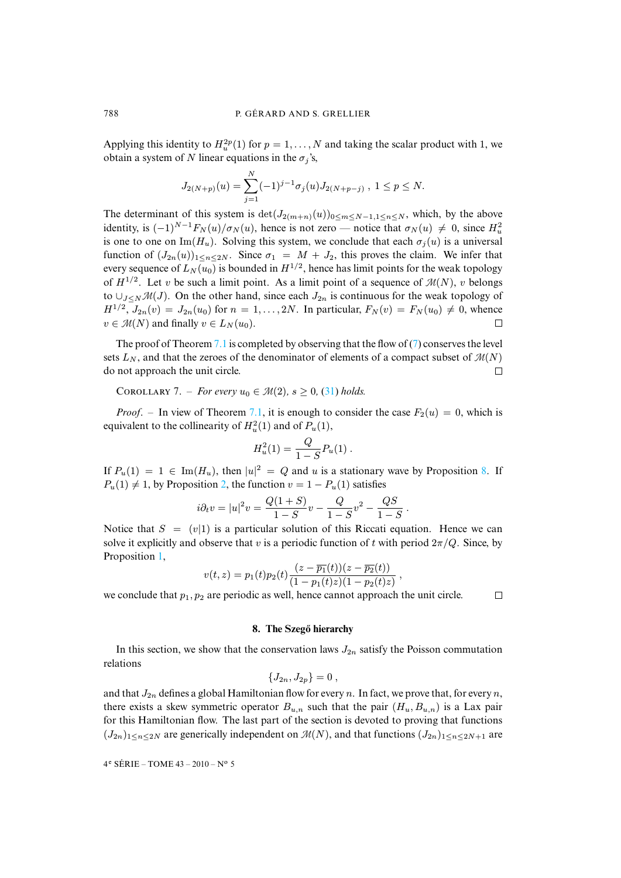Applying this identity to $H_u^{2p}(1)$ for $p = 1, \dots, N$ and taking the scalar product with 1, we obtain a system of $N$ linear equations in the $\sigma_j$'s,

$$J_{2(N+p)}(u) = \sum_{j=1}^{N} (-1)^{j-1} \sigma_j(u) J_{2(N+p-j)} \ , \ 1 \le p \le N.$$

The determinant of this system is $\det(J_{2(m+n)}(u))_{0 \le m \le N-1, 1 \le n \le N}$, which, by the above identity, is $(-1)^{N-1} F_N(u)/\sigma_N(u)$, hence is not zero — notice that $\sigma_N(u) \neq 0$, since $H_u^2$ is one to one on $\operatorname{Im}(H_u)$. Solving this system, we conclude that each $\sigma_j(u)$ is a universal function of $(J_{2n}(u))_{1 \le n \le 2N}$. Since $\sigma_1 = M + J_2$, this proves the claim. We infer that every sequence of $L_N(u_0)$ is bounded in $H^{1/2}$, hence has limit points for the weak topology of $H^{1/2}$. Let $v$ be such a limit point. As a limit point of a sequence of $\mathcal{M}(N)$, $v$ belongs to $\cup_{J \le N} \mathcal{M}(J)$. On the other hand, since each $J_{2n}$ is continuous for the weak topology of $H^{1/2}$, $J_{2n}(v) = J_{2n}(u_0)$ for $n = 1, \dots, 2N$. In particular, $F_N(v) = F_N(u_0) \neq 0$, whence $v \in \mathcal{M}(N)$ and finally $v \in L_N(u_0)$. □

The proof of Theorem 7.1 is completed by observing that the flow of (7) conserves the level sets $L_N$, and that the zeroes of the denominator of elements of a compact subset of $\mathcal{M}(N)$ do not approach the unit circle. □

COROLLARY 7. – *For every $u_0 \in \mathcal{M}(2)$, $s \ge 0$, (31) holds.*

*Proof.* – In view of Theorem 7.1, it is enough to consider the case $F_2(u) = 0$, which is equivalent to the collinearity of $H_u^2(1)$ and of $P_u(1)$,

$$H_u^2(1) = \frac{Q}{1-S} P_u(1) \ .$$

If $P_u(1) = 1 \in \operatorname{Im}(H_u)$, then $|u|^2 = Q$ and $u$ is a stationary wave by Proposition 8. If $P_u(1) \neq 1$, by Proposition 2, the function $v = 1 - P_u(1)$ satisfies

$$i\partial_t v = |u|^2 v = \frac{Q(1+S)}{1-S} v - \frac{Q}{1-S} v^2 - \frac{QS}{1-S} \ .$$

Notice that $S = (v|1)$ is a particular solution of this Riccati equation. Hence we can solve it explicitly and observe that $v$ is a periodic function of $t$ with period $2\pi/Q$. Since, by Proposition 1,

$$v(t,z) = p_1(t) p_2(t) \frac{(z - \overline{p_1}(t))(z - \overline{p_2}(t))}{(1 - p_1(t)z)(1 - p_2(t)z)} \ ,$$

we conclude that $p_1, p_2$ are periodic as well, hence cannot approach the unit circle. □

## 8. The Szegő hierarchy

In this section, we show that the conservation laws $J_{2n}$ satisfy the Poisson commutation relations

$$\{J_{2n}, J_{2p}\} = 0 \ ,$$

and that $J_{2n}$ defines a global Hamiltonian flow for every $n$. In fact, we prove that, for every $n$, there exists a skew symmetric operator $B_{u,n}$ such that the pair $(H_u, B_{u,n})$ is a Lax pair for this Hamiltonian flow. The last part of the section is devoted to proving that functions $(J_{2n})_{1 \le n \le 2N}$ are generically independent on $\mathcal{M}(N)$, and that functions $(J_{2n})_{1 \le n \le 2N+1}$ are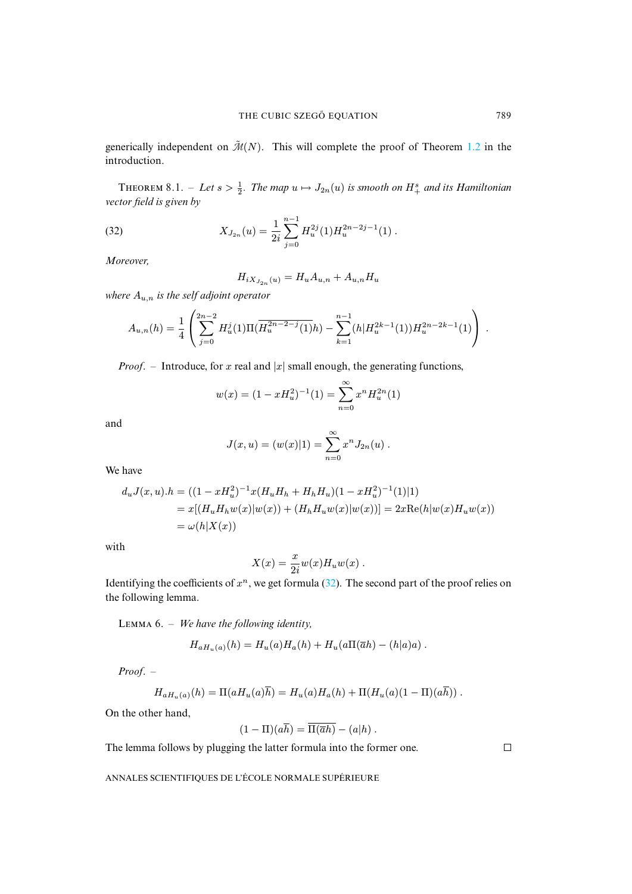generically independent on $\tilde{\mathcal{M}}(N)$. This will complete the proof of Theorem 1.2 in the introduction.

THEOREM 8.1. – *Let $s > \frac{1}{2}$. The map $u \mapsto J_{2n}(u)$ is smooth on $H^s_+$ and its Hamiltonian vector field is given by*

$$X_{J_{2n}}(u) = \frac{1}{2i} \sum_{j=0}^{n-1} H_u^{2j}(1) H_u^{2n-2j-1}(1) \,. \tag{32}$$

*Moreover,*

$$H_{iX_{J_{2n}}(u)} = H_u A_{u,n} + A_{u,n} H_u$$

*where $A_{u,n}$ is the self adjoint operator*

$$A_{u,n}(h) = \frac{1}{4} \left( \sum_{j=0}^{2n-2} H_u^j(1) \Pi(\overline{H_u^{2n-2-j}(1)} h) - \sum_{k=1}^{n-1} (h | H_u^{2k-1}(1)) H_u^{2n-2k-1}(1) \right) .$$

*Proof*. – Introduce, for $x$ real and $|x|$ small enough, the generating functions,

$$w(x) = (1 - x H_u^2)^{-1}(1) = \sum_{n=0}^{\infty} x^n H_u^{2n}(1)$$

and

$$J(x, u) = (w(x)|1) = \sum_{n=0}^{\infty} x^n J_{2n}(u) \,.$$

We have

$$\begin{aligned}
d_u J(x, u).h &= ((1 - x H_u^2)^{-1} x (H_u H_h + H_h H_u)(1 - x H_u^2)^{-1}(1)|1) \\
&= x[(H_u H_h w(x)|w(x)) + (H_h H_u w(x)|w(x))] = 2x \mathrm{Re}(h|w(x) H_u w(x)) \\
&= \omega(h|X(x))
\end{aligned}$$

with

$$X(x) = \frac{x}{2i} w(x) H_u w(x) \,.$$

Identifying the coefficients of $x^n$, we get formula (32). The second part of the proof relies on the following lemma.

LEMMA 6. – *We have the following identity,*

$$H_{a H_u(a)}(h) = H_u(a) H_a(h) + H_u(a \Pi(\overline{a} h) - (h|a) a) \,.$$

*Proof*. –

$$H_{a H_u(a)}(h) = \Pi(a H_u(a) \overline{h}) = H_u(a) H_a(h) + \Pi(H_u(a)(1 - \Pi)(a \overline{h})) \,.$$

On the other hand,

$$(1 - \Pi)(a \overline{h}) = \overline{\Pi(\overline{a} h)} - (a|h) \,.$$

The lemma follows by plugging the latter formula into the former one. $\square$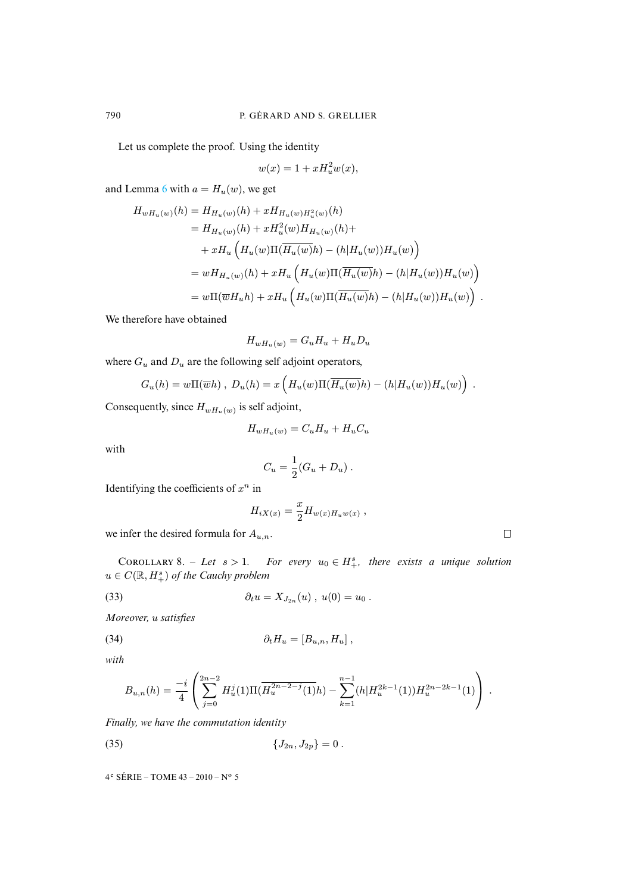Let us complete the proof. Using the identity

$$w(x) = 1 + xH_u^2 w(x),$$

and Lemma 6 with $a = H_u(w)$, we get

$$\begin{aligned}
H_{wH_u(w)}(h) &= H_{H_u(w)}(h) + xH_{H_u(w)H_u^2(w)}(h) \\
&= H_{H_u(w)}(h) + xH_u^2(w)H_{H_u(w)}(h) + \\
&\quad + xH_u\left(H_u(w)\Pi(\overline{H_u(w)}h) - (h|H_u(w))H_u(w)\right) \\
&= wH_{H_u(w)}(h) + xH_u\left(H_u(w)\Pi(\overline{H_u(w)}h) - (h|H_u(w))H_u(w)\right) \\
&= w\Pi(\overline{w}H_u h) + xH_u\left(H_u(w)\Pi(\overline{H_u(w)}h) - (h|H_u(w))H_u(w)\right) .
\end{aligned}$$

We therefore have obtained

$$H_{wH_u(w)} = G_u H_u + H_u D_u$$

where $G_u$ and $D_u$ are the following self adjoint operators,

$$G_u(h) = w\Pi(\overline{w}h)\ ,\ D_u(h) = x\left(H_u(w)\Pi(\overline{H_u(w)}h) - (h|H_u(w))H_u(w)\right) .$$

Consequently, since $H_{wH_u(w)}$ is self adjoint,

$$H_{wH_u(w)} = C_u H_u + H_u C_u$$

with

$$C_u = \frac{1}{2}(G_u + D_u) .$$

Identifying the coefficients of $x^n$ in

$$H_{iX(x)} = \frac{x}{2}H_{w(x)H_u w(x)}\ ,$$

we infer the desired formula for $A_{u,n}$. □

Corollary 8. – *Let $s > 1$. For every $u_0 \in H^s_+$, there exists a unique solution $u \in C(\mathbb{R}, H^s_+)$ of the Cauchy problem*

$$\partial_t u = X_{J_{2n}}(u)\ ,\ u(0) = u_0\ . \tag{33}$$

*Moreover, $u$ satisfies*

$$\partial_t H_u = [B_{u,n}, H_u]\ , \tag{34}$$

*with*

$$B_{u,n}(h) = \frac{-i}{4}\left(\sum_{j=0}^{2n-2} H_u^j(1)\Pi(\overline{H_u^{2n-2-j}(1)}h) - \sum_{k=1}^{n-1}(h|H_u^{2k-1}(1))H_u^{2n-2k-1}(1)\right) .$$

*Finally, we have the commutation identity*

$$\{J_{2n}, J_{2p}\} = 0\ . \tag{35}$$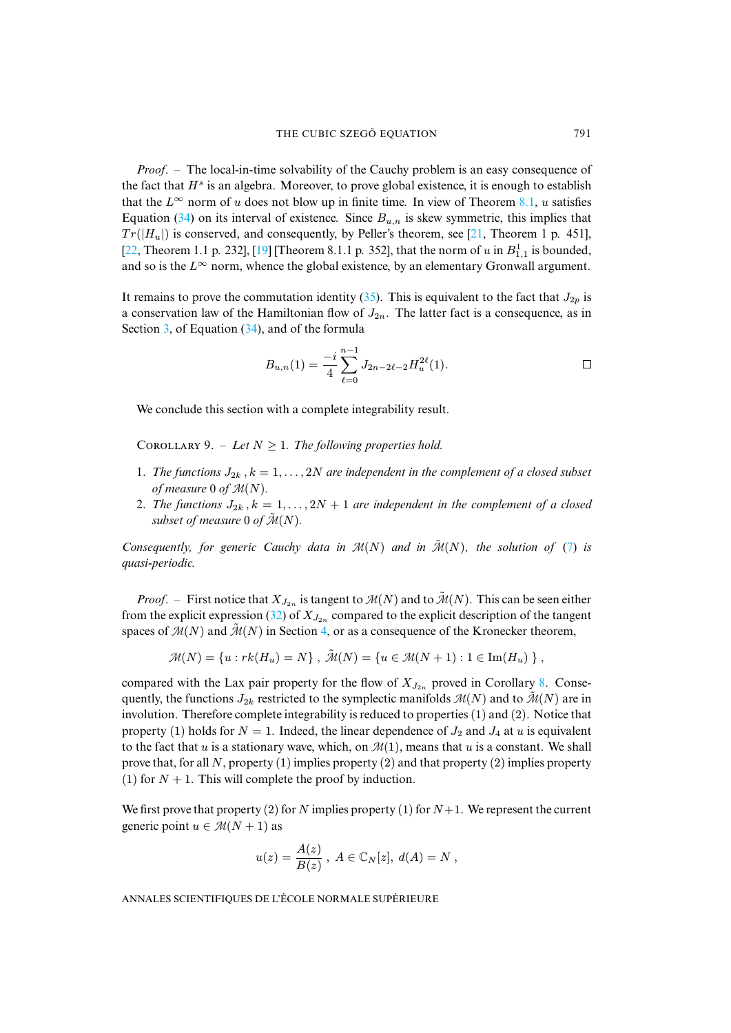*Proof*. – The local-in-time solvability of the Cauchy problem is an easy consequence of the fact that $H^s$ is an algebra. Moreover, to prove global existence, it is enough to establish that the $L^\infty$ norm of $u$ does not blow up in finite time. In view of Theorem 8.1, $u$ satisfies Equation (34) on its interval of existence. Since $B_{u,n}$ is skew symmetric, this implies that $Tr(|H_u|)$ is conserved, and consequently, by Peller's theorem, see [21, Theorem 1 p. 451], [22, Theorem 1.1 p. 232], [19] [Theorem 8.1.1 p. 352], that the norm of $u$ in $B^1_{1,1}$ is bounded, and so is the $L^\infty$ norm, whence the global existence, by an elementary Gronwall argument.

It remains to prove the commutation identity (35). This is equivalent to the fact that $J_{2p}$ is a conservation law of the Hamiltonian flow of $J_{2n}$. The latter fact is a consequence, as in Section 3, of Equation (34), and of the formula

$$B_{u,n}(1) = \frac{-i}{4}\sum_{\ell=0}^{n-1} J_{2n-2\ell-2}H_u^{2\ell}(1).$$

□

We conclude this section with a complete integrability result.

Corollary 9. – *Let $N \geq 1$. The following properties hold.*

1. *The functions $J_{2k}\,, k = 1, \dots, 2N$ are independent in the complement of a closed subset of measure 0 of $\mathcal{M}(N)$.*
2. *The functions $J_{2k}\,, k = 1, \dots, 2N+1$ are independent in the complement of a closed subset of measure 0 of $\tilde{\mathcal{M}}(N)$.*

*Consequently, for generic Cauchy data in $\mathcal{M}(N)$ and in $\tilde{\mathcal{M}}(N)$, the solution of (7) is quasi-periodic.*

*Proof*. – First notice that $X_{J_{2n}}$ is tangent to $\mathcal{M}(N)$ and to $\tilde{\mathcal{M}}(N)$. This can be seen either from the explicit expression (32) of $X_{J_{2n}}$ compared to the explicit description of the tangent spaces of $\mathcal{M}(N)$ and $\tilde{\mathcal{M}}(N)$ in Section 4, or as a consequence of the Kronecker theorem,

$$\mathcal{M}(N) = \{u : rk(H_u) = N\}\ ,\ \tilde{\mathcal{M}}(N) = \{u \in \mathcal{M}(N+1) : 1 \in \mathrm{Im}(H_u)\ \}\ ,$$

compared with the Lax pair property for the flow of $X_{J_{2n}}$ proved in Corollary 8. Consequently, the functions $J_{2k}$ restricted to the symplectic manifolds $\mathcal{M}(N)$ and to $\tilde{\mathcal{M}}(N)$ are in involution. Therefore complete integrability is reduced to properties (1) and (2). Notice that property (1) holds for $N = 1$. Indeed, the linear dependence of $J_2$ and $J_4$ at $u$ is equivalent to the fact that $u$ is a stationary wave, which, on $\mathcal{M}(1)$, means that $u$ is a constant. We shall prove that, for all $N$, property (1) implies property (2) and that property (2) implies property (1) for $N + 1$. This will complete the proof by induction.

We first prove that property (2) for $N$ implies property (1) for $N+1$. We represent the current generic point $u \in \mathcal{M}(N + 1)$ as

$$u(z) = \frac{A(z)}{B(z)}\ ,\ A \in \mathbb{C}_N[z],\ d(A) = N\ ,$$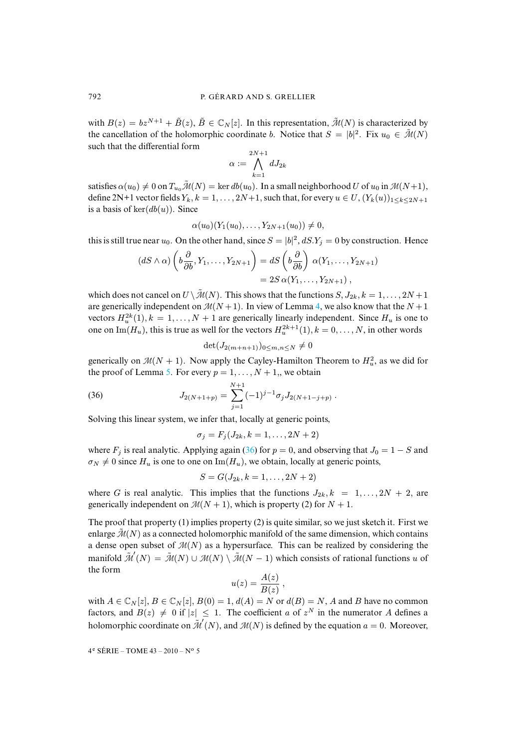with $B(z) = bz^{N+1} + \tilde{B}(z)$, $\tilde{B} \in \mathbb{C}_N[z]$. In this representation, $\tilde{\mathcal{M}}(N)$ is characterized by the cancellation of the holomorphic coordinate $b$. Notice that $S = |b|^2$. Fix $u_0 \in \tilde{\mathcal{M}}(N)$ such that the differential form

$$\alpha := \bigwedge_{k=1}^{2N+1} dJ_{2k}$$

satisfies $\alpha(u_0) \neq 0$ on $T_{u_0}\tilde{\mathcal{M}}(N) = \ker db(u_0)$. In a small neighborhood $U$ of $u_0$ in $\mathcal{M}(N+1)$, define 2N+1 vector fields $Y_k$, $k = 1, \dots, 2N+1$, such that, for every $u \in U$, $(Y_k(u))_{1 \le k \le 2N+1}$ is a basis of $\ker(db(u))$. Since

$$\alpha(u_0)(Y_1(u_0), \dots, Y_{2N+1}(u_0)) \neq 0,$$

this is still true near $u_0$. On the other hand, since $S = |b|^2$, $dS.Y_j = 0$ by construction. Hence

$$\begin{aligned}(dS \wedge \alpha)\left(b\frac{\partial}{\partial b}, Y_1, \dots, Y_{2N+1}\right) &= dS\left(b\frac{\partial}{\partial b}\right)\, \alpha(Y_1, \dots, Y_{2N+1}) \\ &= 2S\, \alpha(Y_1, \dots, Y_{2N+1}),\end{aligned}$$

which does not cancel on $U \setminus \tilde{\mathcal{M}}(N)$. This shows that the functions $S, J_{2k}, k = 1, \dots, 2N+1$ are generically independent on $\mathcal{M}(N+1)$. In view of Lemma 4, we also know that the $N+1$ vectors $H_u^{2k}(1)$, $k = 1, \dots, N+1$ are generically linearly independent. Since $H_u$ is one to one on $\mathrm{Im}(H_u)$, this is true as well for the vectors $H_u^{2k+1}(1)$, $k = 0, \dots, N$, in other words

$$\det(J_{2(m+n+1)})_{0 \le m,n \le N} \neq 0$$

generically on $\mathcal{M}(N+1)$. Now apply the Cayley-Hamilton Theorem to $H_u^2$, as we did for the proof of Lemma 5. For every $p = 1, \dots, N+1$,, we obtain

$$J_{2(N+1+p)} = \sum_{j=1}^{N+1} (-1)^{j-1} \sigma_j J_{2(N+1-j+p)}\ . \tag{36}$$

Solving this linear system, we infer that, locally at generic points,

$$\sigma_j = F_j(J_{2k}, k = 1, \dots, 2N+2)$$

where $F_j$ is real analytic. Applying again (36) for $p = 0$, and observing that $J_0 = 1 - S$ and $\sigma_N \neq 0$ since $H_u$ is one to one on $\mathrm{Im}(H_u)$, we obtain, locally at generic points,

$$S = G(J_{2k}, k = 1, \dots, 2N+2)$$

where $G$ is real analytic. This implies that the functions $J_{2k}, k = 1, \dots, 2N+2$, are generically independent on $\mathcal{M}(N+1)$, which is property (2) for $N+1$.

The proof that property (1) implies property (2) is quite similar, so we just sketch it. First we enlarge $\tilde{\mathcal{M}}(N)$ as a connected holomorphic manifold of the same dimension, which contains a dense open subset of $\mathcal{M}(N)$ as a hypersurface. This can be realized by considering the manifold $\tilde{\mathcal{M}}'(N) = \tilde{\mathcal{M}}(N) \cup \mathcal{M}(N) \setminus \tilde{\mathcal{M}}(N-1)$ which consists of rational functions $u$ of the form

$$u(z) = \frac{A(z)}{B(z)}\ ,$$

with $A \in \mathbb{C}_N[z]$, $B \in \mathbb{C}_N[z]$, $B(0) = 1$, $d(A) = N$ or $d(B) = N$, $A$ and $B$ have no common factors, and $B(z) \neq 0$ if $|z| \le 1$. The coefficient $a$ of $z^N$ in the numerator $A$ defines a holomorphic coordinate on $\tilde{\mathcal{M}}'(N)$, and $\mathcal{M}(N)$ is defined by the equation $a = 0$. Moreover,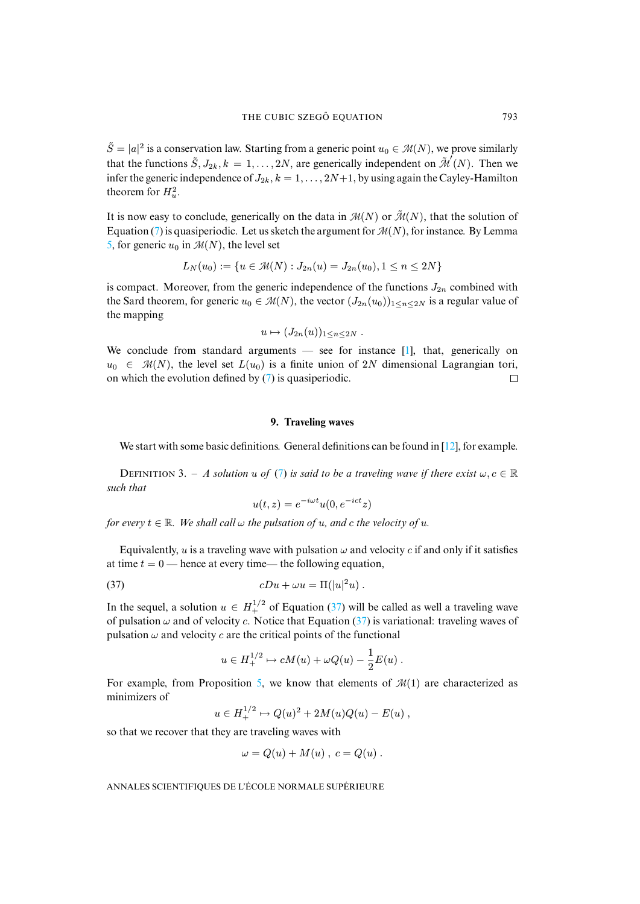$\tilde{S} = |a|^2$ is a conservation law. Starting from a generic point $u_0 \in \mathcal{M}(N)$, we prove similarly that the functions $\tilde{S}, J_{2k}, k = 1, \dots, 2N$, are generically independent on $\tilde{\mathcal{M}}'(N)$. Then we infer the generic independence of $J_{2k}, k = 1, \dots, 2N+1$, by using again the Cayley-Hamilton theorem for $H_u^2$.

It is now easy to conclude, generically on the data in $\mathcal{M}(N)$ or $\tilde{\mathcal{M}}(N)$, that the solution of Equation (7) is quasiperiodic. Let us sketch the argument for $\mathcal{M}(N)$, for instance. By Lemma 5, for generic $u_0$ in $\mathcal{M}(N)$, the level set

$$L_N(u_0) := \{u \in \mathcal{M}(N) : J_{2n}(u) = J_{2n}(u_0), 1 \leq n \leq 2N\}$$

is compact. Moreover, from the generic independence of the functions $J_{2n}$ combined with the Sard theorem, for generic $u_0 \in \mathcal{M}(N)$, the vector $(J_{2n}(u_0))_{1 \leq n \leq 2N}$ is a regular value of the mapping

$$u \mapsto (J_{2n}(u))_{1 \leq n \leq 2N} \, .$$

We conclude from standard arguments — see for instance [1], that, generically on $u_0 \in \mathcal{M}(N)$, the level set $L(u_0)$ is a finite union of $2N$ dimensional Lagrangian tori, on which the evolution defined by (7) is quasiperiodic. □

## 9. Traveling waves

We start with some basic definitions. General definitions can be found in [12], for example.

Definition 3. – *A solution $u$ of (7) is said to be a traveling wave if there exist $\omega, c \in \mathbb{R}$ such that*

$$u(t, z) = e^{-i\omega t} u(0, e^{-ict} z)$$

*for every $t \in \mathbb{R}$. We shall call $\omega$ the pulsation of $u$, and $c$ the velocity of $u$.*

Equivalently, $u$ is a traveling wave with pulsation $\omega$ and velocity $c$ if and only if it satisfies at time $t = 0$ — hence at every time— the following equation,

$$cDu + \omega u = \Pi(|u|^2 u) \, . \tag{37}$$

In the sequel, a solution $u \in H_+^{1/2}$ of Equation (37) will be called as well a traveling wave of pulsation $\omega$ and of velocity $c$. Notice that Equation (37) is variational: traveling waves of pulsation $\omega$ and velocity $c$ are the critical points of the functional

$$u \in H_+^{1/2} \mapsto cM(u) + \omega Q(u) - \frac{1}{2} E(u) \, .$$

For example, from Proposition 5, we know that elements of $\mathcal{M}(1)$ are characterized as minimizers of

$$u \in H_+^{1/2} \mapsto Q(u)^2 + 2M(u)Q(u) - E(u) \, ,$$

so that we recover that they are traveling waves with

$$\omega = Q(u) + M(u) \, , \; c = Q(u) \, .$$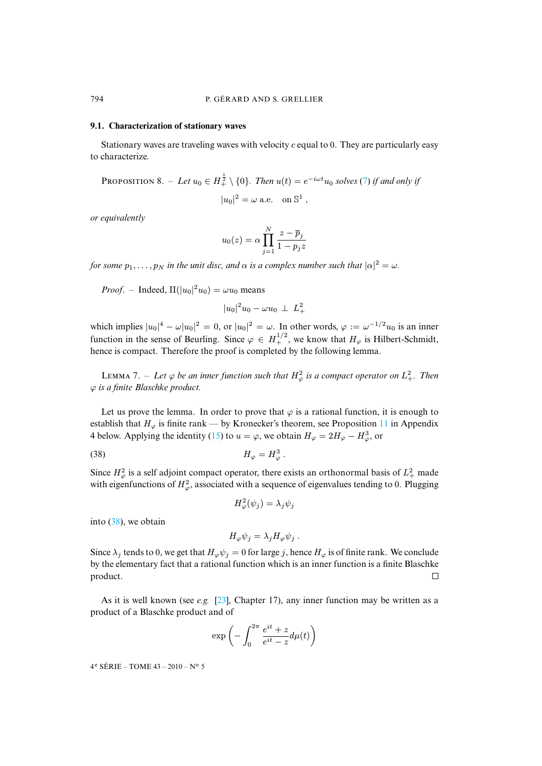### 9.1. Characterization of stationary waves

Stationary waves are traveling waves with velocity $c$ equal to 0. They are particularly easy to characterize.

Proposition 8. – *Let $u_0 \in H^{\frac{1}{2}}_+ \setminus \{0\}$. Then $u(t) = e^{-i\omega t} u_0$ solves (7) if and only if*

$$|u_0|^2 = \omega \text{ a.e.} \quad \text{on } \mathbb{S}^1 ,$$

*or equivalently*

$$u_0(z) = \alpha \prod_{j=1}^{N} \frac{z - \overline{p}_j}{1 - p_j z}$$

*for some $p_1, \dots, p_N$ in the unit disc, and $\alpha$ is a complex number such that $|\alpha|^2 = \omega$.*

*Proof*. – Indeed, $\Pi(|u_0|^2 u_0) = \omega u_0$ means

$$|u_0|^2 u_0 - \omega u_0 \ \perp \ L^2_+$$

which implies $|u_0|^4 - \omega |u_0|^2 = 0$, or $|u_0|^2 = \omega$. In other words, $\varphi := \omega^{-1/2} u_0$ is an inner function in the sense of Beurling. Since $\varphi \in H^{1/2}_+$, we know that $H_\varphi$ is Hilbert-Schmidt, hence is compact. Therefore the proof is completed by the following lemma.

Lemma 7. – *Let $\varphi$ be an inner function such that $H^2_\varphi$ is a compact operator on $L^2_+$. Then $\varphi$ is a finite Blaschke product.*

Let us prove the lemma. In order to prove that $\varphi$ is a rational function, it is enough to establish that $H_\varphi$ is finite rank — by Kronecker's theorem, see Proposition 11 in Appendix 4 below. Applying the identity (15) to $u = \varphi$, we obtain $H_\varphi = 2H_\varphi - H^3_\varphi$, or

$$H_\varphi = H^3_\varphi \, . \tag{38}$$

Since $H^2_\varphi$ is a self adjoint compact operator, there exists an orthonormal basis of $L^2_+$ made with eigenfunctions of $H^2_\varphi$, associated with a sequence of eigenvalues tending to 0. Plugging

$$H^2_\varphi(\psi_j) = \lambda_j \psi_j$$

into (38), we obtain

$$H_\varphi \psi_j = \lambda_j H_\varphi \psi_j \, .$$

Since $\lambda_j$ tends to 0, we get that $H_\varphi \psi_j = 0$ for large $j$, hence $H_\varphi$ is of finite rank. We conclude by the elementary fact that a rational function which is an inner function is a finite Blaschke product. □

As it is well known (see *e.g.* [23], Chapter 17), any inner function may be written as a product of a Blaschke product and of

$$\exp\left( - \int_0^{2\pi} \frac{e^{it} + z}{e^{it} - z} d\mu(t) \right)$$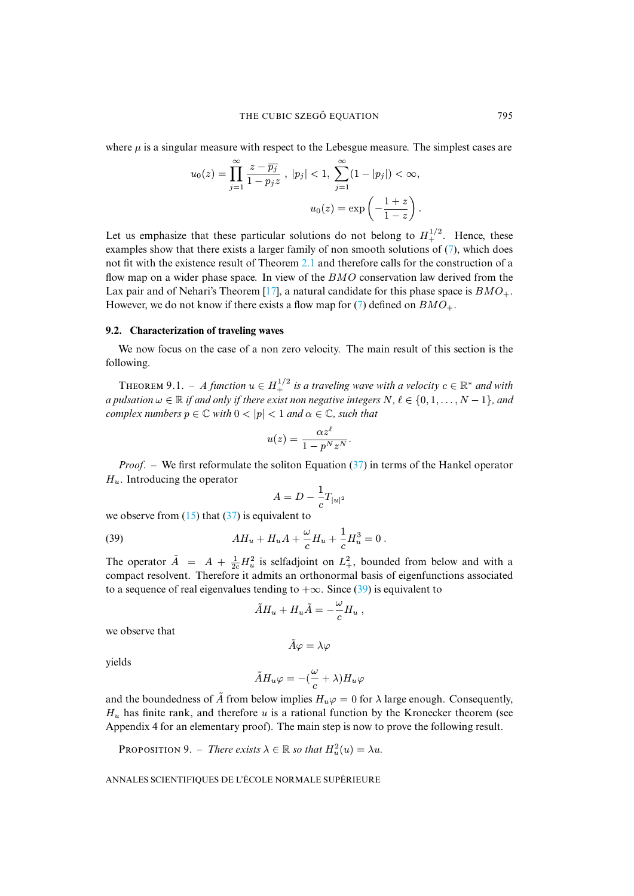where $\mu$ is a singular measure with respect to the Lebesgue measure. The simplest cases are

$$u_0(z) = \prod_{j=1}^{\infty} \frac{z - \overline{p_j}}{1 - p_j z} \ ,\ |p_j| < 1,\ \sum_{j=1}^{\infty}(1 - |p_j|) < \infty,$$

$$u_0(z) = \exp\left(-\frac{1+z}{1-z}\right).$$

Let us emphasize that these particular solutions do not belong to $H^{1/2}_+$. Hence, these examples show that there exists a larger family of non smooth solutions of (7), which does not fit with the existence result of Theorem 2.1 and therefore calls for the construction of a flow map on a wider phase space. In view of the $BMO$ conservation law derived from the Lax pair and of Nehari's Theorem [17], a natural candidate for this phase space is $BMO_+$. However, we do not know if there exists a flow map for (7) defined on $BMO_+$.

### 9.2. Characterization of traveling waves

We now focus on the case of a non zero velocity. The main result of this section is the following.

Theorem 9.1. – *A function $u \in H^{1/2}_+$ is a traveling wave with a velocity $c \in \mathbb{R}^*$ and with a pulsation $\omega \in \mathbb{R}$ if and only if there exist non negative integers $N$, $\ell \in \{0, 1, \ldots, N-1\}$, and complex numbers $p \in \mathbb{C}$ with $0 < |p| < 1$ and $\alpha \in \mathbb{C}$, such that*

$$u(z) = \frac{\alpha z^\ell}{1 - p^N z^N}.$$

*Proof.* – We first reformulate the soliton Equation (37) in terms of the Hankel operator $H_u$. Introducing the operator

$$A = D - \frac{1}{c} T_{|u|^2}$$

we observe from (15) that (37) is equivalent to

$$AH_u + H_u A + \frac{\omega}{c} H_u + \frac{1}{c} H_u^3 = 0\,. \tag{39}$$

The operator $\tilde{A} = A + \frac{1}{2c}H_u^2$ is selfadjoint on $L^2_+$, bounded from below and with a compact resolvent. Therefore it admits an orthonormal basis of eigenfunctions associated to a sequence of real eigenvalues tending to $+\infty$. Since (39) is equivalent to

$$\tilde{A}H_u + H_u\tilde{A} = -\frac{\omega}{c} H_u\ ,$$

we observe that

$$\tilde{A}\varphi = \lambda\varphi$$

yields

$$\tilde{A}H_u\varphi = -(\frac{\omega}{c} + \lambda)H_u\varphi$$

and the boundedness of $\tilde{A}$ from below implies $H_u\varphi = 0$ for $\lambda$ large enough. Consequently, $H_u$ has finite rank, and therefore $u$ is a rational function by the Kronecker theorem (see Appendix 4 for an elementary proof). The main step is now to prove the following result.

Proposition 9. – *There exists $\lambda \in \mathbb{R}$ so that $H_u^2(u) = \lambda u$.*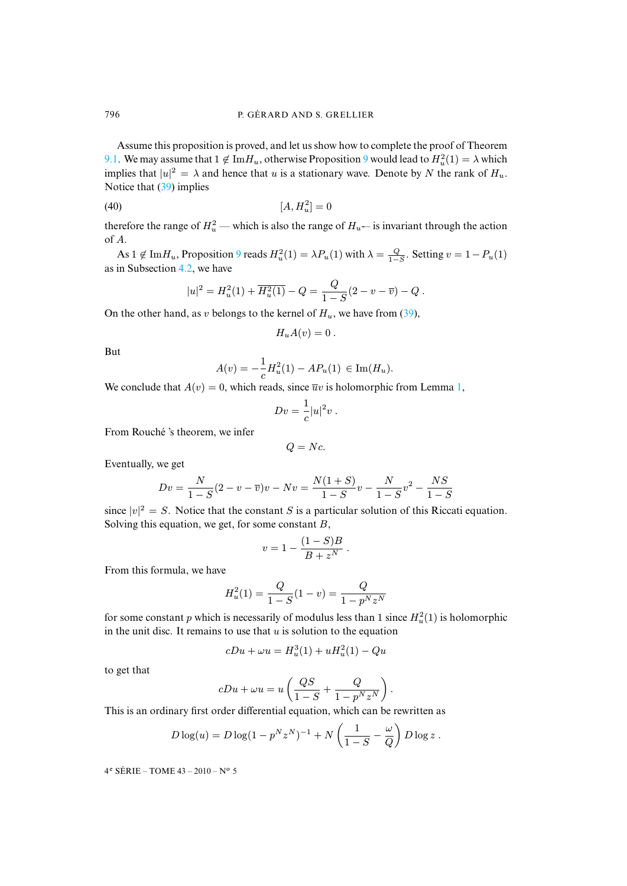Assume this proposition is proved, and let us show how to complete the proof of Theorem 9.1. We may assume that $1 \notin \mathrm{Im} H_u$, otherwise Proposition 9 would lead to $H_u^2(1) = \lambda$ which implies that $|u|^2 = \lambda$ and hence that $u$ is a stationary wave. Denote by $N$ the rank of $H_u$. Notice that (39) implies

$$[A, H_u^2] = 0 \tag{40}$$

therefore the range of $H_u^2$ — which is also the range of $H_u$ — is invariant through the action of $A$.

As $1 \notin \mathrm{Im} H_u$, Proposition 9 reads $H_u^2(1) = \lambda P_u(1)$ with $\lambda = \frac{Q}{1-S}$. Setting $v = 1 - P_u(1)$ as in Subsection 4.2, we have

$$|u|^2 = H_u^2(1) + \overline{H_u^2(1)} - Q = \frac{Q}{1-S}(2 - v - \overline{v}) - Q\ .$$

On the other hand, as $v$ belongs to the kernel of $H_u$, we have from (39),

$$H_u A(v) = 0\ .$$

But

$$A(v) = -\frac{1}{c} H_u^2(1) - AP_u(1) \in \mathrm{Im}(H_u).$$

We conclude that $A(v) = 0$, which reads, since $\overline{u}v$ is holomorphic from Lemma 1,

$$Dv = \frac{1}{c}|u|^2 v\ .$$

From Rouché 's theorem, we infer

$$Q = Nc.$$

Eventually, we get

$$Dv = \frac{N}{1-S}(2 - v - \overline{v})v - Nv = \frac{N(1+S)}{1-S}v - \frac{N}{1-S}v^2 - \frac{NS}{1-S}$$

since $|v|^2 = S$. Notice that the constant $S$ is a particular solution of this Riccati equation. Solving this equation, we get, for some constant $B$,

$$v = 1 - \frac{(1-S)B}{B + z^N}\ .$$

From this formula, we have

$$H_u^2(1) = \frac{Q}{1-S}(1 - v) = \frac{Q}{1 - p^N z^N}$$

for some constant $p$ which is necessarily of modulus less than 1 since $H_u^2(1)$ is holomorphic in the unit disc. It remains to use that $u$ is solution to the equation

$$cDu + \omega u = H_u^3(1) + uH_u^2(1) - Qu$$

to get that

$$cDu + \omega u = u\left(\frac{QS}{1-S} + \frac{Q}{1 - p^N z^N}\right).$$

This is an ordinary first order differential equation, which can be rewritten as

$$D\log(u) = D\log(1 - p^N z^N)^{-1} + N\left(\frac{1}{1-S} - \frac{\omega}{Q}\right) D\log z\ .$$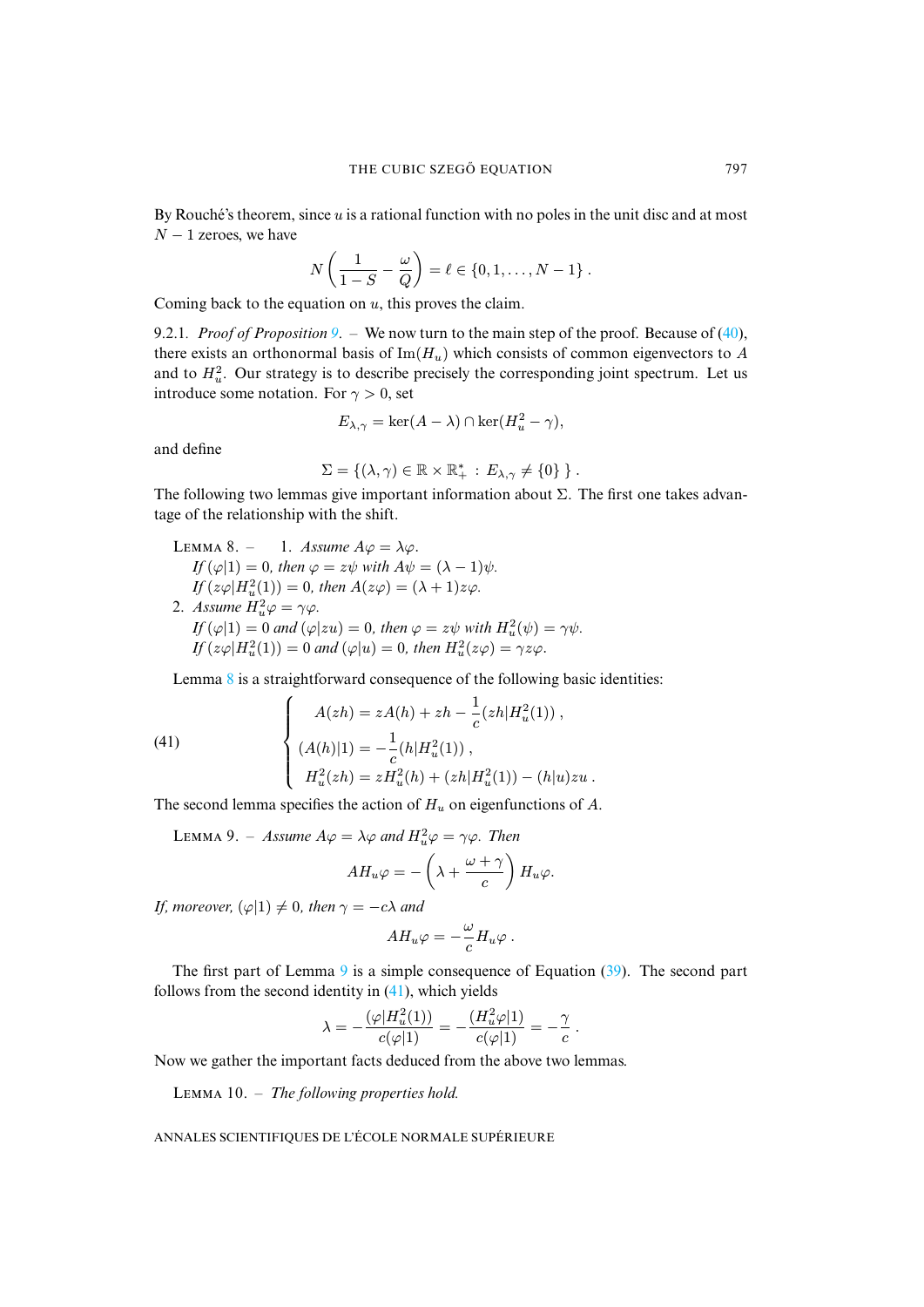By Rouché's theorem, since $u$ is a rational function with no poles in the unit disc and at most $N-1$ zeroes, we have

$$N\left(\frac{1}{1-S} - \frac{\omega}{Q}\right) = \ell \in \{0, 1, \dots, N-1\} \, .$$

Coming back to the equation on $u$, this proves the claim.

9.2.1. *Proof of Proposition 9.* – We now turn to the main step of the proof. Because of (40), there exists an orthonormal basis of $\mathrm{Im}(H_u)$ which consists of common eigenvectors to $A$ and to $H_u^2$. Our strategy is to describe precisely the corresponding joint spectrum. Let us introduce some notation. For $\gamma > 0$, set

$$E_{\lambda,\gamma} = \ker(A - \lambda) \cap \ker(H_u^2 - \gamma),$$

and define

$$\Sigma = \{(\lambda, \gamma) \in \mathbb{R} \times \mathbb{R}_+^* \, : \, E_{\lambda,\gamma} \neq \{0\} \ \} \, .$$

The following two lemmas give important information about $\Sigma$. The first one takes advantage of the relationship with the shift.

Lemma 8. – 1. *Assume $A\varphi = \lambda\varphi$.*
*If $(\varphi|1) = 0$, then $\varphi = z\psi$ with $A\psi = (\lambda - 1)\psi$.*
*If $(z\varphi|H_u^2(1)) = 0$, then $A(z\varphi) = (\lambda + 1)z\varphi$.*

2. *Assume $H_u^2\varphi = \gamma\varphi$.*
*If $(\varphi|1) = 0$ and $(\varphi|zu) = 0$, then $\varphi = z\psi$ with $H_u^2(\psi) = \gamma\psi$.*
*If $(z\varphi|H_u^2(1)) = 0$ and $(\varphi|u) = 0$, then $H_u^2(z\varphi) = \gamma z\varphi$.*

Lemma 8 is a straightforward consequence of the following basic identities:

$$(41) \qquad \begin{cases} A(zh) = zA(h) + zh - \dfrac{1}{c}(zh|H_u^2(1)) \, , \\ (A(h)|1) = -\dfrac{1}{c}(h|H_u^2(1)) \, , \\ H_u^2(zh) = zH_u^2(h) + (zh|H_u^2(1)) - (h|u)zu \, . \end{cases}$$

The second lemma specifies the action of $H_u$ on eigenfunctions of $A$.

Lemma 9. – *Assume $A\varphi = \lambda\varphi$ and $H_u^2\varphi = \gamma\varphi$. Then*

$$AH_u\varphi = -\left(\lambda + \frac{\omega + \gamma}{c}\right) H_u\varphi.$$

*If, moreover, $(\varphi|1) \neq 0$, then $\gamma = -c\lambda$ and*

$$AH_u\varphi = -\frac{\omega}{c} H_u\varphi \, .$$

The first part of Lemma 9 is a simple consequence of Equation (39). The second part follows from the second identity in (41), which yields

$$\lambda = -\frac{(\varphi|H_u^2(1))}{c(\varphi|1)} = -\frac{(H_u^2\varphi|1)}{c(\varphi|1)} = -\frac{\gamma}{c} \, .$$

Now we gather the important facts deduced from the above two lemmas.

Lemma 10. – *The following properties hold.*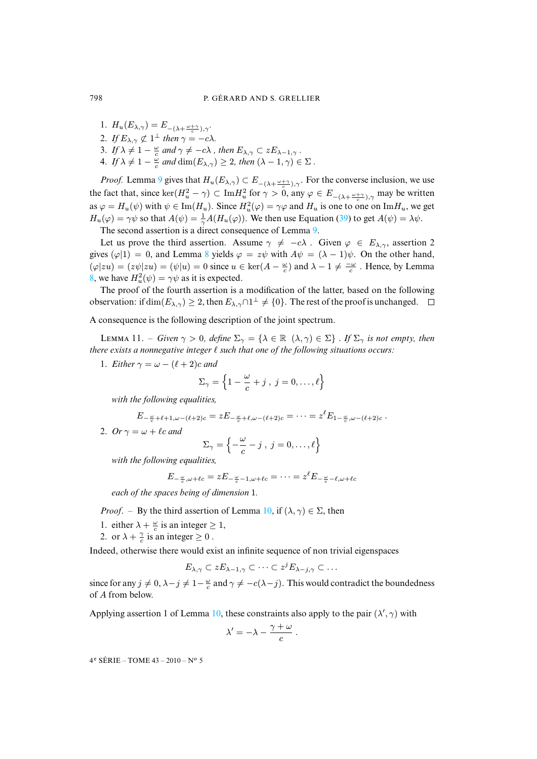1. $H_u(E_{\lambda,\gamma}) = E_{-(\lambda+\frac{\omega+\gamma}{c}),\gamma}$.
2. *If* $E_{\lambda,\gamma} \not\subset 1^\perp$ *then* $\gamma = -c\lambda$.
3. *If* $\lambda \neq 1 - \frac{\omega}{c}$ *and* $\gamma \neq -c\lambda$ *, then* $E_{\lambda,\gamma} \subset zE_{\lambda-1,\gamma}$ *.*
4. *If* $\lambda \neq 1 - \frac{\omega}{c}$ *and* $\dim(E_{\lambda,\gamma}) \geq 2$*, then* $(\lambda - 1, \gamma) \in \Sigma$ *.*

*Proof.* Lemma 9 gives that $H_u(E_{\lambda,\gamma}) \subset E_{-(\lambda+\frac{\omega+\gamma}{c}),\gamma}$. For the converse inclusion, we use the fact that, since $\ker(H_u^2 - \gamma) \subset \mathrm{Im} H_u^2$ for $\gamma > 0$, any $\varphi \in E_{-(\lambda+\frac{\omega+\gamma}{c}),\gamma}$ may be written as $\varphi = H_u(\psi)$ with $\psi \in \mathrm{Im}(H_u)$. Since $H_u^2(\varphi) = \gamma\varphi$ and $H_u$ is one to one on $\mathrm{Im} H_u$, we get $H_u(\varphi) = \gamma\psi$ so that $A(\psi) = \frac{1}{\gamma}A(H_u(\varphi))$. We then use Equation (39) to get $A(\psi) = \lambda\psi$.

The second assertion is a direct consequence of Lemma 9.

Let us prove the third assertion. Assume $\gamma \neq -c\lambda$ . Given $\varphi \in E_{\lambda,\gamma}$, assertion 2 gives $(\varphi|1) = 0$, and Lemma 8 yields $\varphi = z\psi$ with $A\psi = (\lambda - 1)\psi$. On the other hand, $(\varphi|zu) = (z\psi|zu) = (\psi|u) = 0$ since $u \in \ker(A - \frac{\omega}{c})$ and $\lambda - 1 \neq \frac{-\omega}{c}$ . Hence, by Lemma 8, we have $H_u^2(\psi) = \gamma\psi$ as it is expected.

The proof of the fourth assertion is a modification of the latter, based on the following observation: if $\dim(E_{\lambda,\gamma}) \geq 2$, then $E_{\lambda,\gamma} \cap 1^\perp \neq \{0\}$. The rest of the proof is unchanged. $\square$

A consequence is the following description of the joint spectrum.

Lemma 11. – *Given* $\gamma > 0$*, define* $\Sigma_\gamma = \{\lambda \in \mathbb{R} \ (\lambda, \gamma) \in \Sigma\}$ *. If* $\Sigma_\gamma$ *is not empty, then there exists a nonnegative integer* $\ell$ *such that one of the following situations occurs:*

1. *Either* $\gamma = \omega - (\ell + 2)c$ *and*
$$\Sigma_\gamma = \left\{1 - \frac{\omega}{c} + j \ , \ j = 0, \dots, \ell\right\}$$
*with the following equalities,*
$$E_{-\frac{\omega}{c}+\ell+1,\omega-(\ell+2)c} = zE_{-\frac{\omega}{c}+\ell,\omega-(\ell+2)c} = \cdots = z^\ell E_{1-\frac{\omega}{c},\omega-(\ell+2)c} \,.$$
2. *Or* $\gamma = \omega + \ell c$ *and*
$$\Sigma_\gamma = \left\{-\frac{\omega}{c} - j \ , \ j = 0, \dots, \ell\right\}$$
*with the following equalities,*
$$E_{-\frac{\omega}{c},\omega+\ell c} = zE_{-\frac{\omega}{c}-1,\omega+\ell c} = \cdots = z^\ell E_{-\frac{\omega}{c}-\ell,\omega+\ell c}$$
*each of the spaces being of dimension* 1*.*

*Proof.* – By the third assertion of Lemma 10, if $(\lambda, \gamma) \in \Sigma$, then

1. either $\lambda + \frac{\omega}{c}$ is an integer $\geq 1$,
2. or $\lambda + \frac{\gamma}{c}$ is an integer $\geq 0$ .

Indeed, otherwise there would exist an infinite sequence of non trivial eigenspaces
$$E_{\lambda,\gamma} \subset zE_{\lambda-1,\gamma} \subset \cdots \subset z^j E_{\lambda-j,\gamma} \subset \dots$$
since for any $j \neq 0$, $\lambda - j \neq 1 - \frac{\omega}{c}$ and $\gamma \neq -c(\lambda - j)$. This would contradict the boundedness of $A$ from below.

Applying assertion 1 of Lemma 10, these constraints also apply to the pair $(\lambda', \gamma)$ with
$$\lambda' = -\lambda - \frac{\gamma + \omega}{c} \,.$$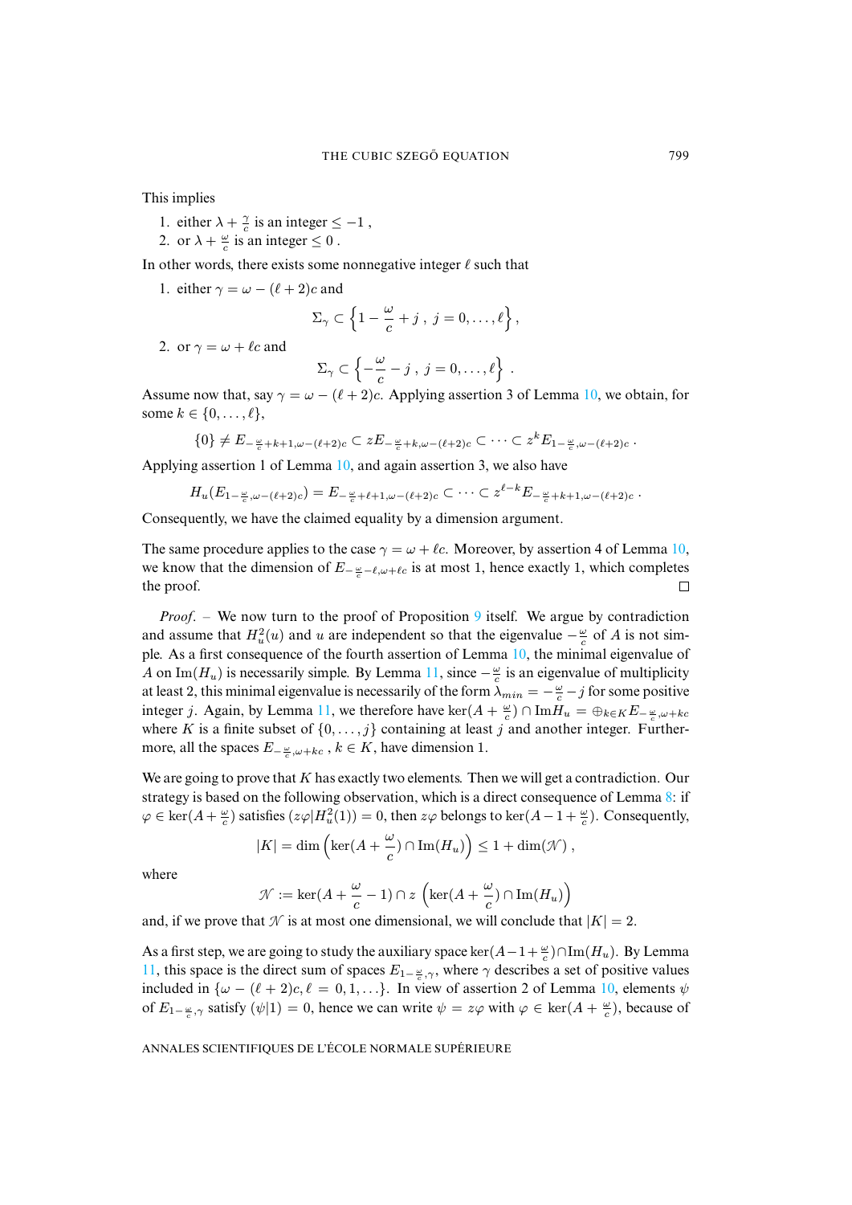This implies

1. either $\lambda + \frac{\gamma}{c}$ is an integer $\leq -1$ ,
2. or $\lambda + \frac{\omega}{c}$ is an integer $\leq 0$ .

In other words, there exists some nonnegative integer $\ell$ such that

1. either $\gamma = \omega - (\ell+2)c$ and
$$\Sigma_\gamma \subset \left\{1 - \frac{\omega}{c} + j \ , \ j = 0, \dots, \ell\right\},$$
2. or $\gamma = \omega + \ell c$ and
$$\Sigma_\gamma \subset \left\{-\frac{\omega}{c} - j \ , \ j = 0, \dots, \ell\right\} \ .$$

Assume now that, say $\gamma = \omega - (\ell+2)c$. Applying assertion 3 of Lemma 10, we obtain, for some $k \in \{0, \dots, \ell\}$,

$$\{0\} \neq E_{-\frac{\omega}{c}+k+1, \omega-(\ell+2)c} \subset zE_{-\frac{\omega}{c}+k, \omega-(\ell+2)c} \subset \cdots \subset z^k E_{1-\frac{\omega}{c}, \omega-(\ell+2)c} \ .$$

Applying assertion 1 of Lemma 10, and again assertion 3, we also have

$$H_u(E_{1-\frac{\omega}{c}, \omega-(\ell+2)c}) = E_{-\frac{\omega}{c}+\ell+1, \omega-(\ell+2)c} \subset \cdots \subset z^{\ell-k} E_{-\frac{\omega}{c}+k+1, \omega-(\ell+2)c} \ .$$

Consequently, we have the claimed equality by a dimension argument.

The same procedure applies to the case $\gamma = \omega + \ell c$. Moreover, by assertion 4 of Lemma 10, we know that the dimension of $E_{-\frac{\omega}{c}-\ell, \omega+\ell c}$ is at most 1, hence exactly 1, which completes the proof. □

*Proof*. – We now turn to the proof of Proposition 9 itself. We argue by contradiction and assume that $H_u^2(u)$ and $u$ are independent so that the eigenvalue $-\frac{\omega}{c}$ of $A$ is not simple. As a first consequence of the fourth assertion of Lemma 10, the minimal eigenvalue of $A$ on $\mathrm{Im}(H_u)$ is necessarily simple. By Lemma 11, since $-\frac{\omega}{c}$ is an eigenvalue of multiplicity at least 2, this minimal eigenvalue is necessarily of the form $\lambda_{min} = -\frac{\omega}{c} - j$ for some positive integer $j$. Again, by Lemma 11, we therefore have $\ker(A + \frac{\omega}{c}) \cap \mathrm{Im} H_u = \oplus_{k \in K} E_{-\frac{\omega}{c}, \omega + kc}$ where $K$ is a finite subset of $\{0, \dots, j\}$ containing at least $j$ and another integer. Furthermore, all the spaces $E_{-\frac{\omega}{c}, \omega+kc}$ , $k \in K$, have dimension 1.

We are going to prove that $K$ has exactly two elements. Then we will get a contradiction. Our strategy is based on the following observation, which is a direct consequence of Lemma 8: if $\varphi \in \ker(A + \frac{\omega}{c})$ satisfies $(z\varphi | H_u^2(1)) = 0$, then $z\varphi$ belongs to $\ker(A - 1 + \frac{\omega}{c})$. Consequently,

$$|K| = \dim \left(\ker(A + \frac{\omega}{c}) \cap \mathrm{Im}(H_u)\right) \leq 1 + \dim(\mathscr{N}) \ ,$$

where

$$\mathscr{N} := \ker(A + \frac{\omega}{c} - 1) \cap z \left(\ker(A + \frac{\omega}{c}) \cap \mathrm{Im}(H_u)\right)$$

and, if we prove that $\mathscr{N}$ is at most one dimensional, we will conclude that $|K| = 2$.

As a first step, we are going to study the auxiliary space $\ker(A - 1 + \frac{\omega}{c}) \cap \mathrm{Im}(H_u)$. By Lemma 11, this space is the direct sum of spaces $E_{1-\frac{\omega}{c}, \gamma}$, where $\gamma$ describes a set of positive values included in $\{\omega - (\ell+2)c, \ell = 0, 1, \dots\}$. In view of assertion 2 of Lemma 10, elements $\psi$ of $E_{1-\frac{\omega}{c}, \gamma}$ satisfy $(\psi | 1) = 0$, hence we can write $\psi = z\varphi$ with $\varphi \in \ker(A + \frac{\omega}{c})$, because of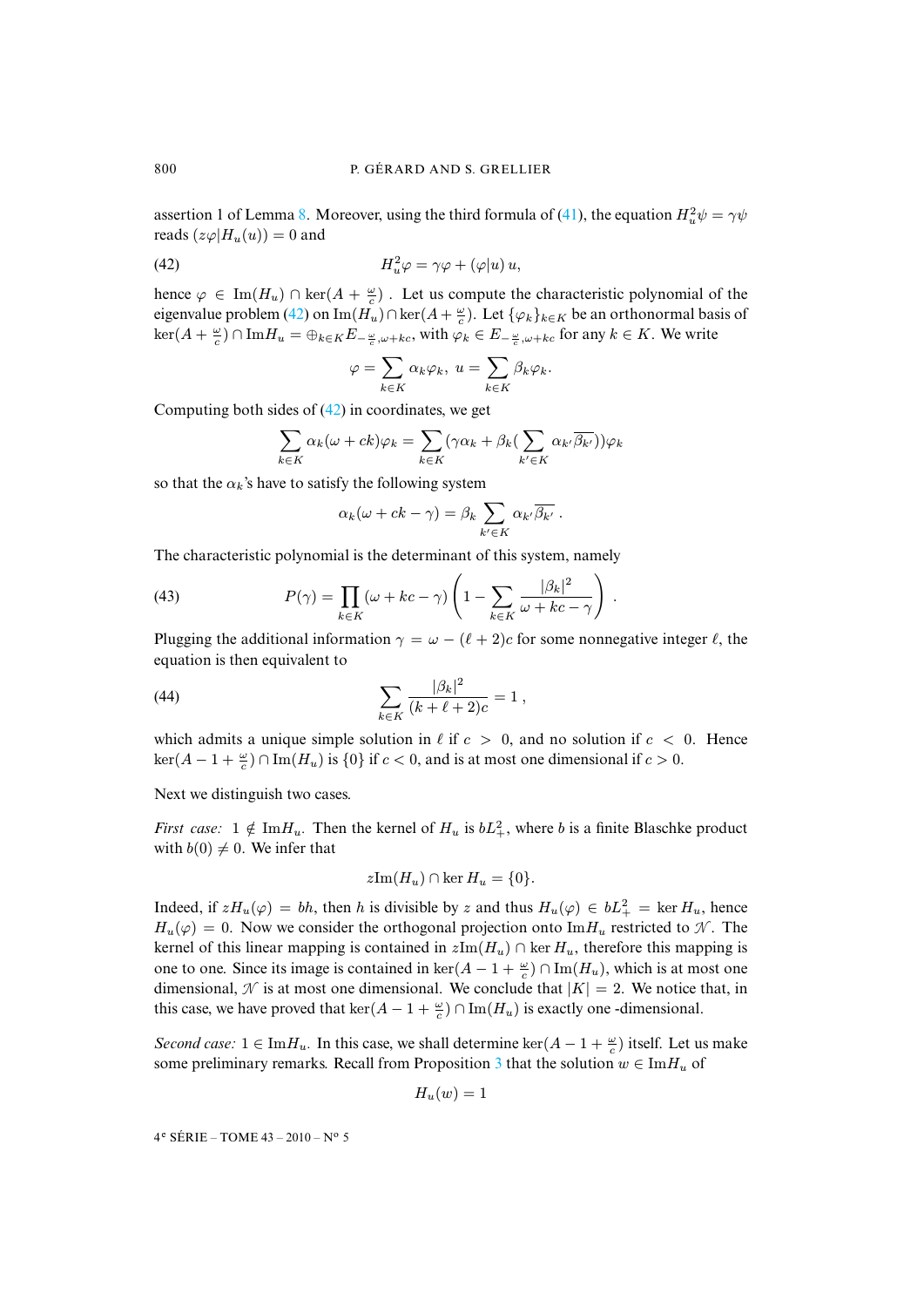assertion 1 of Lemma 8. Moreover, using the third formula of (41), the equation $H_u^2\psi = \gamma\psi$ reads $(z\varphi|H_u(u)) = 0$ and

$$H_u^2\varphi = \gamma\varphi + (\varphi|u)\, u, \tag{42}$$

hence $\varphi \in \operatorname{Im}(H_u) \cap \ker(A + \frac{\omega}{c})$ . Let us compute the characteristic polynomial of the eigenvalue problem (42) on $\operatorname{Im}(H_u) \cap \ker(A + \frac{\omega}{c})$. Let $\{\varphi_k\}_{k\in K}$ be an orthonormal basis of $\ker(A + \frac{\omega}{c}) \cap \operatorname{Im} H_u = \oplus_{k\in K} E_{-\frac{\omega}{c}, \omega + kc}$, with $\varphi_k \in E_{-\frac{\omega}{c}, \omega+kc}$ for any $k \in K$. We write

$$\varphi = \sum_{k\in K} \alpha_k \varphi_k,\ u = \sum_{k\in K} \beta_k \varphi_k.$$

Computing both sides of (42) in coordinates, we get

$$\sum_{k\in K} \alpha_k(\omega + ck)\varphi_k = \sum_{k\in K} (\gamma\alpha_k + \beta_k(\sum_{k'\in K} \alpha_{k'}\overline{\beta_{k'}}))\varphi_k$$

so that the $\alpha_k$'s have to satisfy the following system

$$\alpha_k(\omega + ck - \gamma) = \beta_k \sum_{k'\in K} \alpha_{k'}\overline{\beta_{k'}}\ .$$

The characteristic polynomial is the determinant of this system, namely

$$P(\gamma) = \prod_{k\in K} (\omega + kc - \gamma) \left( 1 - \sum_{k\in K} \frac{|\beta_k|^2}{\omega + kc - \gamma} \right)\ . \tag{43}$$

Plugging the additional information $\gamma = \omega - (\ell + 2)c$ for some nonnegative integer $\ell$, the equation is then equivalent to

$$\sum_{k\in K} \frac{|\beta_k|^2}{(k + \ell + 2)c} = 1\ , \tag{44}$$

which admits a unique simple solution in $\ell$ if $c > 0$, and no solution if $c < 0$. Hence $\ker(A - 1 + \frac{\omega}{c}) \cap \operatorname{Im}(H_u)$ is $\{0\}$ if $c < 0$, and is at most one dimensional if $c > 0$.

Next we distinguish two cases.

*First case:* $1 \notin \operatorname{Im} H_u$. Then the kernel of $H_u$ is $bL^2_+$, where $b$ is a finite Blaschke product with $b(0) \neq 0$. We infer that

$$z\operatorname{Im}(H_u) \cap \ker H_u = \{0\}.$$

Indeed, if $zH_u(\varphi) = bh$, then $h$ is divisible by $z$ and thus $H_u(\varphi) \in bL^2_+ = \ker H_u$, hence $H_u(\varphi) = 0$. Now we consider the orthogonal projection onto $\operatorname{Im} H_u$ restricted to $\mathcal{N}$. The kernel of this linear mapping is contained in $z\operatorname{Im}(H_u) \cap \ker H_u$, therefore this mapping is one to one. Since its image is contained in $\ker(A - 1 + \frac{\omega}{c}) \cap \operatorname{Im}(H_u)$, which is at most one dimensional, $\mathcal{N}$ is at most one dimensional. We conclude that $|K| = 2$. We notice that, in this case, we have proved that $\ker(A - 1 + \frac{\omega}{c}) \cap \operatorname{Im}(H_u)$ is exactly one -dimensional.

*Second case:* $1 \in \operatorname{Im} H_u$. In this case, we shall determine $\ker(A - 1 + \frac{\omega}{c})$ itself. Let us make some preliminary remarks. Recall from Proposition 3 that the solution $w \in \operatorname{Im} H_u$ of

$$H_u(w) = 1$$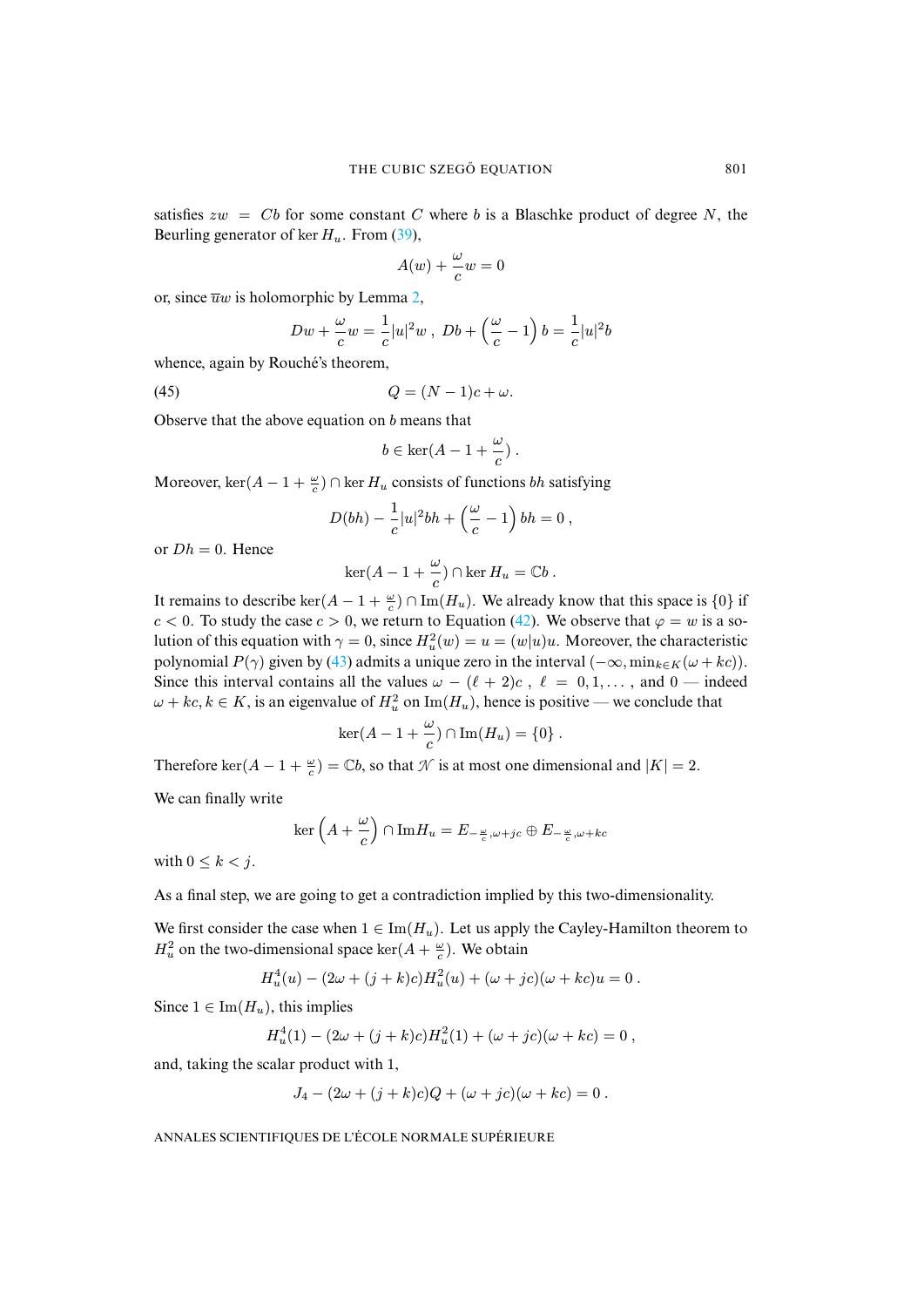satisfies $zw = Cb$ for some constant $C$ where $b$ is a Blaschke product of degree $N$, the Beurling generator of $\ker H_u$. From (39),

$$A(w) + \frac{\omega}{c} w = 0$$

or, since $\overline{u}w$ is holomorphic by Lemma 2,

$$Dw + \frac{\omega}{c} w = \frac{1}{c}|u|^2 w \ , \ Db + \Big(\frac{\omega}{c} - 1\Big)\, b = \frac{1}{c}|u|^2 b$$

whence, again by Rouché's theorem,

$$Q = (N-1)c + \omega. \tag{45}$$

Observe that the above equation on $b$ means that

$$b \in \ker(A - 1 + \frac{\omega}{c}) \ .$$

Moreover, $\ker(A - 1 + \frac{\omega}{c}) \cap \ker H_u$ consists of functions $bh$ satisfying

$$D(bh) - \frac{1}{c}|u|^2 bh + \Big(\frac{\omega}{c} - 1\Big)\, bh = 0 \ ,$$

or $Dh = 0$. Hence

$$\ker(A - 1 + \frac{\omega}{c}) \cap \ker H_u = \mathbb{C}b \ .$$

It remains to describe $\ker(A - 1 + \frac{\omega}{c}) \cap \mathrm{Im}(H_u)$. We already know that this space is $\{0\}$ if $c < 0$. To study the case $c > 0$, we return to Equation (42). We observe that $\varphi = w$ is a solution of this equation with $\gamma = 0$, since $H_u^2(w) = u = (w|u)u$. Moreover, the characteristic polynomial $P(\gamma)$ given by (43) admits a unique zero in the interval $(-\infty, \min_{k\in K}(\omega + kc))$. Since this interval contains all the values $\omega - (\ell + 2)c$ , $\ell = 0, 1, \dots$ , and $0$ — indeed $\omega + kc, k \in K$, is an eigenvalue of $H_u^2$ on $\mathrm{Im}(H_u)$, hence is positive — we conclude that

$$\ker(A - 1 + \frac{\omega}{c}) \cap \mathrm{Im}(H_u) = \{0\} \ .$$

Therefore $\ker(A - 1 + \frac{\omega}{c}) = \mathbb{C}b$, so that $\mathscr{N}$ is at most one dimensional and $|K| = 2$.

We can finally write

$$\ker\Big(A + \frac{\omega}{c}\Big) \cap \mathrm{Im} H_u = E_{-\frac{\omega}{c}, \omega + jc} \oplus E_{-\frac{\omega}{c}, \omega + kc}$$

with $0 \leq k < j$.

As a final step, we are going to get a contradiction implied by this two-dimensionality.

We first consider the case when $1 \in \mathrm{Im}(H_u)$. Let us apply the Cayley-Hamilton theorem to $H_u^2$ on the two-dimensional space $\ker(A + \frac{\omega}{c})$. We obtain

$$H_u^4(u) - (2\omega + (j+k)c)H_u^2(u) + (\omega + jc)(\omega + kc)u = 0 \ .$$

Since $1 \in \mathrm{Im}(H_u)$, this implies

$$H_u^4(1) - (2\omega + (j+k)c)H_u^2(1) + (\omega + jc)(\omega + kc) = 0 \ ,$$

and, taking the scalar product with 1,

$$J_4 - (2\omega + (j+k)c)Q + (\omega + jc)(\omega + kc) = 0 \ .$$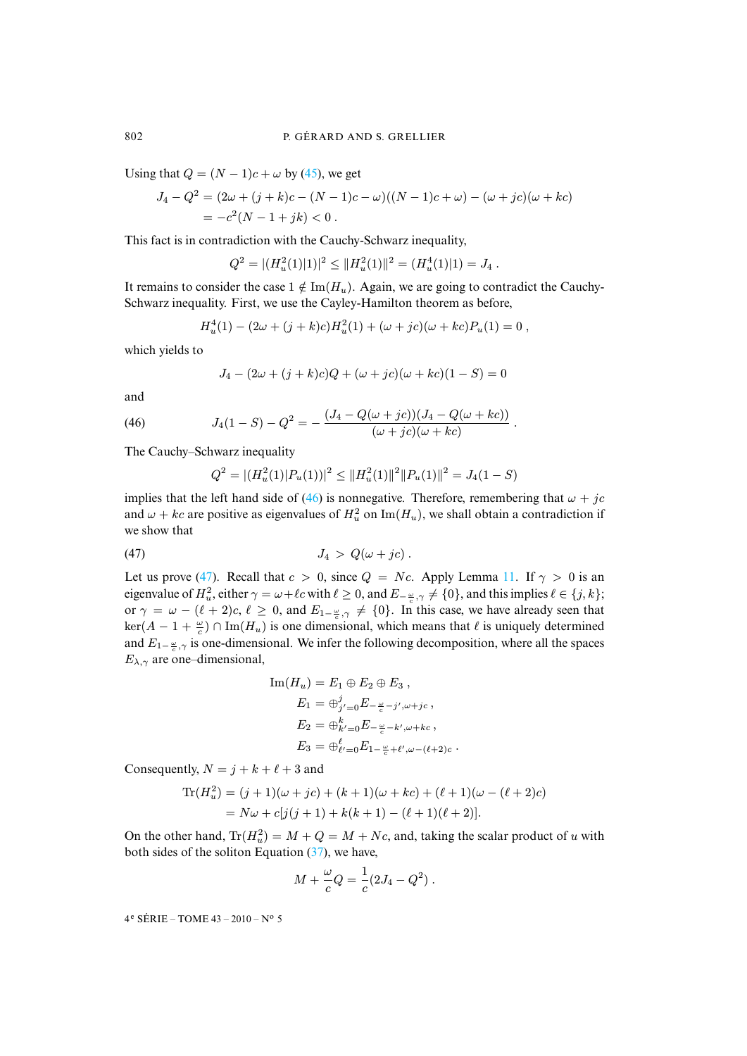Using that $Q = (N-1)c + \omega$ by (45), we get

$$J_4 - Q^2 = (2\omega + (j+k)c - (N-1)c - \omega)((N-1)c + \omega) - (\omega + jc)(\omega + kc)$$
$$= -c^2(N - 1 + jk) < 0\,.$$

This fact is in contradiction with the Cauchy-Schwarz inequality,

$$Q^2 = |(H_u^2(1)|1)|^2 \leq \|H_u^2(1)\|^2 = (H_u^4(1)|1) = J_4\,.$$

It remains to consider the case $1 \notin \mathrm{Im}(H_u)$. Again, we are going to contradict the Cauchy-Schwarz inequality. First, we use the Cayley-Hamilton theorem as before,

$$H_u^4(1) - (2\omega + (j+k)c)H_u^2(1) + (\omega + jc)(\omega + kc)P_u(1) = 0\,,$$

which yields to

$$J_4 - (2\omega + (j+k)c)Q + (\omega + jc)(\omega + kc)(1 - S) = 0$$

and

$$J_4(1-S) - Q^2 = -\frac{(J_4 - Q(\omega + jc))(J_4 - Q(\omega + kc))}{(\omega + jc)(\omega + kc)}\,. \tag{46}$$

The Cauchy–Schwarz inequality

$$Q^2 = |(H_u^2(1)|P_u(1))|^2 \leq \|H_u^2(1)\|^2 \|P_u(1)\|^2 = J_4(1-S)$$

implies that the left hand side of (46) is nonnegative. Therefore, remembering that $\omega + jc$ and $\omega + kc$ are positive as eigenvalues of $H_u^2$ on $\mathrm{Im}(H_u)$, we shall obtain a contradiction if we show that

$$J_4 > Q(\omega + jc)\,. \tag{47}$$

Let us prove (47). Recall that $c > 0$, since $Q = Nc$. Apply Lemma 11. If $\gamma > 0$ is an eigenvalue of $H_u^2$, either $\gamma = \omega + \ell c$ with $\ell \geq 0$, and $E_{-\frac{\omega}{c},\gamma} \neq \{0\}$, and this implies $\ell \in \{j, k\}$; or $\gamma = \omega - (\ell + 2)c$, $\ell \geq 0$, and $E_{1-\frac{\omega}{c},\gamma} \neq \{0\}$. In this case, we have already seen that $\ker(A - 1 + \frac{\omega}{c}) \cap \mathrm{Im}(H_u)$ is one dimensional, which means that $\ell$ is uniquely determined and $E_{1-\frac{\omega}{c},\gamma}$ is one-dimensional. We infer the following decomposition, where all the spaces $E_{\lambda,\gamma}$ are one–dimensional,

$$\mathrm{Im}(H_u) = E_1 \oplus E_2 \oplus E_3\,,$$
$$E_1 = \oplus_{j'=0}^{j} E_{-\frac{\omega}{c}-j',\omega+jc}\,,$$
$$E_2 = \oplus_{k'=0}^{k} E_{-\frac{\omega}{c}-k',\omega+kc}\,,$$
$$E_3 = \oplus_{\ell'=0}^{\ell} E_{1-\frac{\omega}{c}+\ell',\omega-(\ell+2)c}\,.$$

Consequently, $N = j + k + \ell + 3$ and

$$\mathrm{Tr}(H_u^2) = (j+1)(\omega + jc) + (k+1)(\omega + kc) + (\ell+1)(\omega - (\ell+2)c)$$
$$= N\omega + c[j(j+1) + k(k+1) - (\ell+1)(\ell+2)].$$

On the other hand, $\mathrm{Tr}(H_u^2) = M + Q = M + Nc$, and, taking the scalar product of $u$ with both sides of the soliton Equation (37), we have,

$$M + \frac{\omega}{c}Q = \frac{1}{c}(2J_4 - Q^2)\,.$$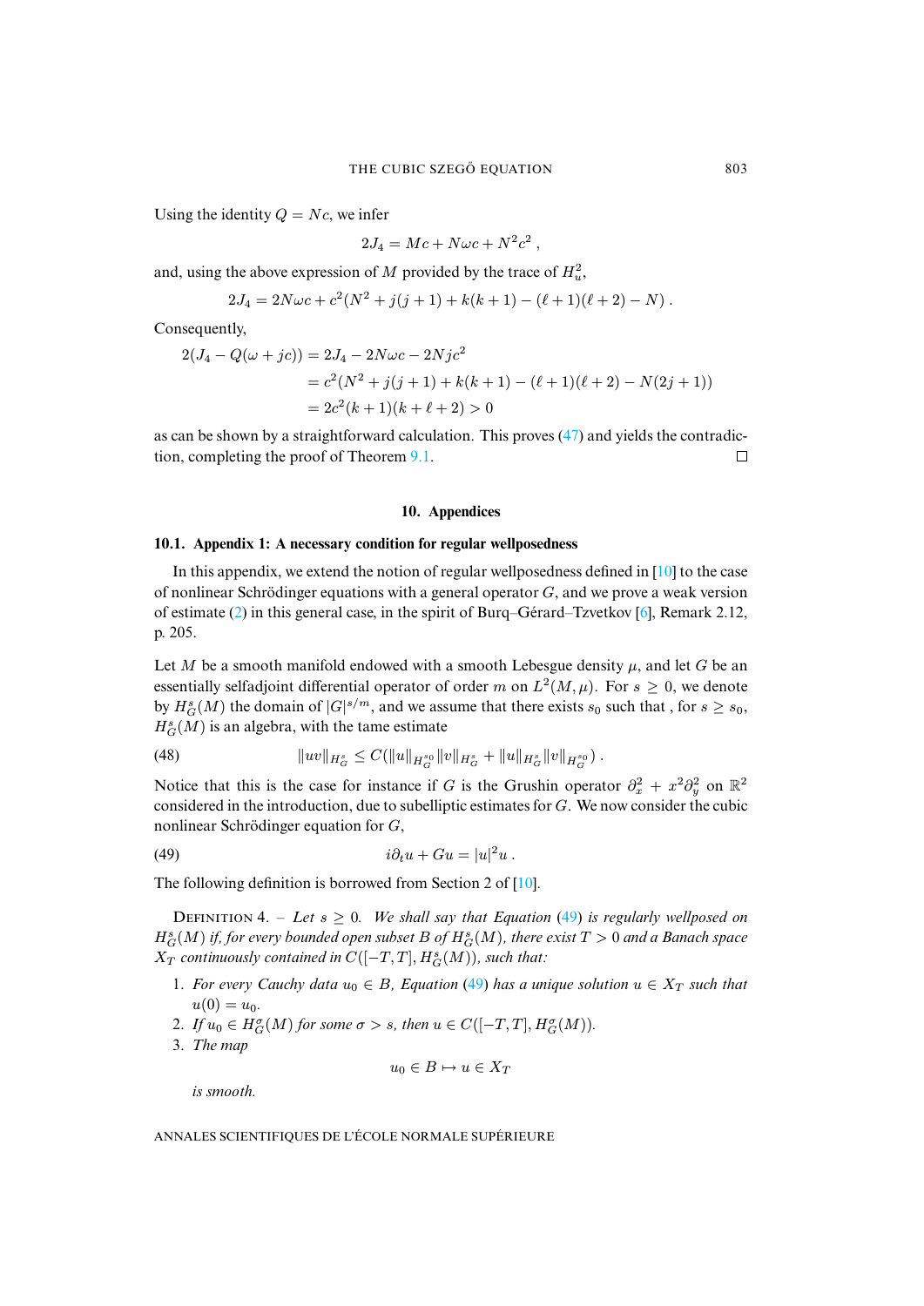Using the identity $Q = Nc$, we infer

$$2J_4 = Mc + N\omega c + N^2c^2\ ,$$

and, using the above expression of $M$ provided by the trace of $H_u^2$,

$$2J_4 = 2N\omega c + c^2(N^2 + j(j+1) + k(k+1) - (\ell+1)(\ell+2) - N)\ .$$

Consequently,

$$\begin{aligned}
2(J_4 - Q(\omega + jc)) &= 2J_4 - 2N\omega c - 2Njc^2 \\
&= c^2(N^2 + j(j+1) + k(k+1) - (\ell+1)(\ell+2) - N(2j+1)) \\
&= 2c^2(k+1)(k+\ell+2) > 0
\end{aligned}$$

as can be shown by a straightforward calculation. This proves (47) and yields the contradiction, completing the proof of Theorem 9.1. ◻

## 10. Appendices

### 10.1. Appendix 1: A necessary condition for regular wellposedness

In this appendix, we extend the notion of regular wellposedness defined in [10] to the case of nonlinear Schrödinger equations with a general operator $G$, and we prove a weak version of estimate (2) in this general case, in the spirit of Burq–Gérard–Tzvetkov [6], Remark 2.12, p. 205.

Let $M$ be a smooth manifold endowed with a smooth Lebesgue density $\mu$, and let $G$ be an essentially selfadjoint differential operator of order $m$ on $L^2(M,\mu)$. For $s \geq 0$, we denote by $H^s_G(M)$ the domain of $|G|^{s/m}$, and we assume that there exists $s_0$ such that , for $s \geq s_0$, $H^s_G(M)$ is an algebra, with the tame estimate

$$\|uv\|_{H^s_G} \leq C(\|u\|_{H^{s_0}_G}\|v\|_{H^s_G} + \|u\|_{H^s_G}\|v\|_{H^{s_0}_G})\ . \tag{48}$$

Notice that this is the case for instance if $G$ is the Grushin operator $\partial_x^2 + x^2\partial_y^2$ on $\mathbb{R}^2$ considered in the introduction, due to subelliptic estimates for $G$. We now consider the cubic nonlinear Schrödinger equation for $G$,

$$i\partial_t u + Gu = |u|^2 u\ . \tag{49}$$

The following definition is borrowed from Section 2 of [10].

Definition 4. – *Let $s \geq 0$. We shall say that Equation (49) is regularly wellposed on $H^s_G(M)$ if, for every bounded open subset $B$ of $H^s_G(M)$, there exist $T > 0$ and a Banach space $X_T$ continuously contained in $C([-T,T], H^s_G(M))$, such that:*

1. *For every Cauchy data $u_0 \in B$, Equation (49) has a unique solution $u \in X_T$ such that $u(0) = u_0$.*
2. *If $u_0 \in H^\sigma_G(M)$ for some $\sigma > s$, then $u \in C([-T,T], H^\sigma_G(M))$.*
3. *The map*

$$u_0 \in B \mapsto u \in X_T$$

*is smooth.*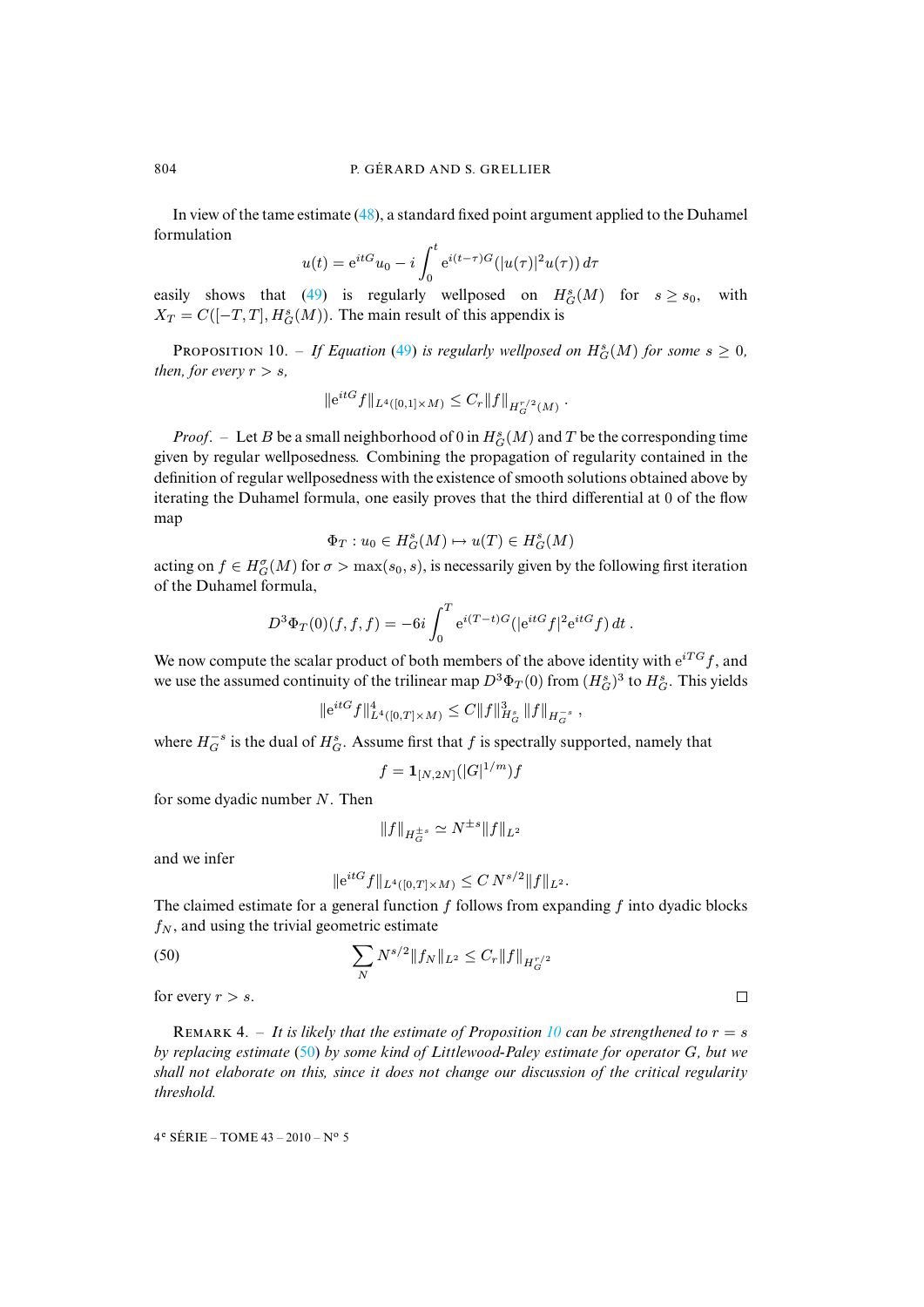In view of the tame estimate (48), a standard fixed point argument applied to the Duhamel formulation

$$u(t) = \mathrm{e}^{itG}u_0 - i\int_0^t \mathrm{e}^{i(t-\tau)G}(|u(\tau)|^2 u(\tau))\, d\tau$$

easily shows that (49) is regularly wellposed on $H^s_G(M)$ for $s \geq s_0$, with $X_T = C([-T,T], H^s_G(M))$. The main result of this appendix is

Proposition 10. – *If Equation (49) is regularly wellposed on $H^s_G(M)$ for some $s \geq 0$, then, for every $r > s$,*

$$\|\mathrm{e}^{itG} f\|_{L^4([0,1]\times M)} \leq C_r \|f\|_{H_G^{r/2}(M)}\ .$$

*Proof.* – Let $B$ be a small neighborhood of 0 in $H^s_G(M)$ and $T$ be the corresponding time given by regular wellposedness. Combining the propagation of regularity contained in the definition of regular wellposedness with the existence of smooth solutions obtained above by iterating the Duhamel formula, one easily proves that the third differential at 0 of the flow map

$$\Phi_T : u_0 \in H^s_G(M) \mapsto u(T) \in H^s_G(M)$$

acting on $f \in H^\sigma_G(M)$ for $\sigma > \max(s_0, s)$, is necessarily given by the following first iteration of the Duhamel formula,

$$D^3\Phi_T(0)(f,f,f) = -6i\int_0^T \mathrm{e}^{i(T-t)G}(|\mathrm{e}^{itG}f|^2\mathrm{e}^{itG}f)\, dt\ .$$

We now compute the scalar product of both members of the above identity with $\mathrm{e}^{iTG}f$, and we use the assumed continuity of the trilinear map $D^3\Phi_T(0)$ from $(H^s_G)^3$ to $H^s_G$. This yields

$$\|\mathrm{e}^{itG}f\|^4_{L^4([0,T]\times M)} \leq C\|f\|^3_{H^s_G}\, \|f\|_{H_G^{-s}}\ ,$$

where $H_G^{-s}$ is the dual of $H^s_G$. Assume first that $f$ is spectrally supported, namely that

$$f = \mathbf{1}_{[N,2N]}(|G|^{1/m})f$$

for some dyadic number $N$. Then

$$\|f\|_{H_G^{\pm s}} \simeq N^{\pm s}\|f\|_{L^2}$$

and we infer

$$\|\mathrm{e}^{itG}f\|_{L^4([0,T]\times M)} \leq C\, N^{s/2}\|f\|_{L^2}.$$

The claimed estimate for a general function $f$ follows from expanding $f$ into dyadic blocks $f_N$, and using the trivial geometric estimate

$$\sum_N N^{s/2}\|f_N\|_{L^2} \leq C_r\|f\|_{H_G^{r/2}} \tag{50}$$

for every $r > s$. □

Remark 4. – *It is likely that the estimate of Proposition 10 can be strengthened to $r = s$ by replacing estimate (50) by some kind of Littlewood-Paley estimate for operator $G$, but we shall not elaborate on this, since it does not change our discussion of the critical regularity threshold.*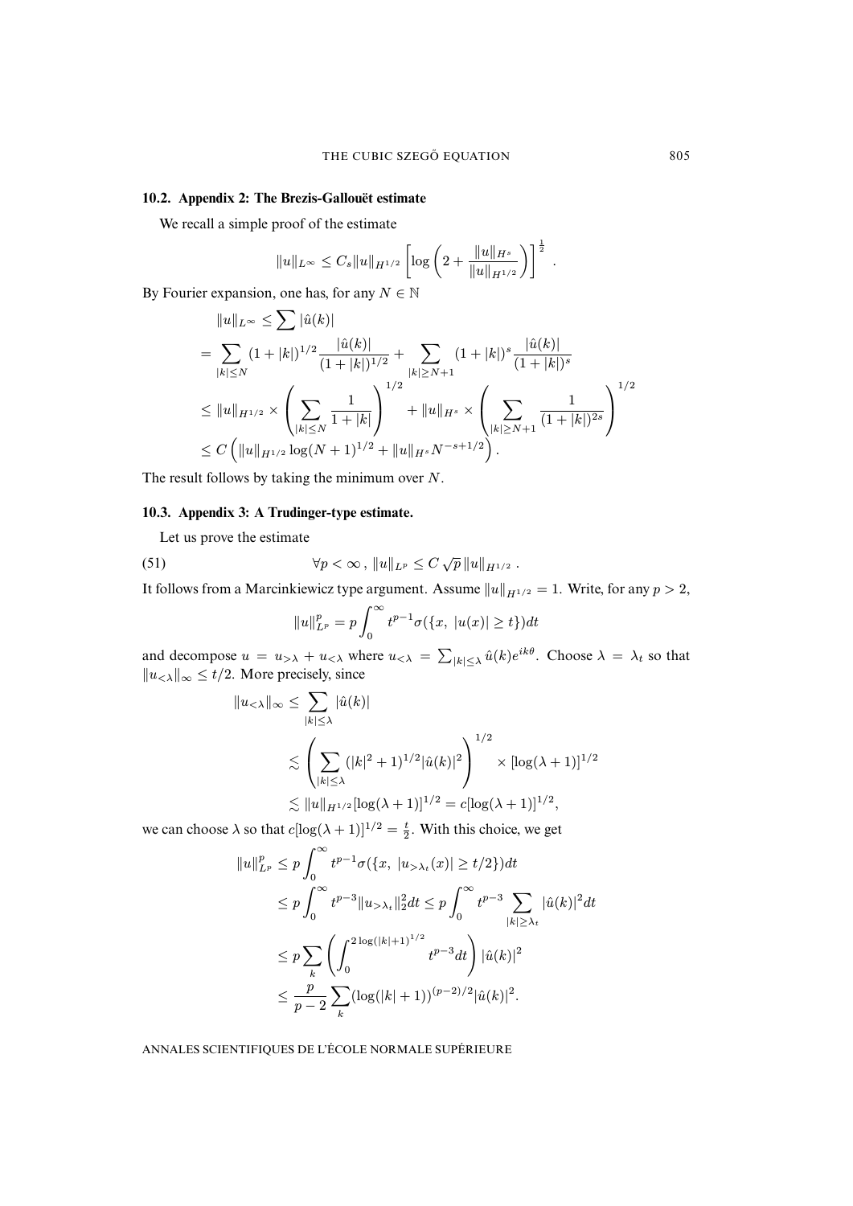### 10.2. Appendix 2: The Brezis-Gallouët estimate

We recall a simple proof of the estimate

$$\|u\|_{L^\infty} \leq C_s \|u\|_{H^{1/2}} \left[ \log \left( 2 + \frac{\|u\|_{H^s}}{\|u\|_{H^{1/2}}} \right) \right]^{\frac{1}{2}} .$$

By Fourier expansion, one has, for any $N \in \mathbb{N}$

$$\begin{aligned}
&\|u\|_{L^\infty} \leq \sum |\hat{u}(k)| \\
&= \sum_{|k|\leq N} (1+|k|)^{1/2} \frac{|\hat{u}(k)|}{(1+|k|)^{1/2}} + \sum_{|k|\geq N+1} (1+|k|)^s \frac{|\hat{u}(k)|}{(1+|k|)^s} \\
&\leq \|u\|_{H^{1/2}} \times \left( \sum_{|k|\leq N} \frac{1}{1+|k|} \right)^{1/2} + \|u\|_{H^s} \times \left( \sum_{|k|\geq N+1} \frac{1}{(1+|k|)^{2s}} \right)^{1/2} \\
&\leq C \left( \|u\|_{H^{1/2}} \log(N+1)^{1/2} + \|u\|_{H^s} N^{-s+1/2} \right).
\end{aligned}$$

The result follows by taking the minimum over $N$.

### 10.3. Appendix 3: A Trudinger-type estimate.

Let us prove the estimate

$$\forall p < \infty \, , \; \|u\|_{L^p} \leq C \sqrt{p} \|u\|_{H^{1/2}} \, . \tag{51}$$

It follows from a Marcinkiewicz type argument. Assume $\|u\|_{H^{1/2}} = 1$. Write, for any $p > 2$,

$$\|u\|_{L^p}^p = p \int_0^\infty t^{p-1} \sigma(\{x, \; |u(x)| \geq t\}) dt$$

and decompose $u = u_{>\lambda} + u_{<\lambda}$ where $u_{<\lambda} = \sum_{|k|\leq \lambda} \hat{u}(k) e^{ik\theta}$. Choose $\lambda = \lambda_t$ so that $\|u_{<\lambda}\|_\infty \leq t/2$. More precisely, since

$$\begin{aligned}
\|u_{<\lambda}\|_\infty &\leq \sum_{|k|\leq \lambda} |\hat{u}(k)| \\
&\lesssim \left( \sum_{|k|\leq \lambda} (|k|^2+1)^{1/2} |\hat{u}(k)|^2 \right)^{1/2} \times [\log(\lambda+1)]^{1/2} \\
&\lesssim \|u\|_{H^{1/2}} [\log(\lambda+1)]^{1/2} = c[\log(\lambda+1)]^{1/2},
\end{aligned}$$

we can choose $\lambda$ so that $c[\log(\lambda+1)]^{1/2} = \frac{t}{2}$. With this choice, we get

$$\begin{aligned}
\|u\|_{L^p}^p &\leq p \int_0^\infty t^{p-1} \sigma(\{x, \; |u_{>\lambda_t}(x)| \geq t/2\}) dt \\
&\leq p \int_0^\infty t^{p-3} \|u_{>\lambda_t}\|_2^2 dt \leq p \int_0^\infty t^{p-3} \sum_{|k|\geq \lambda_t} |\hat{u}(k)|^2 dt \\
&\leq p \sum_k \left( \int_0^{2\log(|k|+1)^{1/2}} t^{p-3} dt \right) |\hat{u}(k)|^2 \\
&\leq \frac{p}{p-2} \sum_k (\log(|k|+1))^{(p-2)/2} |\hat{u}(k)|^2.
\end{aligned}$$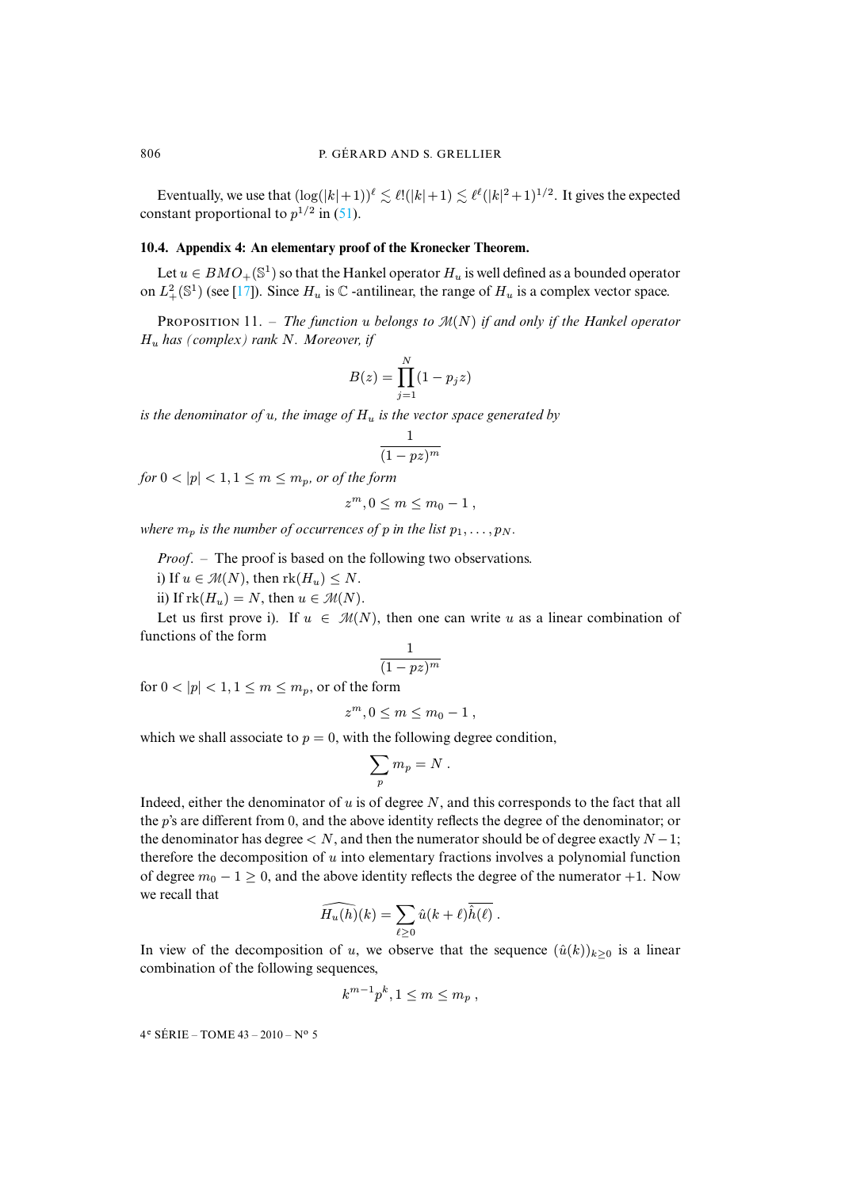Eventually, we use that $(\log(|k|+1))^\ell \lesssim \ell!(|k|+1) \lesssim \ell^\ell(|k|^2+1)^{1/2}$. It gives the expected constant proportional to $p^{1/2}$ in (51).

### 10.4. Appendix 4: An elementary proof of the Kronecker Theorem.

Let $u \in BMO_+(\mathbb{S}^1)$ so that the Hankel operator $H_u$ is well defined as a bounded operator on $L^2_+(\mathbb{S}^1)$ (see [17]). Since $H_u$ is $\mathbb{C}$ -antilinear, the range of $H_u$ is a complex vector space.

Proposition 11. – *The function $u$ belongs to $\mathcal{M}(N)$ if and only if the Hankel operator $H_u$ has (complex) rank $N$. Moreover, if*

$$B(z) = \prod_{j=1}^N (1 - p_j z)$$

*is the denominator of $u$, the image of $H_u$ is the vector space generated by*

$$\frac{1}{(1-pz)^m}$$

*for $0 < |p| < 1, 1 \le m \le m_p$, or of the form*

$$z^m, 0 \le m \le m_0 - 1 \ ,$$

*where $m_p$ is the number of occurrences of $p$ in the list $p_1, \dots, p_N$.*

*Proof*. – The proof is based on the following two observations.

i) If $u \in \mathcal{M}(N)$, then $\mathrm{rk}(H_u) \le N$.

ii) If $\mathrm{rk}(H_u) = N$, then $u \in \mathcal{M}(N)$.

Let us first prove i). If $u \in \mathcal{M}(N)$, then one can write $u$ as a linear combination of functions of the form

$$\frac{1}{(1-pz)^m}$$

for $0 < |p| < 1, 1 \le m \le m_p$, or of the form

$$z^m, 0 \le m \le m_0 - 1 \ ,$$

which we shall associate to $p = 0$, with the following degree condition,

$$\sum_p m_p = N \ .$$

Indeed, either the denominator of $u$ is of degree $N$, and this corresponds to the fact that all the $p$'s are different from 0, and the above identity reflects the degree of the denominator; or the denominator has degree $< N$, and then the numerator should be of degree exactly $N - 1$; therefore the decomposition of $u$ into elementary fractions involves a polynomial function of degree $m_0 - 1 \ge 0$, and the above identity reflects the degree of the numerator $+1$. Now we recall that

$$\widehat{H_u(h)}(k) = \sum_{\ell \ge 0} \hat{u}(k+\ell)\overline{\hat{h}(\ell)} \ .$$

In view of the decomposition of $u$, we observe that the sequence $(\hat{u}(k))_{k \ge 0}$ is a linear combination of the following sequences,

$$k^{m-1}p^k, 1 \le m \le m_p \ ,$$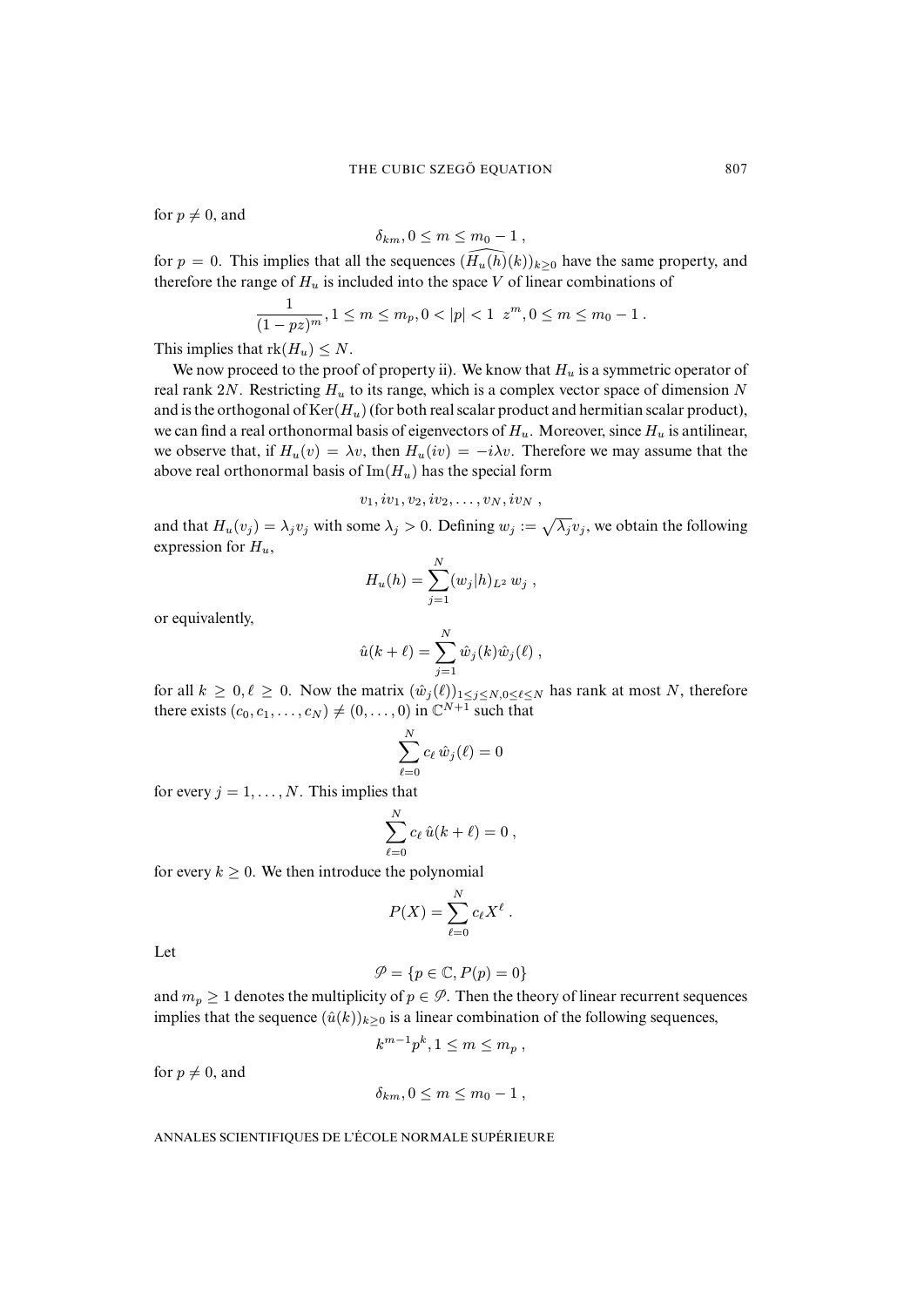for $p \neq 0$, and

$$\delta_{km}, 0 \leq m \leq m_0 - 1 ,$$

for $p = 0$. This implies that all the sequences $(\widehat{H_u(h)}(k))_{k\geq 0}$ have the same property, and therefore the range of $H_u$ is included into the space $V$ of linear combinations of

$$\frac{1}{(1-pz)^m}, 1 \leq m \leq m_p, 0 < |p| < 1 \;\; z^m, 0 \leq m \leq m_0 - 1 .$$

This implies that $\mathrm{rk}(H_u) \leq N$.

We now proceed to the proof of property ii). We know that $H_u$ is a symmetric operator of real rank $2N$. Restricting $H_u$ to its range, which is a complex vector space of dimension $N$ and is the orthogonal of $\mathrm{Ker}(H_u)$ (for both real scalar product and hermitian scalar product), we can find a real orthonormal basis of eigenvectors of $H_u$. Moreover, since $H_u$ is antilinear, we observe that, if $H_u(v) = \lambda v$, then $H_u(iv) = -i\lambda v$. Therefore we may assume that the above real orthonormal basis of $\mathrm{Im}(H_u)$ has the special form

$$v_1, iv_1, v_2, iv_2, \ldots, v_N, iv_N ,$$

and that $H_u(v_j) = \lambda_j v_j$ with some $\lambda_j > 0$. Defining $w_j := \sqrt{\lambda_j} v_j$, we obtain the following expression for $H_u$,

$$H_u(h) = \sum_{j=1}^{N} (w_j|h)_{L^2}\, w_j ,$$

or equivalently,

$$\hat{u}(k+\ell) = \sum_{j=1}^{N} \hat{w}_j(k)\hat{w}_j(\ell) ,$$

for all $k \geq 0, \ell \geq 0$. Now the matrix $(\hat{w}_j(\ell))_{1\leq j\leq N, 0\leq \ell \leq N}$ has rank at most $N$, therefore there exists $(c_0, c_1, \ldots, c_N) \neq (0, \ldots, 0)$ in $\mathbb{C}^{N+1}$ such that

$$\sum_{\ell=0}^{N} c_\ell\, \hat{w}_j(\ell) = 0$$

for every $j = 1, \ldots, N$. This implies that

$$\sum_{\ell=0}^{N} c_\ell\, \hat{u}(k+\ell) = 0 ,$$

for every $k \geq 0$. We then introduce the polynomial

$$P(X) = \sum_{\ell=0}^{N} c_\ell X^\ell .$$

Let

$$\mathscr{P} = \{p \in \mathbb{C}, P(p) = 0\}$$

and $m_p \geq 1$ denotes the multiplicity of $p \in \mathscr{P}$. Then the theory of linear recurrent sequences implies that the sequence $(\hat{u}(k))_{k\geq 0}$ is a linear combination of the following sequences,

$$k^{m-1}p^k, 1 \leq m \leq m_p ,$$

for $p \neq 0$, and

$$\delta_{km}, 0 \leq m \leq m_0 - 1 ,$$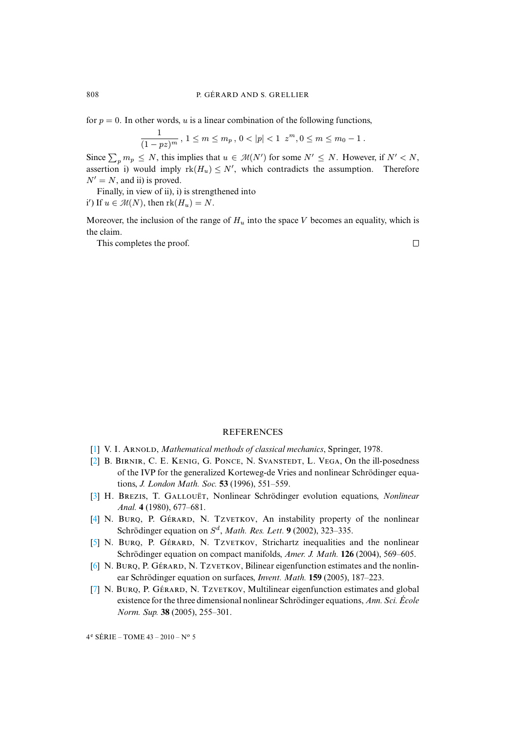for $p = 0$. In other words, $u$ is a linear combination of the following functions,

$$\frac{1}{(1-pz)^m}\ ,\ 1 \le m \le m_p\ ,\ 0 < |p| < 1\ \ z^m, 0 \le m \le m_0 - 1\ .$$

Since $\sum_p m_p \le N$, this implies that $u \in \mathcal{M}(N')$ for some $N' \le N$. However, if $N' < N$, assertion i) would imply $\mathrm{rk}(H_u) \le N'$, which contradicts the assumption. Therefore $N' = N$, and ii) is proved.

Finally, in view of ii), i) is strengthened into

i′) If $u \in \mathcal{M}(N)$, then $\mathrm{rk}(H_u) = N$.

Moreover, the inclusion of the range of $H_u$ into the space $V$ becomes an equality, which is the claim.

This completes the proof. □

## REFERENCES

[1] V. I. Arnold, *Mathematical methods of classical mechanics*, Springer, 1978.

[2] B. Birnir, C. E. Kenig, G. Ponce, N. Svanstedt, L. Vega, On the ill-posedness of the IVP for the generalized Korteweg-de Vries and nonlinear Schrödinger equations, *J. London Math. Soc.* **53** (1996), 551–559.

[3] H. Brezis, T. Gallouët, Nonlinear Schrödinger evolution equations, *Nonlinear Anal.* **4** (1980), 677–681.

[4] N. Burq, P. Gérard, N. Tzvetkov, An instability property of the nonlinear Schrödinger equation on $S^d$, *Math. Res. Lett.* **9** (2002), 323–335.

[5] N. Burq, P. Gérard, N. Tzvetkov, Strichartz inequalities and the nonlinear Schrödinger equation on compact manifolds, *Amer. J. Math.* **126** (2004), 569–605.

[6] N. Burq, P. Gérard, N. Tzvetkov, Bilinear eigenfunction estimates and the nonlinear Schrödinger equation on surfaces, *Invent. Math.* **159** (2005), 187–223.

[7] N. Burq, P. Gérard, N. Tzvetkov, Multilinear eigenfunction estimates and global existence for the three dimensional nonlinear Schrödinger equations, *Ann. Sci. École Norm. Sup.* **38** (2005), 255–301.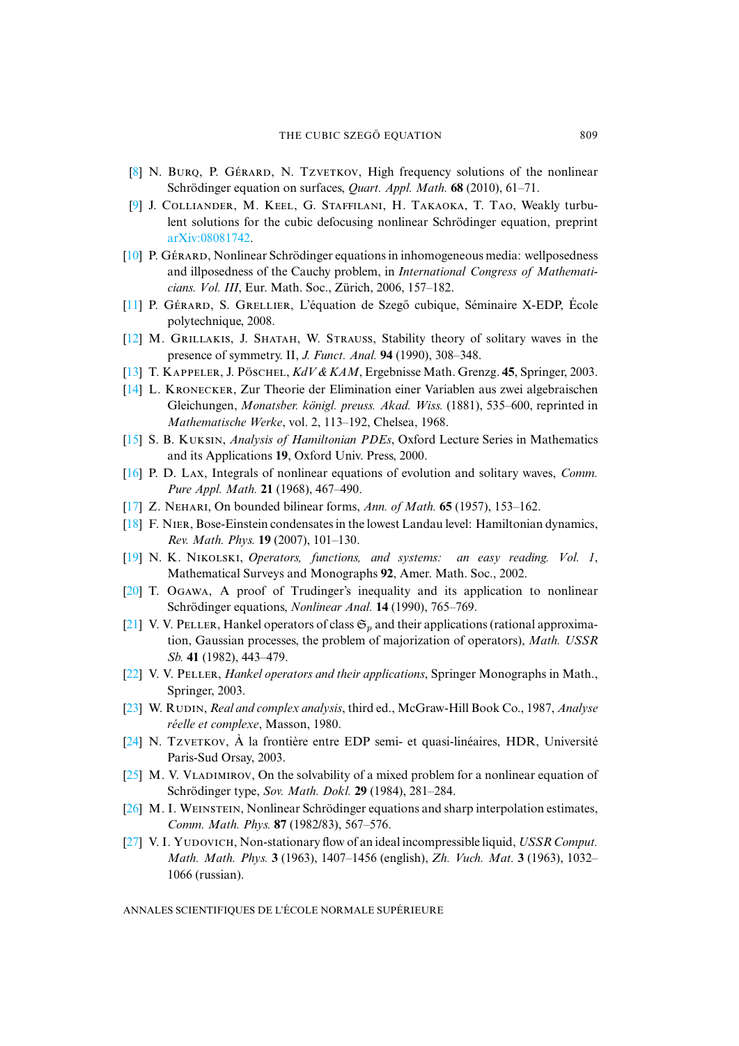[8] N. Burq, P. Gérard, N. Tzvetkov, High frequency solutions of the nonlinear Schrödinger equation on surfaces, *Quart. Appl. Math.* **68** (2010), 61–71.

[9] J. Colliander, M. Keel, G. Staffilani, H. Takaoka, T. Tao, Weakly turbulent solutions for the cubic defocusing nonlinear Schrödinger equation, preprint arXiv:08081742.

[10] P. Gérard, Nonlinear Schrödinger equations in inhomogeneous media: wellposedness and illposedness of the Cauchy problem, in *International Congress of Mathematicians. Vol. III*, Eur. Math. Soc., Zürich, 2006, 157–182.

[11] P. Gérard, S. Grellier, L'équation de Szegő cubique, Séminaire X-EDP, École polytechnique, 2008.

[12] M. Grillakis, J. Shatah, W. Strauss, Stability theory of solitary waves in the presence of symmetry. II, *J. Funct. Anal.* **94** (1990), 308–348.

[13] T. Kappeler, J. Pöschel, *KdV & KAM*, Ergebnisse Math. Grenzg. **45**, Springer, 2003.

[14] L. Kronecker, Zur Theorie der Elimination einer Variablen aus zwei algebraischen Gleichungen, *Monatsber. königl. preuss. Akad. Wiss.* (1881), 535–600, reprinted in *Mathematische Werke*, vol. 2, 113–192, Chelsea, 1968.

[15] S. B. Kuksin, *Analysis of Hamiltonian PDEs*, Oxford Lecture Series in Mathematics and its Applications **19**, Oxford Univ. Press, 2000.

[16] P. D. Lax, Integrals of nonlinear equations of evolution and solitary waves, *Comm. Pure Appl. Math.* **21** (1968), 467–490.

[17] Z. Nehari, On bounded bilinear forms, *Ann. of Math.* **65** (1957), 153–162.

[18] F. Nier, Bose-Einstein condensates in the lowest Landau level: Hamiltonian dynamics, *Rev. Math. Phys.* **19** (2007), 101–130.

[19] N. K. Nikolski, *Operators, functions, and systems: an easy reading. Vol. 1*, Mathematical Surveys and Monographs **92**, Amer. Math. Soc., 2002.

[20] T. Ogawa, A proof of Trudinger's inequality and its application to nonlinear Schrödinger equations, *Nonlinear Anal.* **14** (1990), 765–769.

[21] V. V. Peller, Hankel operators of class $\mathfrak{S}_p$ and their applications (rational approximation, Gaussian processes, the problem of majorization of operators), *Math. USSR Sb.* **41** (1982), 443–479.

[22] V. V. Peller, *Hankel operators and their applications*, Springer Monographs in Math., Springer, 2003.

[23] W. Rudin, *Real and complex analysis*, third ed., McGraw-Hill Book Co., 1987, *Analyse réelle et complexe*, Masson, 1980.

[24] N. Tzvetkov, À la frontière entre EDP semi- et quasi-linéaires, HDR, Université Paris-Sud Orsay, 2003.

[25] M. V. Vladimirov, On the solvability of a mixed problem for a nonlinear equation of Schrödinger type, *Sov. Math. Dokl.* **29** (1984), 281–284.

[26] M. I. Weinstein, Nonlinear Schrödinger equations and sharp interpolation estimates, *Comm. Math. Phys.* **87** (1982/83), 567–576.

[27] V. I. Yudovich, Non-stationary flow of an ideal incompressible liquid, *USSR Comput. Math. Math. Phys.* **3** (1963), 1407–1456 (english), *Zh. Vuch. Mat.* **3** (1963), 1032–1066 (russian).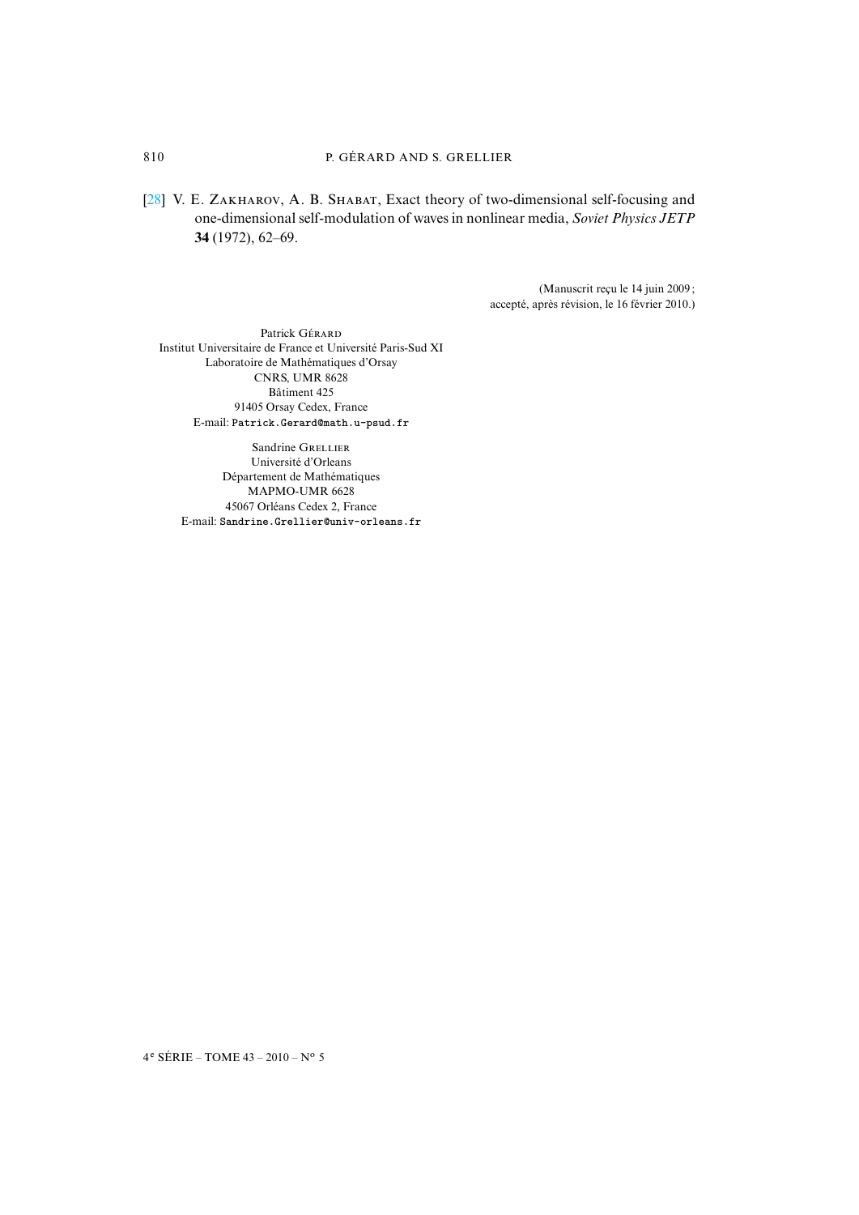[28] V. E. Zakharov, A. B. Shabat, Exact theory of two-dimensional self-focusing and one-dimensional self-modulation of waves in nonlinear media, *Soviet Physics JETP* **34** (1972), 62–69.

(Manuscrit reçu le 14 juin 2009 ; accepté, après révision, le 16 février 2010.)

Patrick Gérard
Institut Universitaire de France et Université Paris-Sud XI
Laboratoire de Mathématiques d'Orsay
CNRS, UMR 8628
Bâtiment 425
91405 Orsay Cedex, France
E-mail: Patrick.Gerard@math.u-psud.fr

Sandrine Grellier
Université d'Orleans
Département de Mathématiques
MAPMO-UMR 6628
45067 Orléans Cedex 2, France
E-mail: Sandrine.Grellier@univ-orleans.fr